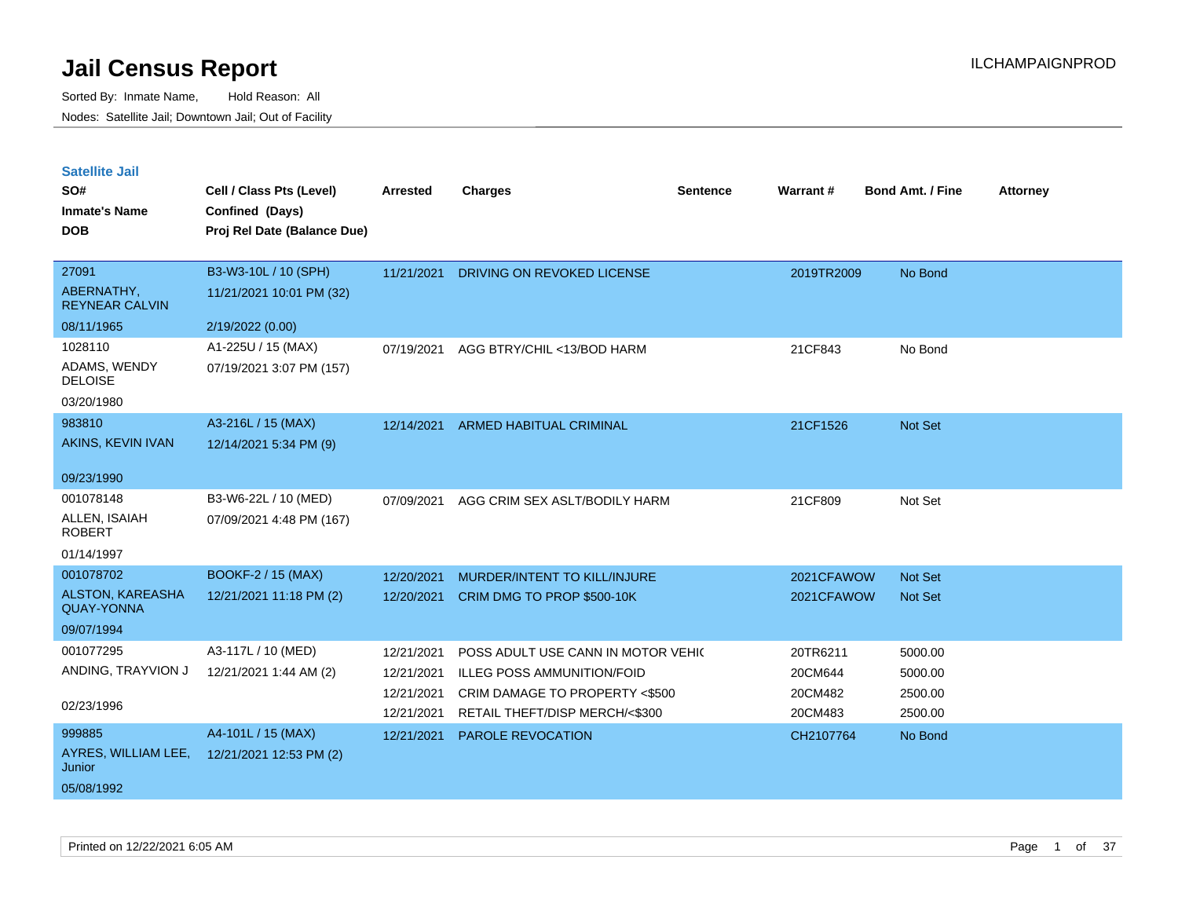# Jail Census Report

ILCHAMPAIGNPROD

Sorted By: Inmate Name, Hold Reason: All

Nodes: Satellite Jail; Downtown Jail; Out of Facility

## Satellite Jail

| SO# / Inmate's Name / DOB | Cell / Class Pts (Level) / Confined (Days) / Proj Rel Date (Balance Due) | Arrested | Charges | Sentence | Warrant # | Bond Amt. / Fine | Attorney |
|---|---|---|---|---|---|---|---|
| 27091 ABERNATHY, REYNEAR CALVIN 08/11/1965 | B3-W3-10L / 10 (SPH) 11/21/2021 10:01 PM (32) 2/19/2022 (0.00) | 11/21/2021 | DRIVING ON REVOKED LICENSE | | 2019TR2009 | No Bond | |
| 1028110 ADAMS, WENDY DELOISE 03/20/1980 | A1-225U / 15 (MAX) 07/19/2021 3:07 PM (157) | 07/19/2021 | AGG BTRY/CHIL <13/BOD HARM | | 21CF843 | No Bond | |
| 983810 AKINS, KEVIN IVAN 09/23/1990 | A3-216L / 15 (MAX) 12/14/2021 5:34 PM (9) | 12/14/2021 | ARMED HABITUAL CRIMINAL | | 21CF1526 | Not Set | |
| 001078148 ALLEN, ISAIAH ROBERT 01/14/1997 | B3-W6-22L / 10 (MED) 07/09/2021 4:48 PM (167) | 07/09/2021 | AGG CRIM SEX ASLT/BODILY HARM | | 21CF809 | Not Set | |
| 001078702 ALSTON, KAREASHA QUAY-YONNA 09/07/1994 | BOOKF-2 / 15 (MAX) 12/21/2021 11:18 PM (2) | 12/20/2021 | MURDER/INTENT TO KILL/INJURE | | 2021CFAWOW | Not Set | |
| | | 12/20/2021 | CRIM DMG TO PROP $500-10K | | 2021CFAWOW | Not Set | |
| 001077295 ANDING, TRAYVION J 02/23/1996 | A3-117L / 10 (MED) 12/21/2021 1:44 AM (2) | 12/21/2021 | POSS ADULT USE CANN IN MOTOR VEHI( | | 20TR6211 | 5000.00 | |
| | | 12/21/2021 | ILLEG POSS AMMUNITION/FOID | | 20CM644 | 5000.00 | |
| | | 12/21/2021 | CRIM DAMAGE TO PROPERTY <$500 | | 20CM482 | 2500.00 | |
| | | 12/21/2021 | RETAIL THEFT/DISP MERCH/<$300 | | 20CM483 | 2500.00 | |
| 999885 AYRES, WILLIAM LEE, Junior 05/08/1992 | A4-101L / 15 (MAX) 12/21/2021 12:53 PM (2) | 12/21/2021 | PAROLE REVOCATION | | CH2107764 | No Bond | |

Printed on 12/22/2021 6:05 AM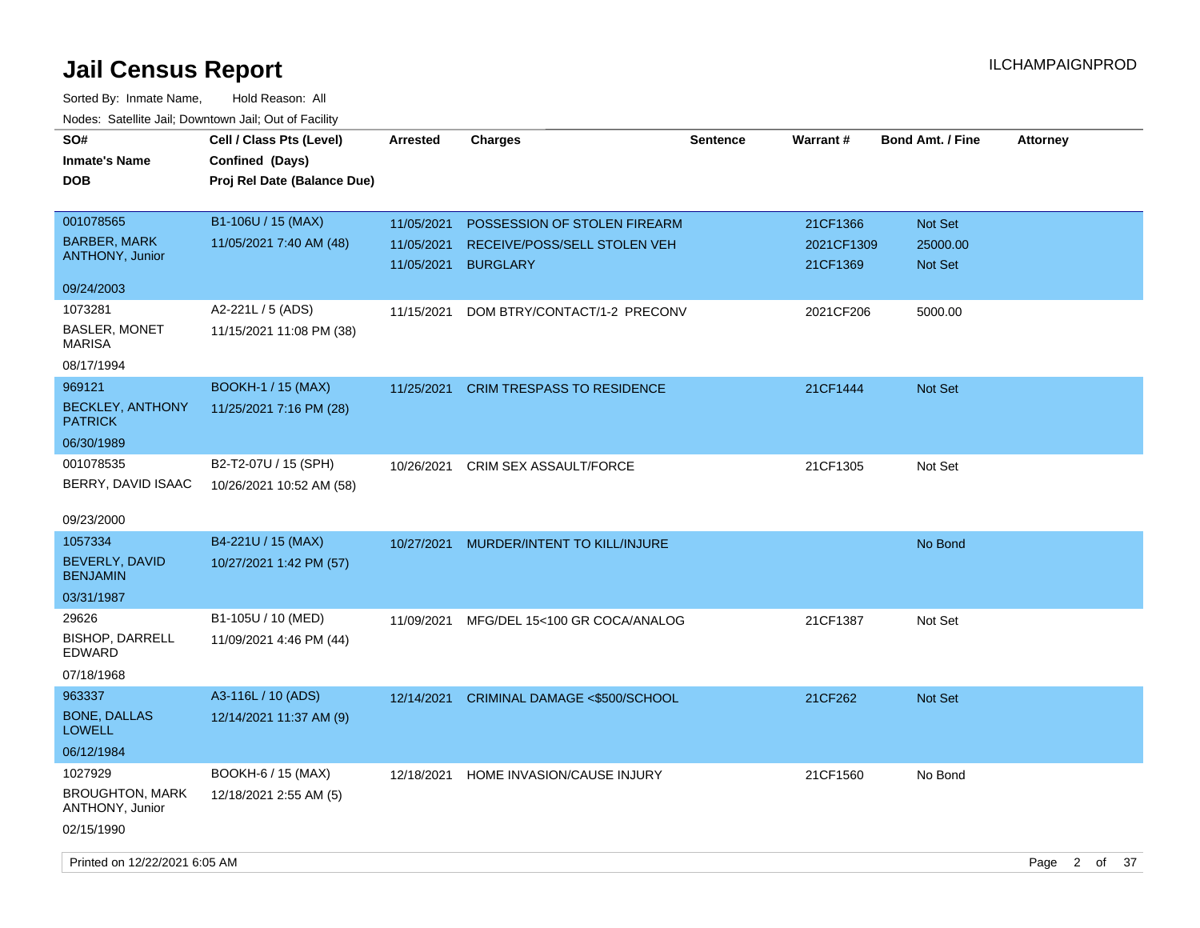# Jail Census Report

ILCHAMPAIGNPROD

Sorted By: Inmate Name, Hold Reason: All

Nodes: Satellite Jail; Downtown Jail; Out of Facility

| SO# / Inmate's Name / DOB | Cell / Class Pts (Level) / Confined (Days) / Proj Rel Date (Balance Due) | Arrested | Charges | Sentence | Warrant # | Bond Amt. / Fine | Attorney |
|---|---|---|---|---|---|---|---|
| 001078565<br>BARBER, MARK ANTHONY, Junior<br>09/24/2003 | B1-106U / 15 (MAX)<br>11/05/2021 7:40 AM (48) | 11/05/2021<br>11/05/2021<br>11/05/2021 | POSSESSION OF STOLEN FIREARM<br>RECEIVE/POSS/SELL STOLEN VEH<br>BURGLARY | | 21CF1366<br>2021CF1309<br>21CF1369 | Not Set<br>25000.00<br>Not Set | |
| 1073281<br>BASLER, MONET MARISA<br>08/17/1994 | A2-221L / 5 (ADS)<br>11/15/2021 11:08 PM (38) | 11/15/2021 | DOM BTRY/CONTACT/1-2 PRECONV | | 2021CF206 | 5000.00 | |
| 969121<br>BECKLEY, ANTHONY PATRICK<br>06/30/1989 | BOOKH-1 / 15 (MAX)<br>11/25/2021 7:16 PM (28) | 11/25/2021 | CRIM TRESPASS TO RESIDENCE | | 21CF1444 | Not Set | |
| 001078535<br>BERRY, DAVID ISAAC<br>09/23/2000 | B2-T2-07U / 15 (SPH)<br>10/26/2021 10:52 AM (58) | 10/26/2021 | CRIM SEX ASSAULT/FORCE | | 21CF1305 | Not Set | |
| 1057334<br>BEVERLY, DAVID BENJAMIN<br>03/31/1987 | B4-221U / 15 (MAX)<br>10/27/2021 1:42 PM (57) | 10/27/2021 | MURDER/INTENT TO KILL/INJURE | | | No Bond | |
| 29626<br>BISHOP, DARRELL EDWARD<br>07/18/1968 | B1-105U / 10 (MED)<br>11/09/2021 4:46 PM (44) | 11/09/2021 | MFG/DEL 15<100 GR COCA/ANALOG | | 21CF1387 | Not Set | |
| 963337<br>BONE, DALLAS LOWELL<br>06/12/1984 | A3-116L / 10 (ADS)<br>12/14/2021 11:37 AM (9) | 12/14/2021 | CRIMINAL DAMAGE <$500/SCHOOL | | 21CF262 | Not Set | |
| 1027929<br>BROUGHTON, MARK ANTHONY, Junior<br>02/15/1990 | BOOKH-6 / 15 (MAX)<br>12/18/2021 2:55 AM (5) | 12/18/2021 | HOME INVASION/CAUSE INJURY | | 21CF1560 | No Bond | |

Printed on 12/22/2021 6:05 AM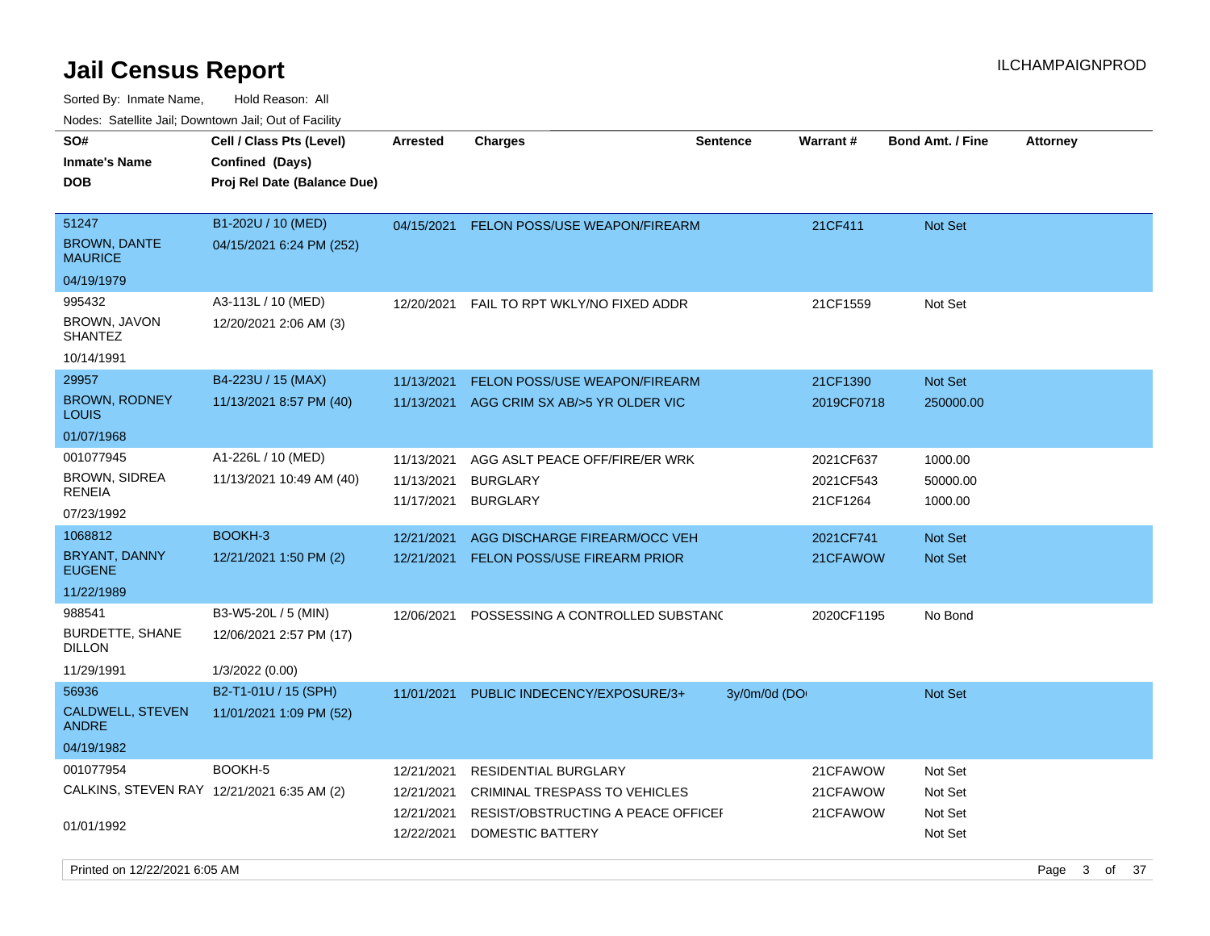# Jail Census Report

ILCHAMPAIGNPROD

Sorted By: Inmate Name, Hold Reason: All

Nodes: Satellite Jail; Downtown Jail; Out of Facility

| SO# / Inmate's Name / DOB | Cell / Class Pts (Level) / Confined (Days) / Proj Rel Date (Balance Due) | Arrested | Charges | Sentence | Warrant # | Bond Amt. / Fine | Attorney |
|---|---|---|---|---|---|---|---|
| 51247<br>BROWN, DANTE MAURICE<br>04/19/1979 | B1-202U / 10 (MED)<br>04/15/2021 6:24 PM (252) | 04/15/2021 | FELON POSS/USE WEAPON/FIREARM | | 21CF411 | Not Set | |
| 995432<br>BROWN, JAVON SHANTEZ<br>10/14/1991 | A3-113L / 10 (MED)<br>12/20/2021 2:06 AM (3) | 12/20/2021 | FAIL TO RPT WKLY/NO FIXED ADDR | | 21CF1559 | Not Set | |
| 29957<br>BROWN, RODNEY LOUIS<br>01/07/1968 | B4-223U / 15 (MAX)<br>11/13/2021 8:57 PM (40) | 11/13/2021<br>11/13/2021 | FELON POSS/USE WEAPON/FIREARM<br>AGG CRIM SX AB/>5 YR OLDER VIC | | 21CF1390<br>2019CF0718 | Not Set<br>250000.00 | |
| 001077945<br>BROWN, SIDREA RENEIA<br>07/23/1992 | A1-226L / 10 (MED)<br>11/13/2021 10:49 AM (40) | 11/13/2021<br>11/13/2021<br>11/17/2021 | AGG ASLT PEACE OFF/FIRE/ER WRK<br>BURGLARY<br>BURGLARY | | 2021CF637<br>2021CF543<br>21CF1264 | 1000.00<br>50000.00<br>1000.00 | |
| 1068812<br>BRYANT, DANNY EUGENE<br>11/22/1989 | BOOKH-3<br>12/21/2021 1:50 PM (2) | 12/21/2021<br>12/21/2021 | AGG DISCHARGE FIREARM/OCC VEH<br>FELON POSS/USE FIREARM PRIOR | | 2021CF741<br>21CFAWOW | Not Set<br>Not Set | |
| 988541<br>BURDETTE, SHANE DILLON<br>11/29/1991 | B3-W5-20L / 5 (MIN)<br>12/06/2021 2:57 PM (17)<br>1/3/2022 (0.00) | 12/06/2021 | POSSESSING A CONTROLLED SUBSTANC | | 2020CF1195 | No Bond | |
| 56936<br>CALDWELL, STEVEN ANDRE<br>04/19/1982 | B2-T1-01U / 15 (SPH)<br>11/01/2021 1:09 PM (52) | 11/01/2021 | PUBLIC INDECENCY/EXPOSURE/3+ | 3y/0m/0d (DO | | Not Set | |
| 001077954<br>CALKINS, STEVEN RAY<br>01/01/1992 | BOOKH-5<br>12/21/2021 6:35 AM (2) | 12/21/2021<br>12/21/2021<br>12/21/2021<br>12/22/2021 | RESIDENTIAL BURGLARY<br>CRIMINAL TRESPASS TO VEHICLES<br>RESIST/OBSTRUCTING A PEACE OFFICEI<br>DOMESTIC BATTERY | | 21CFAWOW<br>21CFAWOW<br>21CFAWOW | Not Set<br>Not Set<br>Not Set<br>Not Set | |

Printed on 12/22/2021 6:05 AM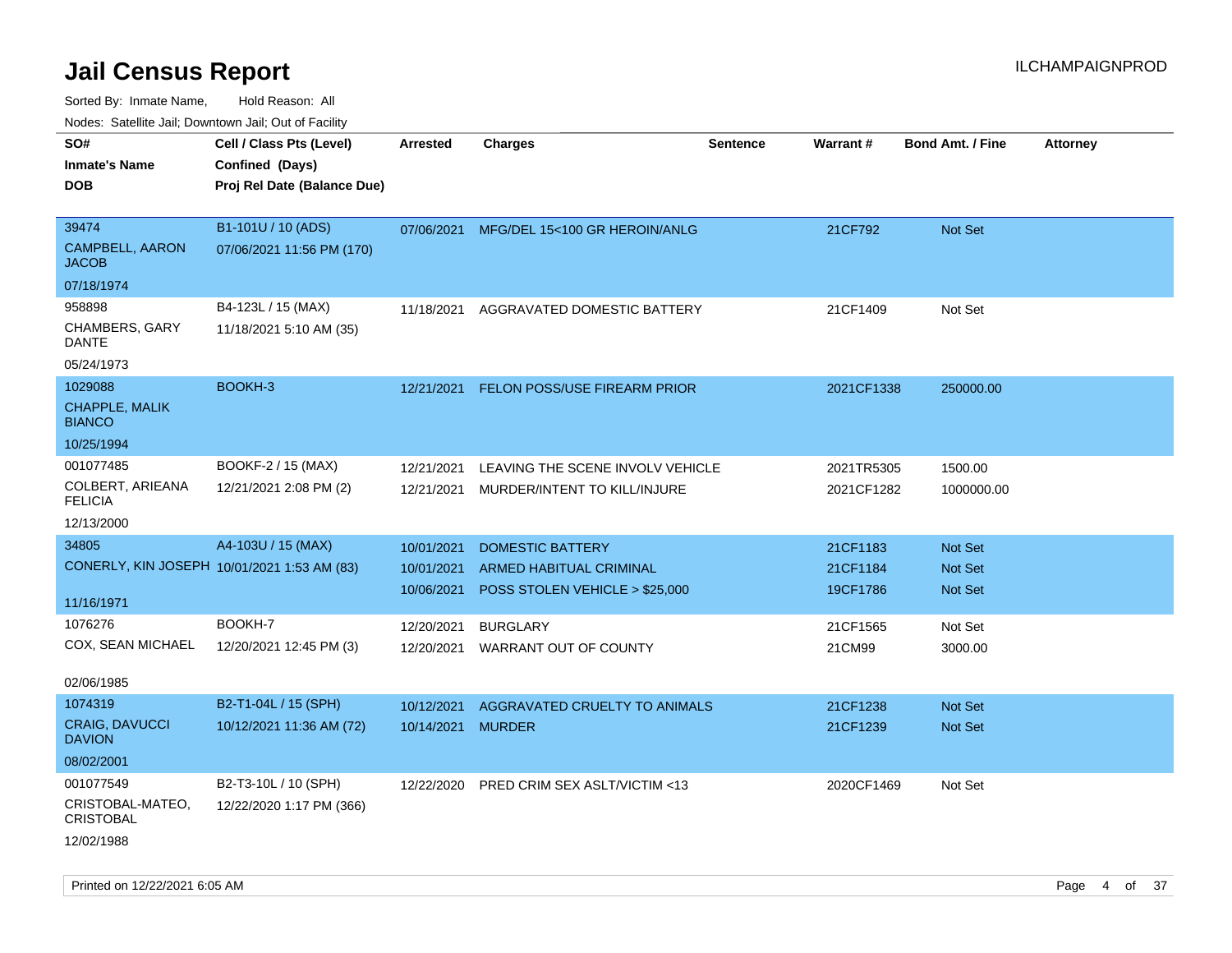# Jail Census Report

ILCHAMPAIGNPROD

Sorted By: Inmate Name, Hold Reason: All

Nodes: Satellite Jail; Downtown Jail; Out of Facility

| SO# / Inmate's Name / DOB | Cell / Class Pts (Level) / Confined (Days) / Proj Rel Date (Balance Due) | Arrested | Charges | Sentence | Warrant # | Bond Amt. / Fine | Attorney |
|---|---|---|---|---|---|---|---|
| 39474<br>CAMPBELL, AARON JACOB<br>07/18/1974 | B1-101U / 10 (ADS)<br>07/06/2021 11:56 PM (170) | 07/06/2021 | MFG/DEL 15<100 GR HEROIN/ANLG | | 21CF792 | Not Set | |
| 958898<br>CHAMBERS, GARY DANTE<br>05/24/1973 | B4-123L / 15 (MAX)<br>11/18/2021 5:10 AM (35) | 11/18/2021 | AGGRAVATED DOMESTIC BATTERY | | 21CF1409 | Not Set | |
| 1029088<br>CHAPPLE, MALIK BIANCO<br>10/25/1994 | BOOKH-3 | 12/21/2021 | FELON POSS/USE FIREARM PRIOR | | 2021CF1338 | 250000.00 | |
| 001077485<br>COLBERT, ARIEANA FELICIA<br>12/13/2000 | BOOKF-2 / 15 (MAX)<br>12/21/2021 2:08 PM (2) | 12/21/2021<br>12/21/2021 | LEAVING THE SCENE INVOLV VEHICLE<br>MURDER/INTENT TO KILL/INJURE | | 2021TR5305<br>2021CF1282 | 1500.00<br>1000000.00 | |
| 34805<br>CONERLY, KIN JOSEPH<br>11/16/1971 | A4-103U / 15 (MAX)<br>10/01/2021 1:53 AM (83) | 10/01/2021<br>10/01/2021<br>10/06/2021 | DOMESTIC BATTERY<br>ARMED HABITUAL CRIMINAL<br>POSS STOLEN VEHICLE > $25,000 | | 21CF1183<br>21CF1184<br>19CF1786 | Not Set<br>Not Set<br>Not Set | |
| 1076276<br>COX, SEAN MICHAEL<br>02/06/1985 | BOOKH-7<br>12/20/2021 12:45 PM (3) | 12/20/2021<br>12/20/2021 | BURGLARY<br>WARRANT OUT OF COUNTY | | 21CF1565<br>21CM99 | Not Set<br>3000.00 | |
| 1074319<br>CRAIG, DAVUCCI DAVION<br>08/02/2001 | B2-T1-04L / 15 (SPH)<br>10/12/2021 11:36 AM (72) | 10/12/2021<br>10/14/2021 | AGGRAVATED CRUELTY TO ANIMALS<br>MURDER | | 21CF1238<br>21CF1239 | Not Set<br>Not Set | |
| 001077549<br>CRISTOBAL-MATEO, CRISTOBAL<br>12/02/1988 | B2-T3-10L / 10 (SPH)<br>12/22/2020 1:17 PM (366) | 12/22/2020 | PRED CRIM SEX ASLT/VICTIM <13 | | 2020CF1469 | Not Set | |

Printed on 12/22/2021 6:05 AM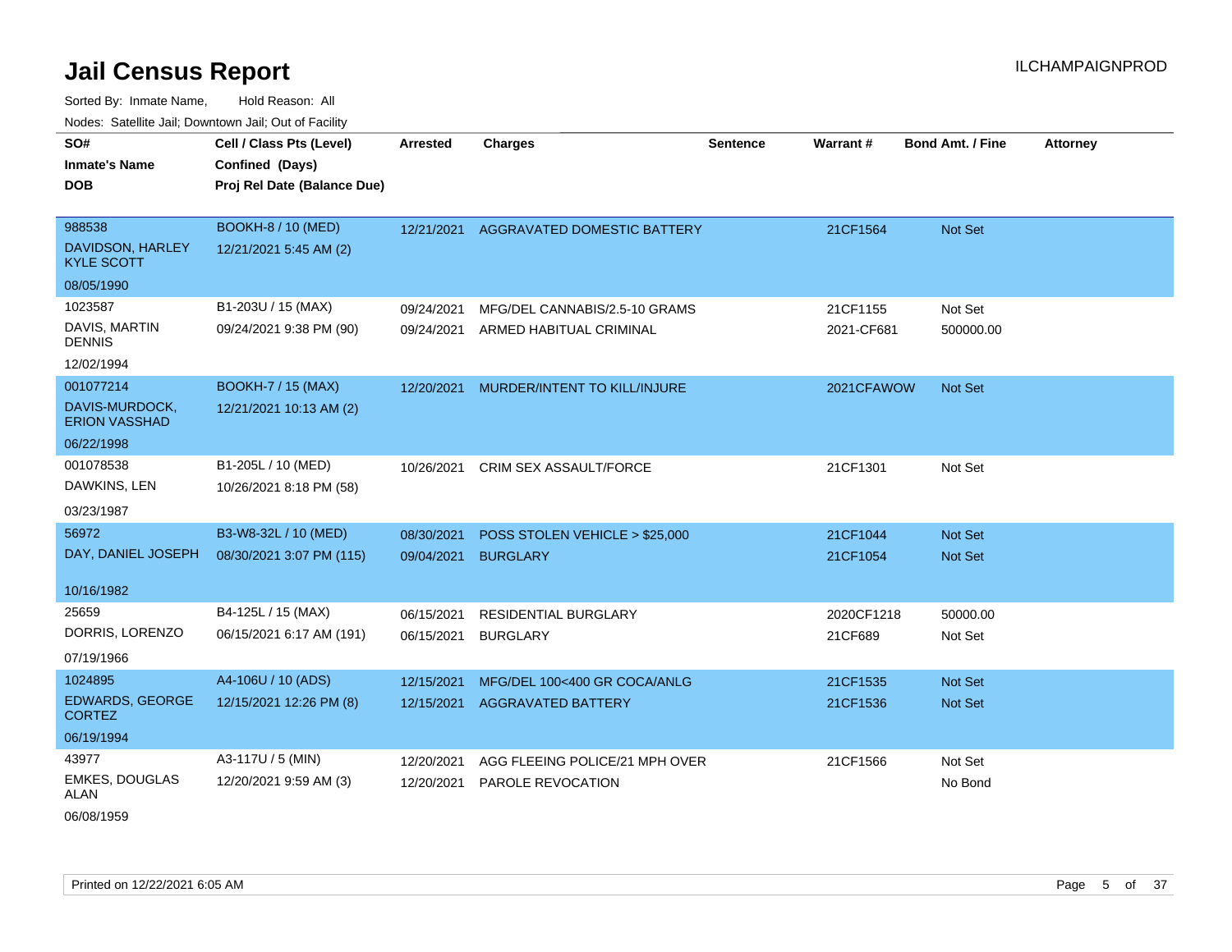# Jail Census Report

ILCHAMPAIGNPROD

Sorted By: Inmate Name, Hold Reason: All

Nodes: Satellite Jail; Downtown Jail; Out of Facility

| SO# / Inmate's Name / DOB | Cell / Class Pts (Level) / Confined (Days) / Proj Rel Date (Balance Due) | Arrested | Charges | Sentence | Warrant # | Bond Amt. / Fine | Attorney |
|---|---|---|---|---|---|---|---|
| 988538<br>DAVIDSON, HARLEY KYLE SCOTT<br>08/05/1990 | BOOKH-8 / 10 (MED)<br>12/21/2021 5:45 AM (2) | 12/21/2021 | AGGRAVATED DOMESTIC BATTERY | | 21CF1564 | Not Set | |
| 1023587<br>DAVIS, MARTIN DENNIS<br>12/02/1994 | B1-203U / 15 (MAX)<br>09/24/2021 9:38 PM (90) | 09/24/2021<br>09/24/2021 | MFG/DEL CANNABIS/2.5-10 GRAMS<br>ARMED HABITUAL CRIMINAL | | 21CF1155<br>2021-CF681 | Not Set<br>500000.00 | |
| 001077214<br>DAVIS-MURDOCK, ERION VASSHAD<br>06/22/1998 | BOOKH-7 / 15 (MAX)<br>12/21/2021 10:13 AM (2) | 12/20/2021 | MURDER/INTENT TO KILL/INJURE | | 2021CFAWOW | Not Set | |
| 001078538<br>DAWKINS, LEN<br>03/23/1987 | B1-205L / 10 (MED)<br>10/26/2021 8:18 PM (58) | 10/26/2021 | CRIM SEX ASSAULT/FORCE | | 21CF1301 | Not Set | |
| 56972<br>DAY, DANIEL JOSEPH<br>10/16/1982 | B3-W8-32L / 10 (MED)<br>08/30/2021 3:07 PM (115) | 08/30/2021<br>09/04/2021 | POSS STOLEN VEHICLE > $25,000<br>BURGLARY | | 21CF1044<br>21CF1054 | Not Set<br>Not Set | |
| 25659<br>DORRIS, LORENZO<br>07/19/1966 | B4-125L / 15 (MAX)<br>06/15/2021 6:17 AM (191) | 06/15/2021<br>06/15/2021 | RESIDENTIAL BURGLARY<br>BURGLARY | | 2020CF1218<br>21CF689 | 50000.00<br>Not Set | |
| 1024895<br>EDWARDS, GEORGE CORTEZ<br>06/19/1994 | A4-106U / 10 (ADS)<br>12/15/2021 12:26 PM (8) | 12/15/2021<br>12/15/2021 | MFG/DEL 100<400 GR COCA/ANLG<br>AGGRAVATED BATTERY | | 21CF1535<br>21CF1536 | Not Set<br>Not Set | |
| 43977<br>EMKES, DOUGLAS ALAN<br>06/08/1959 | A3-117U / 5 (MIN)<br>12/20/2021 9:59 AM (3) | 12/20/2021<br>12/20/2021 | AGG FLEEING POLICE/21 MPH OVER<br>PAROLE REVOCATION | | 21CF1566 | Not Set<br>No Bond | |

Printed on 12/22/2021 6:05 AM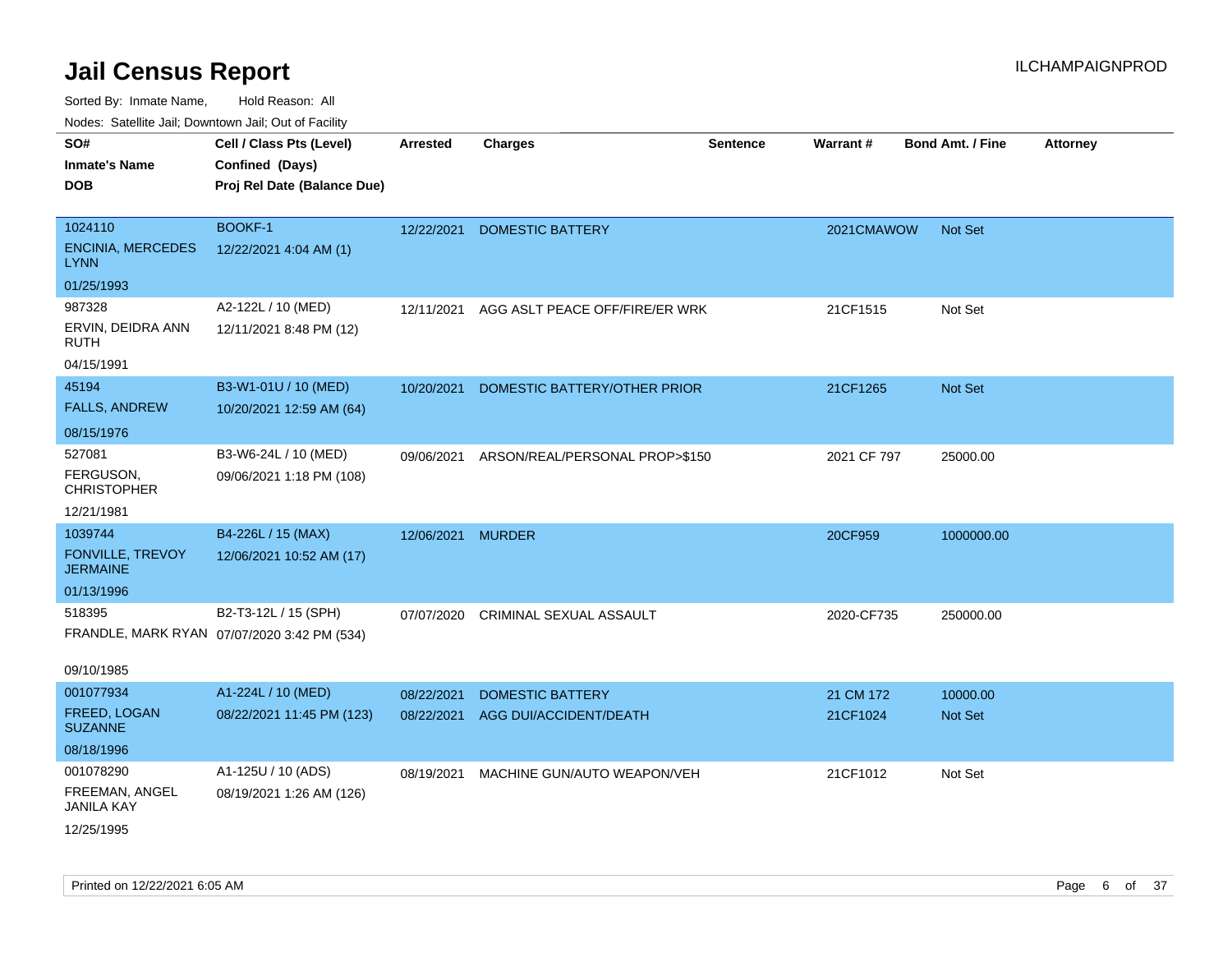# Jail Census Report

ILCHAMPAIGNPROD

Sorted By: Inmate Name, Hold Reason: All

Nodes: Satellite Jail; Downtown Jail; Out of Facility

| SO# / Inmate's Name / DOB | Cell / Class Pts (Level) / Confined (Days) / Proj Rel Date (Balance Due) | Arrested | Charges | Sentence | Warrant # | Bond Amt. / Fine | Attorney |
|---|---|---|---|---|---|---|---|
| 1024110<br>ENCINIA, MERCEDES LYNN<br>01/25/1993 | BOOKF-1<br>12/22/2021 4:04 AM (1) | 12/22/2021 | DOMESTIC BATTERY | | 2021CMAWOW | Not Set | |
| 987328<br>ERVIN, DEIDRA ANN RUTH<br>04/15/1991 | A2-122L / 10 (MED)<br>12/11/2021 8:48 PM (12) | 12/11/2021 | AGG ASLT PEACE OFF/FIRE/ER WRK | | 21CF1515 | Not Set | |
| 45194<br>FALLS, ANDREW<br>08/15/1976 | B3-W1-01U / 10 (MED)<br>10/20/2021 12:59 AM (64) | 10/20/2021 | DOMESTIC BATTERY/OTHER PRIOR | | 21CF1265 | Not Set | |
| 527081<br>FERGUSON, CHRISTOPHER<br>12/21/1981 | B3-W6-24L / 10 (MED)<br>09/06/2021 1:18 PM (108) | 09/06/2021 | ARSON/REAL/PERSONAL PROP>$150 | | 2021 CF 797 | 25000.00 | |
| 1039744<br>FONVILLE, TREVOY JERMAINE<br>01/13/1996 | B4-226L / 15 (MAX)<br>12/06/2021 10:52 AM (17) | 12/06/2021 | MURDER | | 20CF959 | 1000000.00 | |
| 518395<br>FRANDLE, MARK RYAN<br>09/10/1985 | B2-T3-12L / 15 (SPH)<br>07/07/2020 3:42 PM (534) | 07/07/2020 | CRIMINAL SEXUAL ASSAULT | | 2020-CF735 | 250000.00 | |
| 001077934<br>FREED, LOGAN SUZANNE<br>08/18/1996 | A1-224L / 10 (MED)<br>08/22/2021 11:45 PM (123) | 08/22/2021<br>08/22/2021 | DOMESTIC BATTERY<br>AGG DUI/ACCIDENT/DEATH | | 21 CM 172<br>21CF1024 | 10000.00<br>Not Set | |
| 001078290<br>FREEMAN, ANGEL JANILA KAY<br>12/25/1995 | A1-125U / 10 (ADS)<br>08/19/2021 1:26 AM (126) | 08/19/2021 | MACHINE GUN/AUTO WEAPON/VEH | | 21CF1012 | Not Set | |

Printed on 12/22/2021 6:05 AM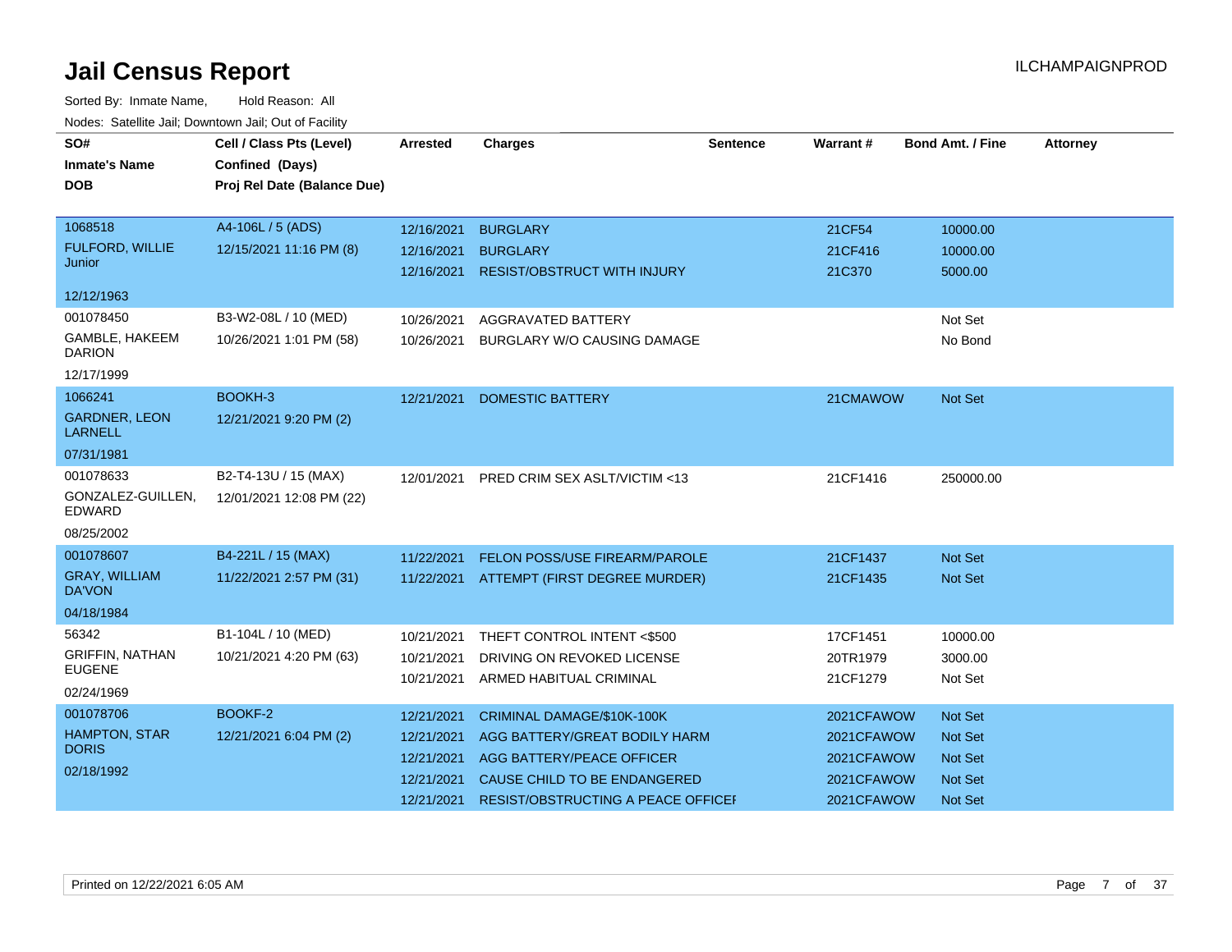# Jail Census Report

ILCHAMPAIGNPROD

Sorted By: Inmate Name, Hold Reason: All

Nodes: Satellite Jail; Downtown Jail; Out of Facility

| SO# / Inmate's Name / DOB | Cell / Class Pts (Level) / Confined (Days) / Proj Rel Date (Balance Due) | Arrested | Charges | Sentence | Warrant # | Bond Amt. / Fine | Attorney |
|---|---|---|---|---|---|---|---|
| 1068518<br>FULFORD, WILLIE Junior<br>12/12/1963 | A4-106L / 5 (ADS)<br>12/15/2021 11:16 PM (8) | 12/16/2021 | BURGLARY | | 21CF54 | 10000.00 | |
| | | 12/16/2021 | BURGLARY | | 21CF416 | 10000.00 | |
| | | 12/16/2021 | RESIST/OBSTRUCT WITH INJURY | | 21C370 | 5000.00 | |
| 001078450<br>GAMBLE, HAKEEM DARION<br>12/17/1999 | B3-W2-08L / 10 (MED)<br>10/26/2021 1:01 PM (58) | 10/26/2021 | AGGRAVATED BATTERY | | | Not Set | |
| | | 10/26/2021 | BURGLARY W/O CAUSING DAMAGE | | | No Bond | |
| 1066241<br>GARDNER, LEON LARNELL<br>07/31/1981 | BOOKH-3<br>12/21/2021 9:20 PM (2) | 12/21/2021 | DOMESTIC BATTERY | | 21CMAWOW | Not Set | |
| 001078633<br>GONZALEZ-GUILLEN, EDWARD<br>08/25/2002 | B2-T4-13U / 15 (MAX)<br>12/01/2021 12:08 PM (22) | 12/01/2021 | PRED CRIM SEX ASLT/VICTIM <13 | | 21CF1416 | 250000.00 | |
| 001078607<br>GRAY, WILLIAM DA'VON<br>04/18/1984 | B4-221L / 15 (MAX)<br>11/22/2021 2:57 PM (31) | 11/22/2021 | FELON POSS/USE FIREARM/PAROLE | | 21CF1437 | Not Set | |
| | | 11/22/2021 | ATTEMPT (FIRST DEGREE MURDER) | | 21CF1435 | Not Set | |
| 56342<br>GRIFFIN, NATHAN EUGENE<br>02/24/1969 | B1-104L / 10 (MED)<br>10/21/2021 4:20 PM (63) | 10/21/2021 | THEFT CONTROL INTENT <$500 | | 17CF1451 | 10000.00 | |
| | | 10/21/2021 | DRIVING ON REVOKED LICENSE | | 20TR1979 | 3000.00 | |
| | | 10/21/2021 | ARMED HABITUAL CRIMINAL | | 21CF1279 | Not Set | |
| 001078706<br>HAMPTON, STAR DORIS<br>02/18/1992 | BOOKF-2<br>12/21/2021 6:04 PM (2) | 12/21/2021 | CRIMINAL DAMAGE/$10K-100K | | 2021CFAWOW | Not Set | |
| | | 12/21/2021 | AGG BATTERY/GREAT BODILY HARM | | 2021CFAWOW | Not Set | |
| | | 12/21/2021 | AGG BATTERY/PEACE OFFICER | | 2021CFAWOW | Not Set | |
| | | 12/21/2021 | CAUSE CHILD TO BE ENDANGERED | | 2021CFAWOW | Not Set | |
| | | 12/21/2021 | RESIST/OBSTRUCTING A PEACE OFFICEI | | 2021CFAWOW | Not Set | |

Printed on 12/22/2021 6:05 AM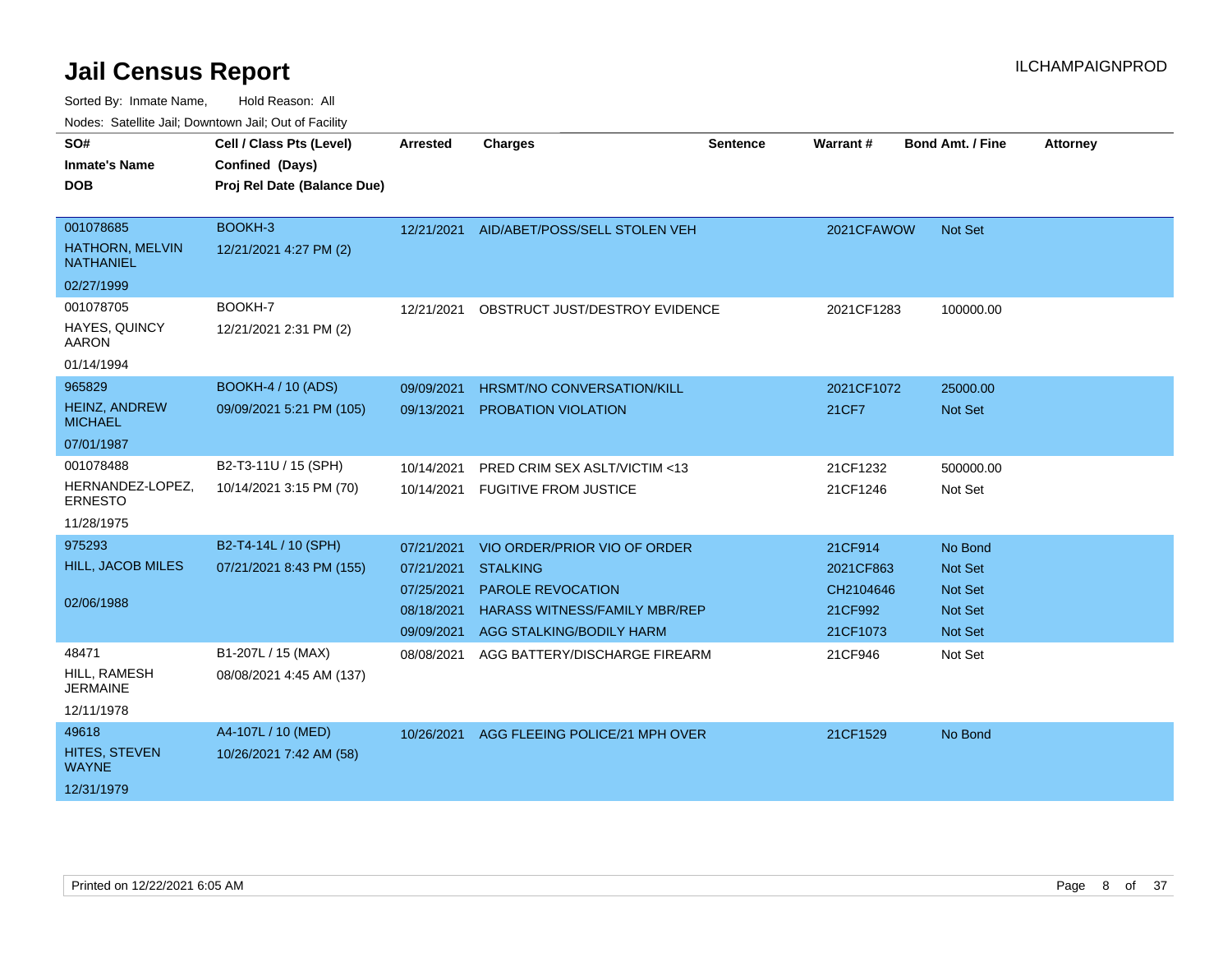# Jail Census Report

ILCHAMPAIGNPROD

Sorted By: Inmate Name, Hold Reason: All

Nodes: Satellite Jail; Downtown Jail; Out of Facility

| SO# / Inmate's Name / DOB | Cell / Class Pts (Level) / Confined (Days) / Proj Rel Date (Balance Due) | Arrested | Charges | Sentence | Warrant # | Bond Amt. / Fine | Attorney |
|---|---|---|---|---|---|---|---|
| 001078685<br>HATHORN, MELVIN NATHANIEL<br>02/27/1999 | BOOKH-3<br>12/21/2021 4:27 PM (2) | 12/21/2021 | AID/ABET/POSS/SELL STOLEN VEH | | 2021CFAWOW | Not Set | |
| 001078705<br>HAYES, QUINCY AARON<br>01/14/1994 | BOOKH-7<br>12/21/2021 2:31 PM (2) | 12/21/2021 | OBSTRUCT JUST/DESTROY EVIDENCE | | 2021CF1283 | 100000.00 | |
| 965829<br>HEINZ, ANDREW MICHAEL<br>07/01/1987 | BOOKH-4 / 10 (ADS)<br>09/09/2021 5:21 PM (105) | 09/09/2021 | HRSMT/NO CONVERSATION/KILL | | 2021CF1072 | 25000.00 | |
| | | 09/13/2021 | PROBATION VIOLATION | | 21CF7 | Not Set | |
| 001078488<br>HERNANDEZ-LOPEZ, ERNESTO<br>11/28/1975 | B2-T3-11U / 15 (SPH)<br>10/14/2021 3:15 PM (70) | 10/14/2021 | PRED CRIM SEX ASLT/VICTIM <13 | | 21CF1232 | 500000.00 | |
| | | 10/14/2021 | FUGITIVE FROM JUSTICE | | 21CF1246 | Not Set | |
| 975293<br>HILL, JACOB MILES<br>02/06/1988 | B2-T4-14L / 10 (SPH)<br>07/21/2021 8:43 PM (155) | 07/21/2021 | VIO ORDER/PRIOR VIO OF ORDER | | 21CF914 | No Bond | |
| | | 07/21/2021 | STALKING | | 2021CF863 | Not Set | |
| | | 07/25/2021 | PAROLE REVOCATION | | CH2104646 | Not Set | |
| | | 08/18/2021 | HARASS WITNESS/FAMILY MBR/REP | | 21CF992 | Not Set | |
| | | 09/09/2021 | AGG STALKING/BODILY HARM | | 21CF1073 | Not Set | |
| 48471<br>HILL, RAMESH JERMAINE<br>12/11/1978 | B1-207L / 15 (MAX)<br>08/08/2021 4:45 AM (137) | 08/08/2021 | AGG BATTERY/DISCHARGE FIREARM | | 21CF946 | Not Set | |
| 49618<br>HITES, STEVEN WAYNE<br>12/31/1979 | A4-107L / 10 (MED)<br>10/26/2021 7:42 AM (58) | 10/26/2021 | AGG FLEEING POLICE/21 MPH OVER | | 21CF1529 | No Bond | |

Printed on 12/22/2021 6:05 AM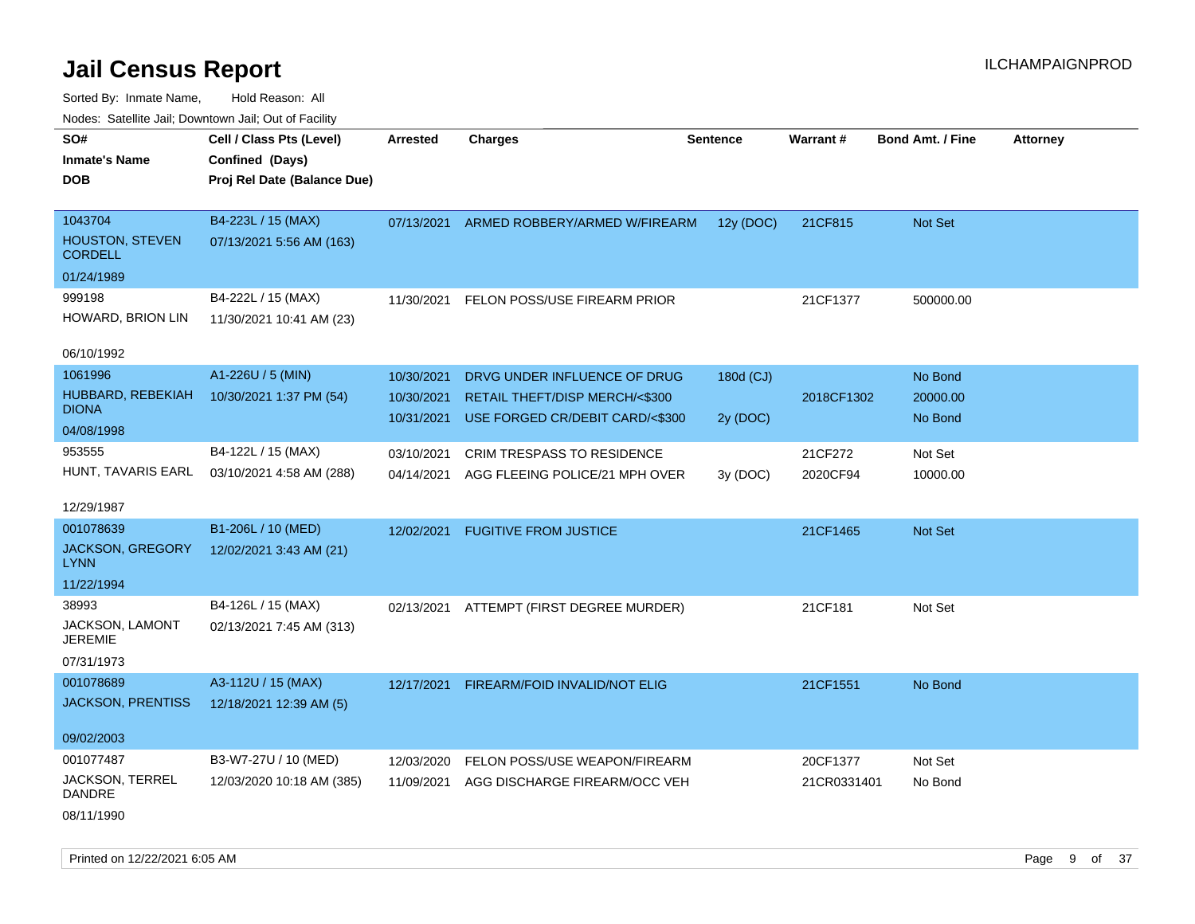# Jail Census Report

ILCHAMPAIGNPROD

Sorted By: Inmate Name, Hold Reason: All

Nodes: Satellite Jail; Downtown Jail; Out of Facility

| SO# / Inmate's Name / DOB | Cell / Class Pts (Level) / Confined (Days) / Proj Rel Date (Balance Due) | Arrested | Charges | Sentence | Warrant # | Bond Amt. / Fine | Attorney |
|---|---|---|---|---|---|---|---|
| 1043704<br>HOUSTON, STEVEN CORDELL<br>01/24/1989 | B4-223L / 15 (MAX)<br>07/13/2021 5:56 AM (163) | 07/13/2021 | ARMED ROBBERY/ARMED W/FIREARM | 12y (DOC) | 21CF815 | Not Set | |
| 999198<br>HOWARD, BRION LIN<br>06/10/1992 | B4-222L / 15 (MAX)<br>11/30/2021 10:41 AM (23) | 11/30/2021 | FELON POSS/USE FIREARM PRIOR | | 21CF1377 | 500000.00 | |
| 1061996<br>HUBBARD, REBEKIAH DIONA<br>04/08/1998 | A1-226U / 5 (MIN)<br>10/30/2021 1:37 PM (54) | 10/30/2021 | DRVG UNDER INFLUENCE OF DRUG | 180d (CJ) | | No Bond | |
| | | 10/30/2021 | RETAIL THEFT/DISP MERCH/<$300 | | 2018CF1302 | 20000.00 | |
| | | 10/31/2021 | USE FORGED CR/DEBIT CARD/<$300 | 2y (DOC) | | No Bond | |
| 953555<br>HUNT, TAVARIS EARL<br>12/29/1987 | B4-122L / 15 (MAX)<br>03/10/2021 4:58 AM (288) | 03/10/2021 | CRIM TRESPASS TO RESIDENCE | | 21CF272 | Not Set | |
| | | 04/14/2021 | AGG FLEEING POLICE/21 MPH OVER | 3y (DOC) | 2020CF94 | 10000.00 | |
| 001078639<br>JACKSON, GREGORY LYNN<br>11/22/1994 | B1-206L / 10 (MED)<br>12/02/2021 3:43 AM (21) | 12/02/2021 | FUGITIVE FROM JUSTICE | | 21CF1465 | Not Set | |
| 38993<br>JACKSON, LAMONT JEREMIE<br>07/31/1973 | B4-126L / 15 (MAX)<br>02/13/2021 7:45 AM (313) | 02/13/2021 | ATTEMPT (FIRST DEGREE MURDER) | | 21CF181 | Not Set | |
| 001078689<br>JACKSON, PRENTISS<br>09/02/2003 | A3-112U / 15 (MAX)<br>12/18/2021 12:39 AM (5) | 12/17/2021 | FIREARM/FOID INVALID/NOT ELIG | | 21CF1551 | No Bond | |
| 001077487<br>JACKSON, TERREL DANDRE<br>08/11/1990 | B3-W7-27U / 10 (MED)<br>12/03/2020 10:18 AM (385) | 12/03/2020 | FELON POSS/USE WEAPON/FIREARM | | 20CF1377 | Not Set | |
| | | 11/09/2021 | AGG DISCHARGE FIREARM/OCC VEH | | 21CR0331401 | No Bond | |

Printed on 12/22/2021 6:05 AM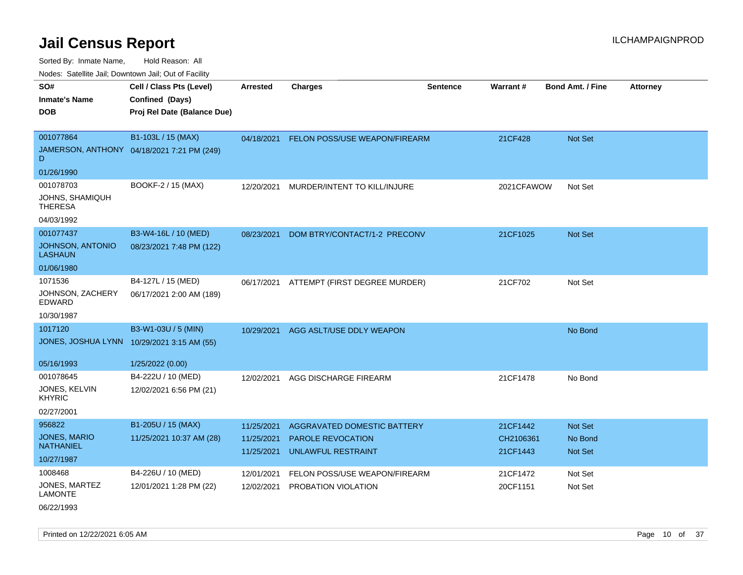# Jail Census Report

ILCHAMPAIGNPROD

Sorted By: Inmate Name, Hold Reason: All

Nodes: Satellite Jail; Downtown Jail; Out of Facility

| SO# / Inmate's Name / DOB | Cell / Class Pts (Level) / Confined (Days) / Proj Rel Date (Balance Due) | Arrested | Charges | Sentence | Warrant # | Bond Amt. / Fine | Attorney |
|---|---|---|---|---|---|---|---|
| 001077864<br>JAMERSON, ANTHONY D<br>01/26/1990 | B1-103L / 15 (MAX)<br>04/18/2021 7:21 PM (249) | 04/18/2021 | FELON POSS/USE WEAPON/FIREARM | | 21CF428 | Not Set | |
| 001078703<br>JOHNS, SHAMIQUH THERESA<br>04/03/1992 | BOOKF-2 / 15 (MAX) | 12/20/2021 | MURDER/INTENT TO KILL/INJURE | | 2021CFAWOW | Not Set | |
| 001077437<br>JOHNSON, ANTONIO LASHAUN<br>01/06/1980 | B3-W4-16L / 10 (MED)<br>08/23/2021 7:48 PM (122) | 08/23/2021 | DOM BTRY/CONTACT/1-2 PRECONV | | 21CF1025 | Not Set | |
| 1071536<br>JOHNSON, ZACHERY EDWARD<br>10/30/1987 | B4-127L / 15 (MED)<br>06/17/2021 2:00 AM (189) | 06/17/2021 | ATTEMPT (FIRST DEGREE MURDER) | | 21CF702 | Not Set | |
| 1017120<br>JONES, JOSHUA LYNN<br>05/16/1993 | B3-W1-03U / 5 (MIN)<br>10/29/2021 3:15 AM (55)<br>1/25/2022 (0.00) | 10/29/2021 | AGG ASLT/USE DDLY WEAPON | | | No Bond | |
| 001078645<br>JONES, KELVIN KHYRIC<br>02/27/2001 | B4-222U / 10 (MED)<br>12/02/2021 6:56 PM (21) | 12/02/2021 | AGG DISCHARGE FIREARM | | 21CF1478 | No Bond | |
| 956822<br>JONES, MARIO NATHANIEL<br>10/27/1987 | B1-205U / 15 (MAX)<br>11/25/2021 10:37 AM (28) | 11/25/2021 | AGGRAVATED DOMESTIC BATTERY | | 21CF1442 | Not Set | |
| | | 11/25/2021 | PAROLE REVOCATION | | CH2106361 | No Bond | |
| | | 11/25/2021 | UNLAWFUL RESTRAINT | | 21CF1443 | Not Set | |
| 1008468<br>JONES, MARTEZ LAMONTE<br>06/22/1993 | B4-226U / 10 (MED)<br>12/01/2021 1:28 PM (22) | 12/01/2021 | FELON POSS/USE WEAPON/FIREARM | | 21CF1472 | Not Set | |
| | | 12/02/2021 | PROBATION VIOLATION | | 20CF1151 | Not Set | |

Printed on 12/22/2021 6:05 AM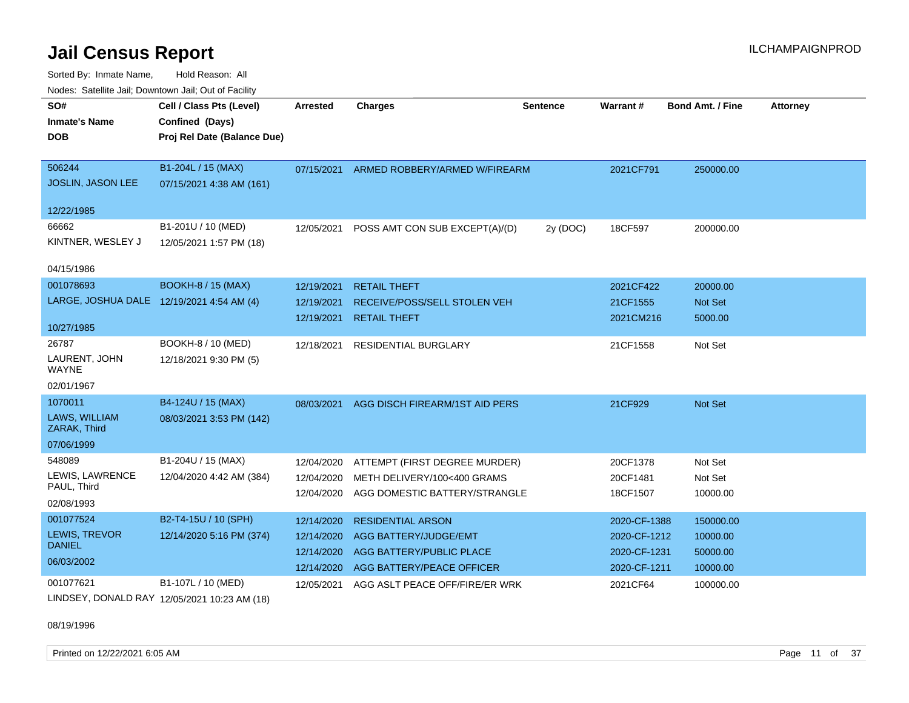# Jail Census Report

ILCHAMPAIGNPROD

Sorted By: Inmate Name, Hold Reason: All

Nodes: Satellite Jail; Downtown Jail; Out of Facility

| SO# / Inmate's Name / DOB | Cell / Class Pts (Level) / Confined (Days) / Proj Rel Date (Balance Due) | Arrested | Charges | Sentence | Warrant # | Bond Amt. / Fine | Attorney |
|---|---|---|---|---|---|---|---|
| 506244<br>JOSLIN, JASON LEE<br>12/22/1985 | B1-204L / 15 (MAX)<br>07/15/2021 4:38 AM (161) | 07/15/2021 | ARMED ROBBERY/ARMED W/FIREARM | | 2021CF791 | 250000.00 | |
| 66662<br>KINTNER, WESLEY J<br>04/15/1986 | B1-201U / 10 (MED)<br>12/05/2021 1:57 PM (18) | 12/05/2021 | POSS AMT CON SUB EXCEPT(A)/(D) | 2y (DOC) | 18CF597 | 200000.00 | |
| 001078693<br>LARGE, JOSHUA DALE<br>10/27/1985 | BOOKH-8 / 15 (MAX)<br>12/19/2021 4:54 AM (4) | 12/19/2021 | RETAIL THEFT | | 2021CF422 | 20000.00 | |
| | | 12/19/2021 | RECEIVE/POSS/SELL STOLEN VEH | | 21CF1555 | Not Set | |
| | | 12/19/2021 | RETAIL THEFT | | 2021CM216 | 5000.00 | |
| 26787<br>LAURENT, JOHN WAYNE<br>02/01/1967 | BOOKH-8 / 10 (MED)<br>12/18/2021 9:30 PM (5) | 12/18/2021 | RESIDENTIAL BURGLARY | | 21CF1558 | Not Set | |
| 1070011<br>LAWS, WILLIAM ZARAK, Third<br>07/06/1999 | B4-124U / 15 (MAX)<br>08/03/2021 3:53 PM (142) | 08/03/2021 | AGG DISCH FIREARM/1ST AID PERS | | 21CF929 | Not Set | |
| 548089<br>LEWIS, LAWRENCE PAUL, Third<br>02/08/1993 | B1-204U / 15 (MAX)<br>12/04/2020 4:42 AM (384) | 12/04/2020 | ATTEMPT (FIRST DEGREE MURDER) | | 20CF1378 | Not Set | |
| | | 12/04/2020 | METH DELIVERY/100<400 GRAMS | | 20CF1481 | Not Set | |
| | | 12/04/2020 | AGG DOMESTIC BATTERY/STRANGLE | | 18CF1507 | 10000.00 | |
| 001077524<br>LEWIS, TREVOR DANIEL<br>06/03/2002 | B2-T4-15U / 10 (SPH)<br>12/14/2020 5:16 PM (374) | 12/14/2020 | RESIDENTIAL ARSON | | 2020-CF-1388 | 150000.00 | |
| | | 12/14/2020 | AGG BATTERY/JUDGE/EMT | | 2020-CF-1212 | 10000.00 | |
| | | 12/14/2020 | AGG BATTERY/PUBLIC PLACE | | 2020-CF-1231 | 50000.00 | |
| | | 12/14/2020 | AGG BATTERY/PEACE OFFICER | | 2020-CF-1211 | 10000.00 | |
| 001077621<br>LINDSEY, DONALD RAY<br>08/19/1996 | B1-107L / 10 (MED)<br>12/05/2021 10:23 AM (18) | 12/05/2021 | AGG ASLT PEACE OFF/FIRE/ER WRK | | 2021CF64 | 100000.00 | |

Printed on 12/22/2021 6:05 AM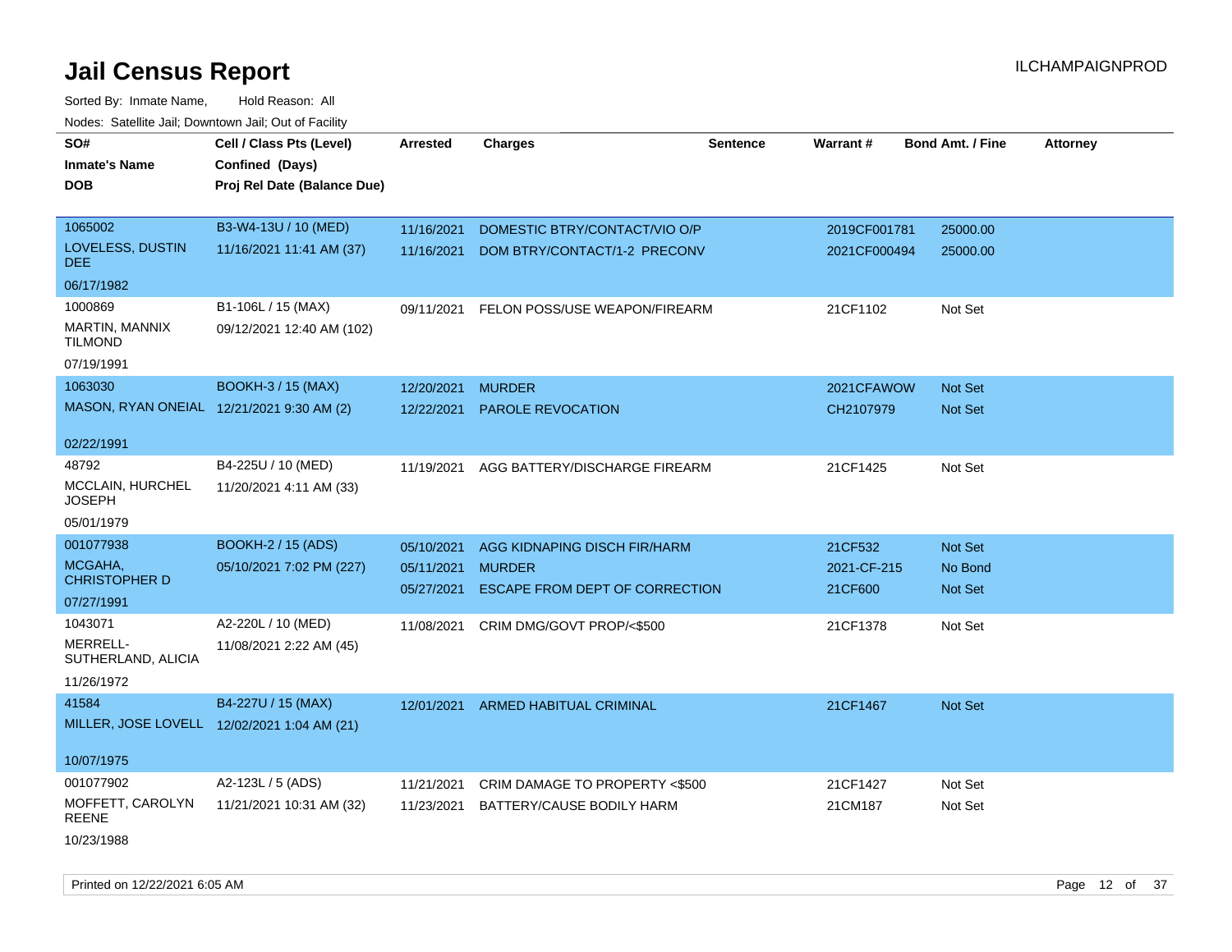# Jail Census Report

ILCHAMPAIGNPROD

Sorted By: Inmate Name, Hold Reason: All

Nodes: Satellite Jail; Downtown Jail; Out of Facility

| SO# / Inmate's Name / DOB | Cell / Class Pts (Level) / Confined (Days) / Proj Rel Date (Balance Due) | Arrested | Charges | Sentence | Warrant # | Bond Amt. / Fine | Attorney |
|---|---|---|---|---|---|---|---|
| 1065002<br>LOVELESS, DUSTIN DEE<br>06/17/1982 | B3-W4-13U / 10 (MED)<br>11/16/2021 11:41 AM (37) | 11/16/2021<br>11/16/2021 | DOMESTIC BTRY/CONTACT/VIO O/P<br>DOM BTRY/CONTACT/1-2 PRECONV | | 2019CF001781<br>2021CF000494 | 25000.00<br>25000.00 | |
| 1000869<br>MARTIN, MANNIX TILMOND<br>07/19/1991 | B1-106L / 15 (MAX)<br>09/12/2021 12:40 AM (102) | 09/11/2021 | FELON POSS/USE WEAPON/FIREARM | | 21CF1102 | Not Set | |
| 1063030<br>MASON, RYAN ONEIAL<br>02/22/1991 | BOOKH-3 / 15 (MAX)<br>12/21/2021 9:30 AM (2) | 12/20/2021<br>12/22/2021 | MURDER<br>PAROLE REVOCATION | | 2021CFAWOW<br>CH2107979 | Not Set<br>Not Set | |
| 48792<br>MCCLAIN, HURCHEL JOSEPH<br>05/01/1979 | B4-225U / 10 (MED)<br>11/20/2021 4:11 AM (33) | 11/19/2021 | AGG BATTERY/DISCHARGE FIREARM | | 21CF1425 | Not Set | |
| 001077938<br>MCGAHA, CHRISTOPHER D<br>07/27/1991 | BOOKH-2 / 15 (ADS)<br>05/10/2021 7:02 PM (227) | 05/10/2021<br>05/11/2021<br>05/27/2021 | AGG KIDNAPING DISCH FIR/HARM<br>MURDER<br>ESCAPE FROM DEPT OF CORRECTION | | 21CF532<br>2021-CF-215<br>21CF600 | Not Set<br>No Bond<br>Not Set | |
| 1043071<br>MERRELL-SUTHERLAND, ALICIA<br>11/26/1972 | A2-220L / 10 (MED)<br>11/08/2021 2:22 AM (45) | 11/08/2021 | CRIM DMG/GOVT PROP/<$500 | | 21CF1378 | Not Set | |
| 41584<br>MILLER, JOSE LOVELL<br>10/07/1975 | B4-227U / 15 (MAX)<br>12/02/2021 1:04 AM (21) | 12/01/2021 | ARMED HABITUAL CRIMINAL | | 21CF1467 | Not Set | |
| 001077902<br>MOFFETT, CAROLYN REENE<br>10/23/1988 | A2-123L / 5 (ADS)<br>11/21/2021 10:31 AM (32) | 11/21/2021<br>11/23/2021 | CRIM DAMAGE TO PROPERTY <$500<br>BATTERY/CAUSE BODILY HARM | | 21CF1427<br>21CM187 | Not Set<br>Not Set | |

Printed on 12/22/2021 6:05 AM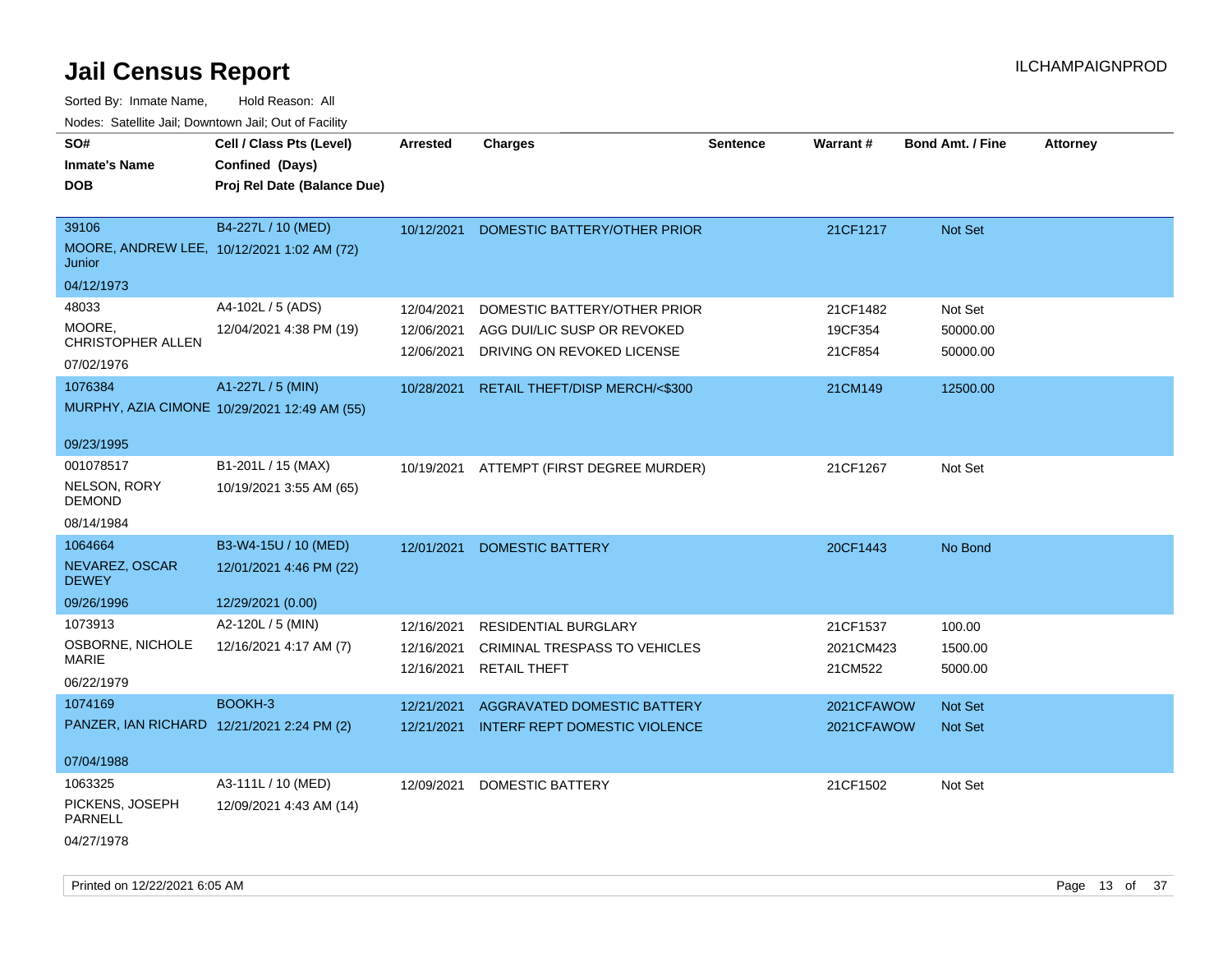# Jail Census Report

ILCHAMPAIGNPROD

Sorted By: Inmate Name, Hold Reason: All

Nodes: Satellite Jail; Downtown Jail; Out of Facility

| SO# / Inmate's Name / DOB | Cell / Class Pts (Level) / Confined (Days) / Proj Rel Date (Balance Due) | Arrested | Charges | Sentence | Warrant # | Bond Amt. / Fine | Attorney |
|---|---|---|---|---|---|---|---|
| 39106<br>MOORE, ANDREW LEE, Junior<br>04/12/1973 | B4-227L / 10 (MED)<br>10/12/2021 1:02 AM (72) | 10/12/2021 | DOMESTIC BATTERY/OTHER PRIOR | | 21CF1217 | Not Set | |
| 48033<br>MOORE, CHRISTOPHER ALLEN<br>07/02/1976 | A4-102L / 5 (ADS)<br>12/04/2021 4:38 PM (19) | 12/04/2021<br>12/06/2021<br>12/06/2021 | DOMESTIC BATTERY/OTHER PRIOR<br>AGG DUI/LIC SUSP OR REVOKED<br>DRIVING ON REVOKED LICENSE | | 21CF1482<br>19CF354<br>21CF854 | Not Set<br>50000.00<br>50000.00 | |
| 1076384<br>MURPHY, AZIA CIMONE<br>09/23/1995 | A1-227L / 5 (MIN)<br>10/29/2021 12:49 AM (55) | 10/28/2021 | RETAIL THEFT/DISP MERCH/<$300 | | 21CM149 | 12500.00 | |
| 001078517<br>NELSON, RORY DEMOND<br>08/14/1984 | B1-201L / 15 (MAX)<br>10/19/2021 3:55 AM (65) | 10/19/2021 | ATTEMPT (FIRST DEGREE MURDER) | | 21CF1267 | Not Set | |
| 1064664<br>NEVAREZ, OSCAR DEWEY<br>09/26/1996 | B3-W4-15U / 10 (MED)<br>12/01/2021 4:46 PM (22)<br>12/29/2021 (0.00) | 12/01/2021 | DOMESTIC BATTERY | | 20CF1443 | No Bond | |
| 1073913<br>OSBORNE, NICHOLE MARIE<br>06/22/1979 | A2-120L / 5 (MIN)<br>12/16/2021 4:17 AM (7) | 12/16/2021<br>12/16/2021<br>12/16/2021 | RESIDENTIAL BURGLARY<br>CRIMINAL TRESPASS TO VEHICLES<br>RETAIL THEFT | | 21CF1537<br>2021CM423<br>21CM522 | 100.00<br>1500.00<br>5000.00 | |
| 1074169<br>PANZER, IAN RICHARD<br>07/04/1988 | BOOKH-3<br>12/21/2021 2:24 PM (2) | 12/21/2021<br>12/21/2021 | AGGRAVATED DOMESTIC BATTERY<br>INTERF REPT DOMESTIC VIOLENCE | | 2021CFAWOW<br>2021CFAWOW | Not Set<br>Not Set | |
| 1063325<br>PICKENS, JOSEPH PARNELL<br>04/27/1978 | A3-111L / 10 (MED)<br>12/09/2021 4:43 AM (14) | 12/09/2021 | DOMESTIC BATTERY | | 21CF1502 | Not Set | |

Printed on 12/22/2021 6:05 AM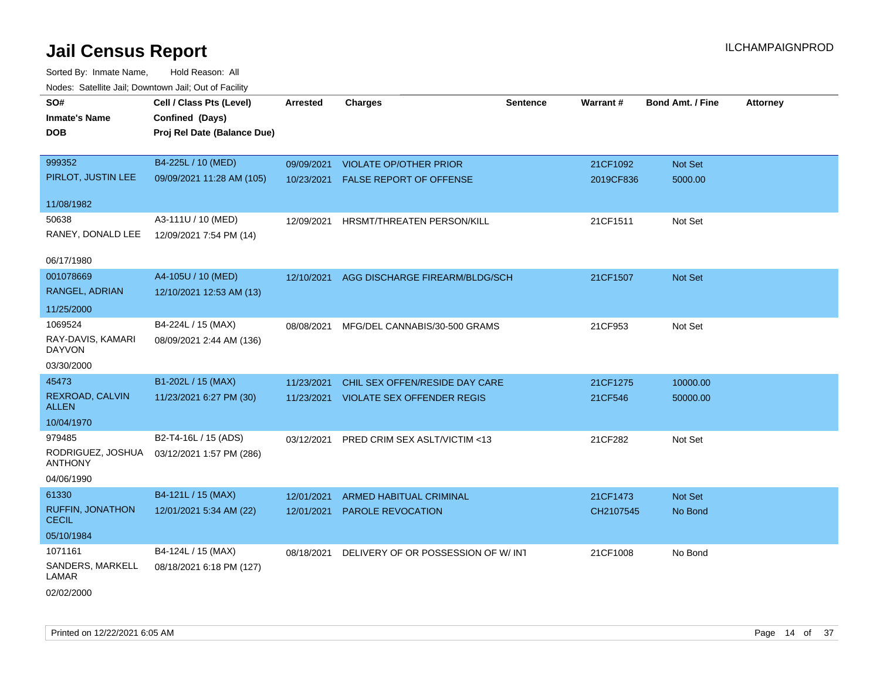# Jail Census Report

ILCHAMPAIGNPROD

Sorted By: Inmate Name, Hold Reason: All

Nodes: Satellite Jail; Downtown Jail; Out of Facility

| SO# / Inmate's Name / DOB | Cell / Class Pts (Level) / Confined (Days) / Proj Rel Date (Balance Due) | Arrested | Charges | Sentence | Warrant # | Bond Amt. / Fine | Attorney |
|---|---|---|---|---|---|---|---|
| 999352<br>PIRLOT, JUSTIN LEE<br>11/08/1982 | B4-225L / 10 (MED)<br>09/09/2021 11:28 AM (105) | 09/09/2021<br>10/23/2021 | VIOLATE OP/OTHER PRIOR<br>FALSE REPORT OF OFFENSE | | 21CF1092<br>2019CF836 | Not Set<br>5000.00 | |
| 50638<br>RANEY, DONALD LEE<br>06/17/1980 | A3-111U / 10 (MED)<br>12/09/2021 7:54 PM (14) | 12/09/2021 | HRSMT/THREATEN PERSON/KILL | | 21CF1511 | Not Set | |
| 001078669<br>RANGEL, ADRIAN<br>11/25/2000 | A4-105U / 10 (MED)<br>12/10/2021 12:53 AM (13) | 12/10/2021 | AGG DISCHARGE FIREARM/BLDG/SCH | | 21CF1507 | Not Set | |
| 1069524<br>RAY-DAVIS, KAMARI DAYVON<br>03/30/2000 | B4-224L / 15 (MAX)<br>08/09/2021 2:44 AM (136) | 08/08/2021 | MFG/DEL CANNABIS/30-500 GRAMS | | 21CF953 | Not Set | |
| 45473<br>REXROAD, CALVIN ALLEN<br>10/04/1970 | B1-202L / 15 (MAX)<br>11/23/2021 6:27 PM (30) | 11/23/2021<br>11/23/2021 | CHIL SEX OFFEN/RESIDE DAY CARE<br>VIOLATE SEX OFFENDER REGIS | | 21CF1275<br>21CF546 | 10000.00<br>50000.00 | |
| 979485<br>RODRIGUEZ, JOSHUA ANTHONY<br>04/06/1990 | B2-T4-16L / 15 (ADS)<br>03/12/2021 1:57 PM (286) | 03/12/2021 | PRED CRIM SEX ASLT/VICTIM <13 | | 21CF282 | Not Set | |
| 61330<br>RUFFIN, JONATHON CECIL<br>05/10/1984 | B4-121L / 15 (MAX)<br>12/01/2021 5:34 AM (22) | 12/01/2021<br>12/01/2021 | ARMED HABITUAL CRIMINAL<br>PAROLE REVOCATION | | 21CF1473<br>CH2107545 | Not Set<br>No Bond | |
| 1071161<br>SANDERS, MARKELL LAMAR<br>02/02/2000 | B4-124L / 15 (MAX)<br>08/18/2021 6:18 PM (127) | 08/18/2021 | DELIVERY OF OR POSSESSION OF W/ INT | | 21CF1008 | No Bond | |

Printed on 12/22/2021 6:05 AM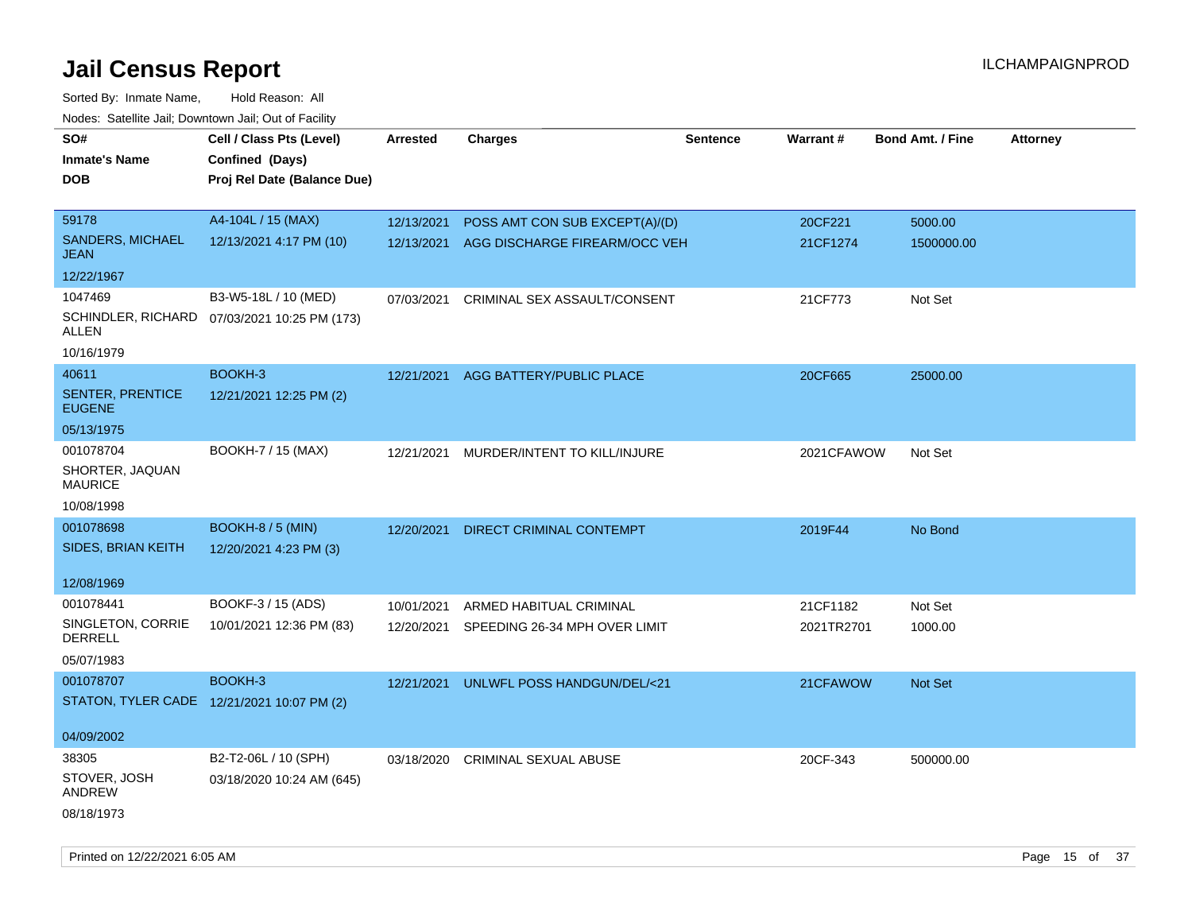# Jail Census Report

ILCHAMPAIGNPROD

Sorted By: Inmate Name, Hold Reason: All

Nodes: Satellite Jail; Downtown Jail; Out of Facility

| SO#<br>Inmate's Name<br>DOB | Cell / Class Pts (Level)<br>Confined (Days)<br>Proj Rel Date (Balance Due) | Arrested | Charges | Sentence | Warrant # | Bond Amt. / Fine | Attorney |
|---|---|---|---|---|---|---|---|
| 59178<br>SANDERS, MICHAEL JEAN<br>12/22/1967 | A4-104L / 15 (MAX)<br>12/13/2021 4:17 PM (10) | 12/13/2021<br>12/13/2021 | POSS AMT CON SUB EXCEPT(A)/(D)<br>AGG DISCHARGE FIREARM/OCC VEH | | 20CF221<br>21CF1274 | 5000.00<br>1500000.00 | |
| 1047469<br>SCHINDLER, RICHARD ALLEN<br>10/16/1979 | B3-W5-18L / 10 (MED)<br>07/03/2021 10:25 PM (173) | 07/03/2021 | CRIMINAL SEX ASSAULT/CONSENT | | 21CF773 | Not Set | |
| 40611<br>SENTER, PRENTICE EUGENE<br>05/13/1975 | BOOKH-3<br>12/21/2021 12:25 PM (2) | 12/21/2021 | AGG BATTERY/PUBLIC PLACE | | 20CF665 | 25000.00 | |
| 001078704<br>SHORTER, JAQUAN MAURICE<br>10/08/1998 | BOOKH-7 / 15 (MAX) | 12/21/2021 | MURDER/INTENT TO KILL/INJURE | | 2021CFAWOW | Not Set | |
| 001078698<br>SIDES, BRIAN KEITH<br>12/08/1969 | BOOKH-8 / 5 (MIN)<br>12/20/2021 4:23 PM (3) | 12/20/2021 | DIRECT CRIMINAL CONTEMPT | | 2019F44 | No Bond | |
| 001078441<br>SINGLETON, CORRIE DERRELL<br>05/07/1983 | BOOKF-3 / 15 (ADS)<br>10/01/2021 12:36 PM (83) | 10/01/2021<br>12/20/2021 | ARMED HABITUAL CRIMINAL<br>SPEEDING 26-34 MPH OVER LIMIT | | 21CF1182<br>2021TR2701 | Not Set<br>1000.00 | |
| 001078707<br>STATON, TYLER CADE<br>04/09/2002 | BOOKH-3<br>12/21/2021 10:07 PM (2) | 12/21/2021 | UNLWFL POSS HANDGUN/DEL/<21 | | 21CFAWOW | Not Set | |
| 38305<br>STOVER, JOSH ANDREW<br>08/18/1973 | B2-T2-06L / 10 (SPH)<br>03/18/2020 10:24 AM (645) | 03/18/2020 | CRIMINAL SEXUAL ABUSE | | 20CF-343 | 500000.00 | |

Printed on 12/22/2021 6:05 AM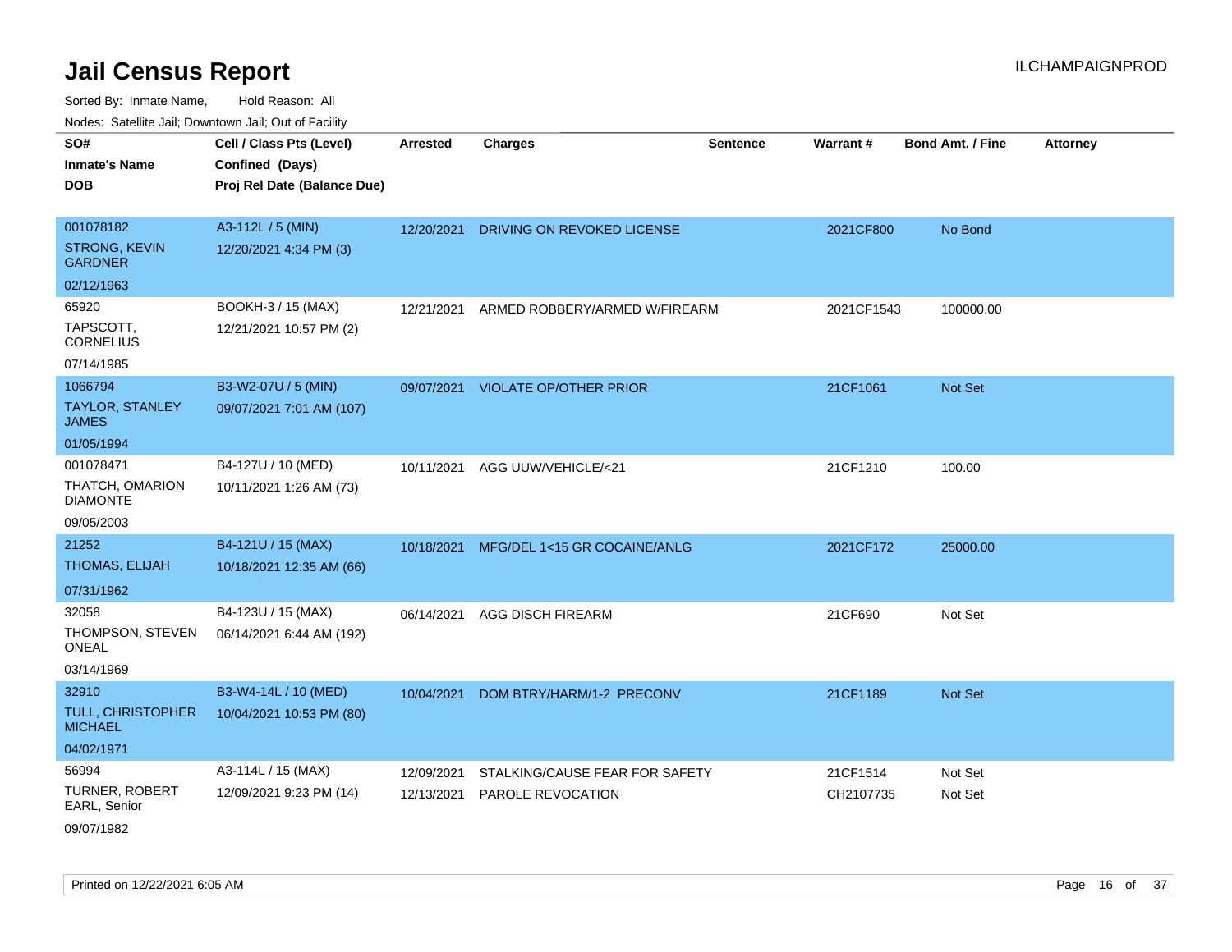# Jail Census Report

ILCHAMPAIGNPROD

Sorted By: Inmate Name, Hold Reason: All

Nodes: Satellite Jail; Downtown Jail; Out of Facility

| SO# / Inmate's Name / DOB | Cell / Class Pts (Level) / Confined (Days) / Proj Rel Date (Balance Due) | Arrested | Charges | Sentence | Warrant # | Bond Amt. / Fine | Attorney |
|---|---|---|---|---|---|---|---|
| 001078182<br>STRONG, KEVIN GARDNER<br>02/12/1963 | A3-112L / 5 (MIN)<br>12/20/2021 4:34 PM (3) | 12/20/2021 | DRIVING ON REVOKED LICENSE | | 2021CF800 | No Bond | |
| 65920<br>TAPSCOTT, CORNELIUS<br>07/14/1985 | BOOKH-3 / 15 (MAX)<br>12/21/2021 10:57 PM (2) | 12/21/2021 | ARMED ROBBERY/ARMED W/FIREARM | | 2021CF1543 | 100000.00 | |
| 1066794<br>TAYLOR, STANLEY JAMES<br>01/05/1994 | B3-W2-07U / 5 (MIN)<br>09/07/2021 7:01 AM (107) | 09/07/2021 | VIOLATE OP/OTHER PRIOR | | 21CF1061 | Not Set | |
| 001078471<br>THATCH, OMARION DIAMONTE<br>09/05/2003 | B4-127U / 10 (MED)<br>10/11/2021 1:26 AM (73) | 10/11/2021 | AGG UUW/VEHICLE/<21 | | 21CF1210 | 100.00 | |
| 21252<br>THOMAS, ELIJAH<br>07/31/1962 | B4-121U / 15 (MAX)<br>10/18/2021 12:35 AM (66) | 10/18/2021 | MFG/DEL 1<15 GR COCAINE/ANLG | | 2021CF172 | 25000.00 | |
| 32058<br>THOMPSON, STEVEN ONEAL<br>03/14/1969 | B4-123U / 15 (MAX)<br>06/14/2021 6:44 AM (192) | 06/14/2021 | AGG DISCH FIREARM | | 21CF690 | Not Set | |
| 32910<br>TULL, CHRISTOPHER MICHAEL<br>04/02/1971 | B3-W4-14L / 10 (MED)<br>10/04/2021 10:53 PM (80) | 10/04/2021 | DOM BTRY/HARM/1-2 PRECONV | | 21CF1189 | Not Set | |
| 56994<br>TURNER, ROBERT EARL, Senior<br>09/07/1982 | A3-114L / 15 (MAX)<br>12/09/2021 9:23 PM (14) | 12/09/2021<br>12/13/2021 | STALKING/CAUSE FEAR FOR SAFETY<br>PAROLE REVOCATION | | 21CF1514<br>CH2107735 | Not Set<br>Not Set | |

Printed on 12/22/2021 6:05 AM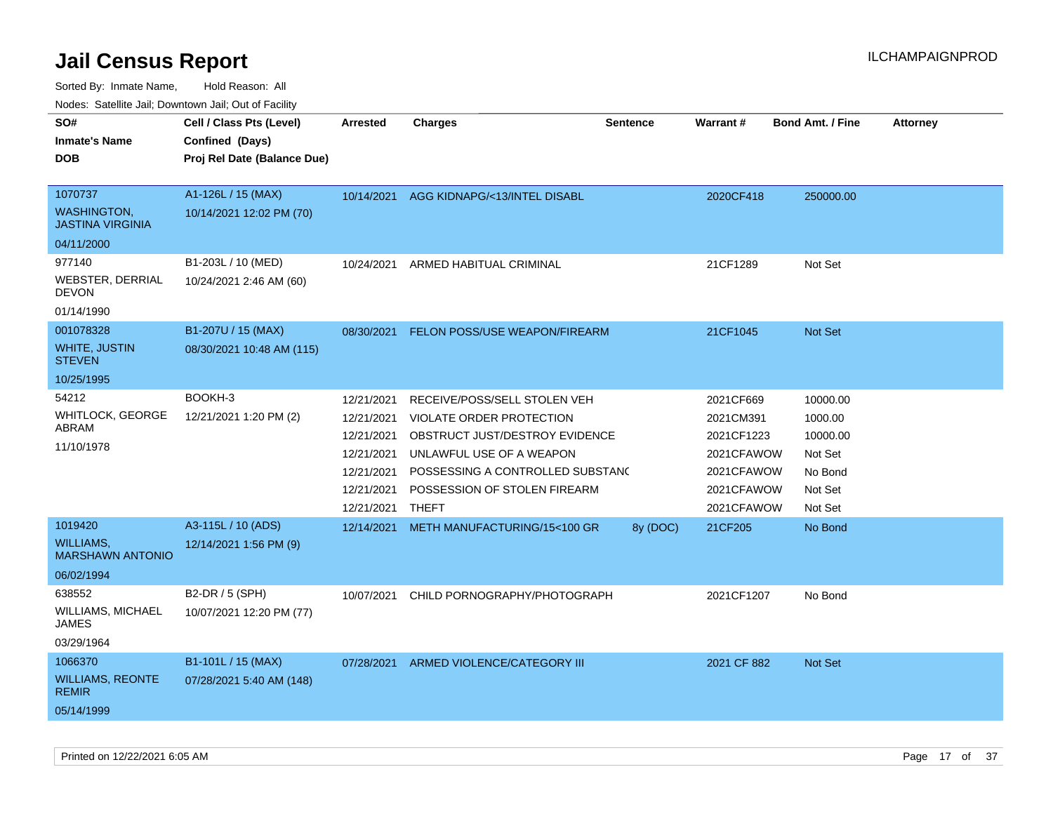# Jail Census Report

ILCHAMPAIGNPROD

Sorted By: Inmate Name, Hold Reason: All

Nodes: Satellite Jail; Downtown Jail; Out of Facility

| SO# / Inmate's Name / DOB | Cell / Class Pts (Level) / Confined (Days) / Proj Rel Date (Balance Due) | Arrested | Charges | Sentence | Warrant # | Bond Amt. / Fine | Attorney |
|---|---|---|---|---|---|---|---|
| 1070737<br>WASHINGTON, JASTINA VIRGINIA<br>04/11/2000 | A1-126L / 15 (MAX)<br>10/14/2021 12:02 PM (70) | 10/14/2021 | AGG KIDNAPG/<13/INTEL DISABL | | 2020CF418 | 250000.00 | |
| 977140<br>WEBSTER, DERRIAL DEVON<br>01/14/1990 | B1-203L / 10 (MED)<br>10/24/2021 2:46 AM (60) | 10/24/2021 | ARMED HABITUAL CRIMINAL | | 21CF1289 | Not Set | |
| 001078328<br>WHITE, JUSTIN STEVEN<br>10/25/1995 | B1-207U / 15 (MAX)<br>08/30/2021 10:48 AM (115) | 08/30/2021 | FELON POSS/USE WEAPON/FIREARM | | 21CF1045 | Not Set | |
| 54212<br>WHITLOCK, GEORGE ABRAM<br>11/10/1978 | BOOKH-3<br>12/21/2021 1:20 PM (2) | 12/21/2021 | RECEIVE/POSS/SELL STOLEN VEH | | 2021CF669 | 10000.00 | |
| | | 12/21/2021 | VIOLATE ORDER PROTECTION | | 2021CM391 | 1000.00 | |
| | | 12/21/2021 | OBSTRUCT JUST/DESTROY EVIDENCE | | 2021CF1223 | 10000.00 | |
| | | 12/21/2021 | UNLAWFUL USE OF A WEAPON | | 2021CFAWOW | Not Set | |
| | | 12/21/2021 | POSSESSING A CONTROLLED SUBSTANC | | 2021CFAWOW | No Bond | |
| | | 12/21/2021 | POSSESSION OF STOLEN FIREARM | | 2021CFAWOW | Not Set | |
| | | 12/21/2021 | THEFT | | 2021CFAWOW | Not Set | |
| 1019420<br>WILLIAMS, MARSHAWN ANTONIO<br>06/02/1994 | A3-115L / 10 (ADS)<br>12/14/2021 1:56 PM (9) | 12/14/2021 | METH MANUFACTURING/15<100 GR | 8y (DOC) | 21CF205 | No Bond | |
| 638552<br>WILLIAMS, MICHAEL JAMES<br>03/29/1964 | B2-DR / 5 (SPH)<br>10/07/2021 12:20 PM (77) | 10/07/2021 | CHILD PORNOGRAPHY/PHOTOGRAPH | | 2021CF1207 | No Bond | |
| 1066370<br>WILLIAMS, REONTE REMIR<br>05/14/1999 | B1-101L / 15 (MAX)<br>07/28/2021 5:40 AM (148) | 07/28/2021 | ARMED VIOLENCE/CATEGORY III | | 2021 CF 882 | Not Set | |

Printed on 12/22/2021 6:05 AM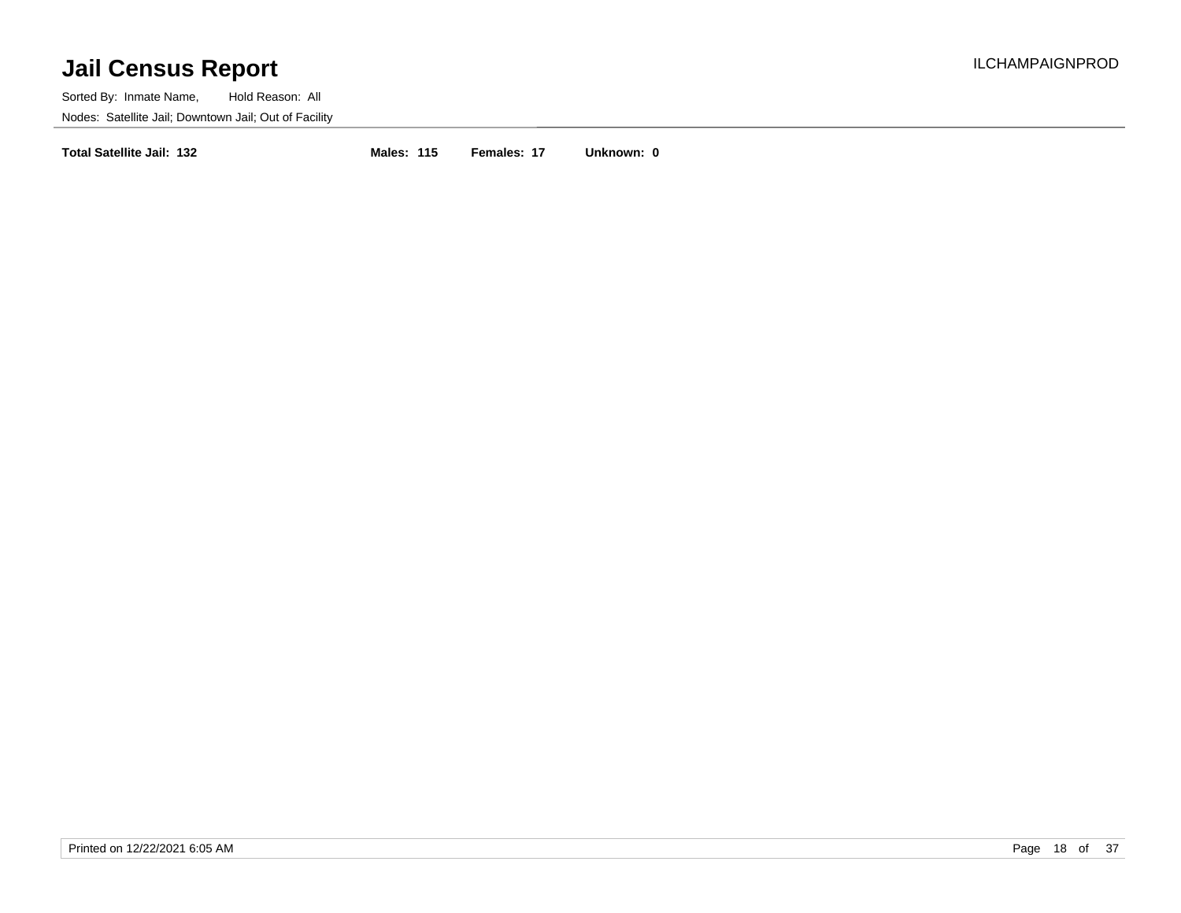# Jail Census Report

ILCHAMPAIGNPROD

Sorted By: Inmate Name, Hold Reason: All

Nodes: Satellite Jail; Downtown Jail; Out of Facility

**Total Satellite Jail: 132** **Males: 115** **Females: 17** **Unknown: 0**

Printed on 12/22/2021 6:05 AM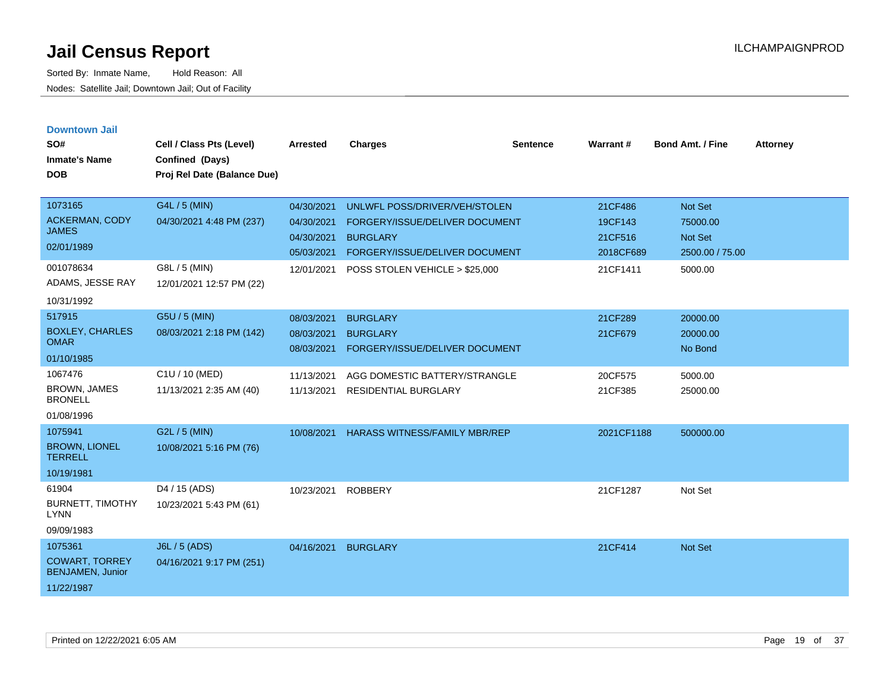# Jail Census Report

Sorted By: Inmate Name, Hold Reason: All

Nodes: Satellite Jail; Downtown Jail; Out of Facility

ILCHAMPAIGNPROD

## Downtown Jail

| SO# / Inmate's Name / DOB | Cell / Class Pts (Level) / Confined (Days) / Proj Rel Date (Balance Due) | Arrested | Charges | Sentence | Warrant # | Bond Amt. / Fine | Attorney |
|---|---|---|---|---|---|---|---|
| 1073165<br>ACKERMAN, CODY JAMES<br>02/01/1989 | G4L / 5 (MIN)<br>04/30/2021 4:48 PM (237) | 04/30/2021 | UNLWFL POSS/DRIVER/VEH/STOLEN | | 21CF486 | Not Set | |
| | | 04/30/2021 | FORGERY/ISSUE/DELIVER DOCUMENT | | 19CF143 | 75000.00 | |
| | | 04/30/2021 | BURGLARY | | 21CF516 | Not Set | |
| | | 05/03/2021 | FORGERY/ISSUE/DELIVER DOCUMENT | | 2018CF689 | 2500.00 / 75.00 | |
| 001078634<br>ADAMS, JESSE RAY<br>10/31/1992 | G8L / 5 (MIN)<br>12/01/2021 12:57 PM (22) | 12/01/2021 | POSS STOLEN VEHICLE > $25,000 | | 21CF1411 | 5000.00 | |
| 517915<br>BOXLEY, CHARLES OMAR<br>01/10/1985 | G5U / 5 (MIN)<br>08/03/2021 2:18 PM (142) | 08/03/2021 | BURGLARY | | 21CF289 | 20000.00 | |
| | | 08/03/2021 | BURGLARY | | 21CF679 | 20000.00 | |
| | | 08/03/2021 | FORGERY/ISSUE/DELIVER DOCUMENT | | | No Bond | |
| 1067476<br>BROWN, JAMES BRONELL<br>01/08/1996 | C1U / 10 (MED)<br>11/13/2021 2:35 AM (40) | 11/13/2021 | AGG DOMESTIC BATTERY/STRANGLE | | 20CF575 | 5000.00 | |
| | | 11/13/2021 | RESIDENTIAL BURGLARY | | 21CF385 | 25000.00 | |
| 1075941<br>BROWN, LIONEL TERRELL<br>10/19/1981 | G2L / 5 (MIN)<br>10/08/2021 5:16 PM (76) | 10/08/2021 | HARASS WITNESS/FAMILY MBR/REP | | 2021CF1188 | 500000.00 | |
| 61904<br>BURNETT, TIMOTHY LYNN<br>09/09/1983 | D4 / 15 (ADS)<br>10/23/2021 5:43 PM (61) | 10/23/2021 | ROBBERY | | 21CF1287 | Not Set | |
| 1075361<br>COWART, TORREY BENJAMEN, Junior<br>11/22/1987 | J6L / 5 (ADS)<br>04/16/2021 9:17 PM (251) | 04/16/2021 | BURGLARY | | 21CF414 | Not Set | |

Printed on 12/22/2021 6:05 AM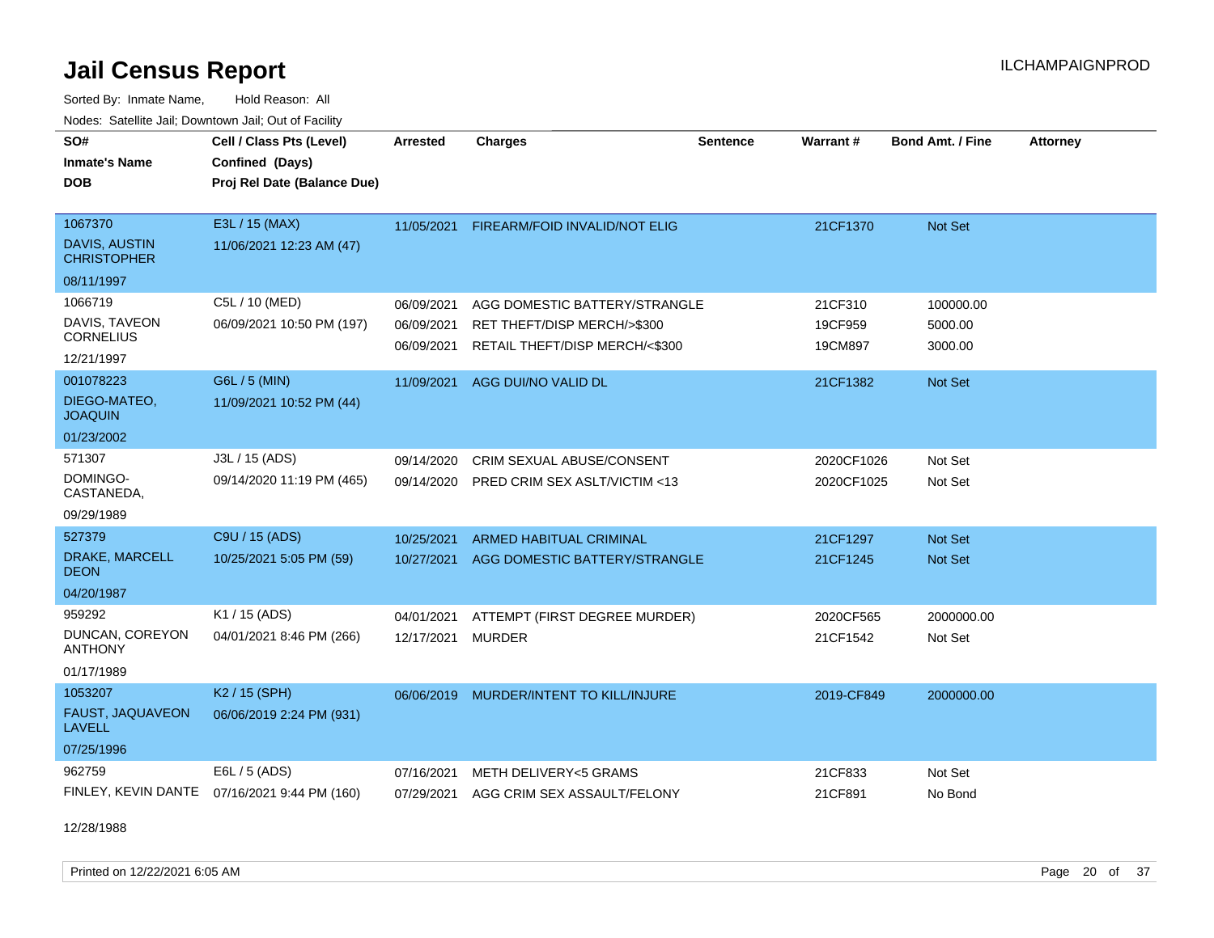# Jail Census Report

Sorted By: Inmate Name, Hold Reason: All

Nodes: Satellite Jail; Downtown Jail; Out of Facility

| SO# / Inmate's Name / DOB | Cell / Class Pts (Level) / Confined (Days) / Proj Rel Date (Balance Due) | Arrested | Charges | Sentence | Warrant # | Bond Amt. / Fine | Attorney |
|---|---|---|---|---|---|---|---|
| 1067370<br>DAVIS, AUSTIN CHRISTOPHER<br>08/11/1997 | E3L / 15 (MAX)<br>11/06/2021 12:23 AM (47) | 11/05/2021 | FIREARM/FOID INVALID/NOT ELIG | | 21CF1370 | Not Set | |
| 1066719<br>DAVIS, TAVEON CORNELIUS<br>12/21/1997 | C5L / 10 (MED)<br>06/09/2021 10:50 PM (197) | 06/09/2021 | AGG DOMESTIC BATTERY/STRANGLE | | 21CF310 | 100000.00 | |
| | | 06/09/2021 | RET THEFT/DISP MERCH/>$300 | | 19CF959 | 5000.00 | |
| | | 06/09/2021 | RETAIL THEFT/DISP MERCH/<$300 | | 19CM897 | 3000.00 | |
| 001078223<br>DIEGO-MATEO, JOAQUIN<br>01/23/2002 | G6L / 5 (MIN)<br>11/09/2021 10:52 PM (44) | 11/09/2021 | AGG DUI/NO VALID DL | | 21CF1382 | Not Set | |
| 571307<br>DOMINGO-CASTANEDA,<br>09/29/1989 | J3L / 15 (ADS)<br>09/14/2020 11:19 PM (465) | 09/14/2020 | CRIM SEXUAL ABUSE/CONSENT | | 2020CF1026 | Not Set | |
| | | 09/14/2020 | PRED CRIM SEX ASLT/VICTIM <13 | | 2020CF1025 | Not Set | |
| 527379<br>DRAKE, MARCELL DEON<br>04/20/1987 | C9U / 15 (ADS)<br>10/25/2021 5:05 PM (59) | 10/25/2021 | ARMED HABITUAL CRIMINAL | | 21CF1297 | Not Set | |
| | | 10/27/2021 | AGG DOMESTIC BATTERY/STRANGLE | | 21CF1245 | Not Set | |
| 959292<br>DUNCAN, COREYON ANTHONY<br>01/17/1989 | K1 / 15 (ADS)<br>04/01/2021 8:46 PM (266) | 04/01/2021 | ATTEMPT (FIRST DEGREE MURDER) | | 2020CF565 | 2000000.00 | |
| | | 12/17/2021 | MURDER | | 21CF1542 | Not Set | |
| 1053207<br>FAUST, JAQUAVEON LAVELL<br>07/25/1996 | K2 / 15 (SPH)<br>06/06/2019 2:24 PM (931) | 06/06/2019 | MURDER/INTENT TO KILL/INJURE | | 2019-CF849 | 2000000.00 | |
| 962759<br>FINLEY, KEVIN DANTE<br>12/28/1988 | E6L / 5 (ADS)<br>07/16/2021 9:44 PM (160) | 07/16/2021 | METH DELIVERY<5 GRAMS | | 21CF833 | Not Set | |
| | | 07/29/2021 | AGG CRIM SEX ASSAULT/FELONY | | 21CF891 | No Bond | |

Printed on 12/22/2021 6:05 AM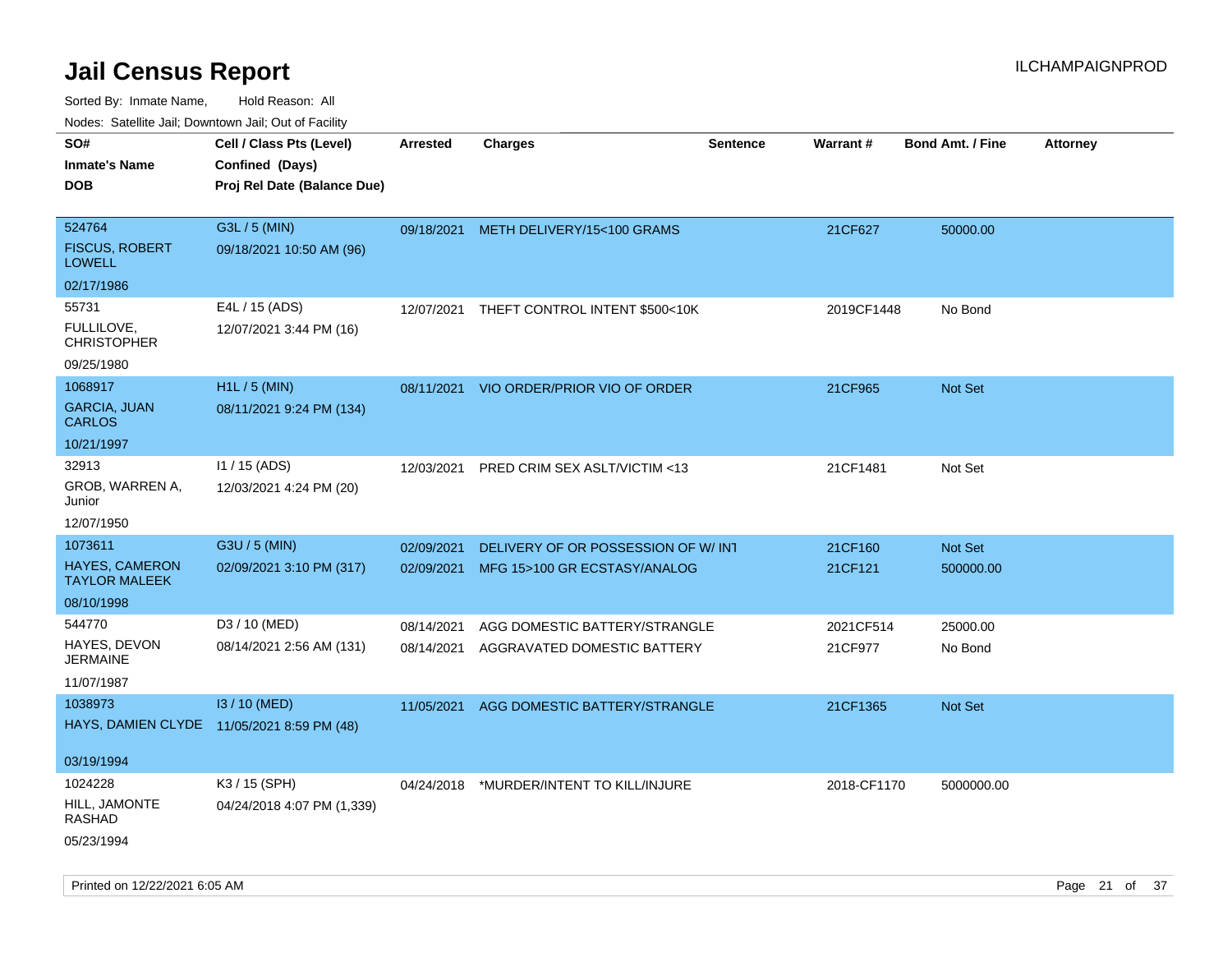# Jail Census Report

ILCHAMPAIGNPROD

Sorted By: Inmate Name, Hold Reason: All

Nodes: Satellite Jail; Downtown Jail; Out of Facility

| SO# / Inmate's Name / DOB | Cell / Class Pts (Level) / Confined (Days) / Proj Rel Date (Balance Due) | Arrested | Charges | Sentence | Warrant # | Bond Amt. / Fine | Attorney |
|---|---|---|---|---|---|---|---|
| 524764<br>FISCUS, ROBERT LOWELL<br>02/17/1986 | G3L / 5 (MIN)<br>09/18/2021 10:50 AM (96) | 09/18/2021 | METH DELIVERY/15<100 GRAMS | | 21CF627 | 50000.00 | |
| 55731<br>FULLILOVE, CHRISTOPHER<br>09/25/1980 | E4L / 15 (ADS)<br>12/07/2021 3:44 PM (16) | 12/07/2021 | THEFT CONTROL INTENT $500<10K | | 2019CF1448 | No Bond | |
| 1068917<br>GARCIA, JUAN CARLOS<br>10/21/1997 | H1L / 5 (MIN)<br>08/11/2021 9:24 PM (134) | 08/11/2021 | VIO ORDER/PRIOR VIO OF ORDER | | 21CF965 | Not Set | |
| 32913<br>GROB, WARREN A, Junior<br>12/07/1950 | I1 / 15 (ADS)<br>12/03/2021 4:24 PM (20) | 12/03/2021 | PRED CRIM SEX ASLT/VICTIM <13 | | 21CF1481 | Not Set | |
| 1073611<br>HAYES, CAMERON TAYLOR MALEEK<br>08/10/1998 | G3U / 5 (MIN)<br>02/09/2021 3:10 PM (317) | 02/09/2021<br>02/09/2021 | DELIVERY OF OR POSSESSION OF W/ INT<br>MFG 15>100 GR ECSTASY/ANALOG | | 21CF160<br>21CF121 | Not Set<br>500000.00 | |
| 544770<br>HAYES, DEVON JERMAINE<br>11/07/1987 | D3 / 10 (MED)<br>08/14/2021 2:56 AM (131) | 08/14/2021<br>08/14/2021 | AGG DOMESTIC BATTERY/STRANGLE<br>AGGRAVATED DOMESTIC BATTERY | | 2021CF514<br>21CF977 | 25000.00<br>No Bond | |
| 1038973<br>HAYS, DAMIEN CLYDE<br>03/19/1994 | I3 / 10 (MED)<br>11/05/2021 8:59 PM (48) | 11/05/2021 | AGG DOMESTIC BATTERY/STRANGLE | | 21CF1365 | Not Set | |
| 1024228<br>HILL, JAMONTE RASHAD<br>05/23/1994 | K3 / 15 (SPH)<br>04/24/2018 4:07 PM (1,339) | 04/24/2018 | *MURDER/INTENT TO KILL/INJURE | | 2018-CF1170 | 5000000.00 | |

Printed on 12/22/2021 6:05 AM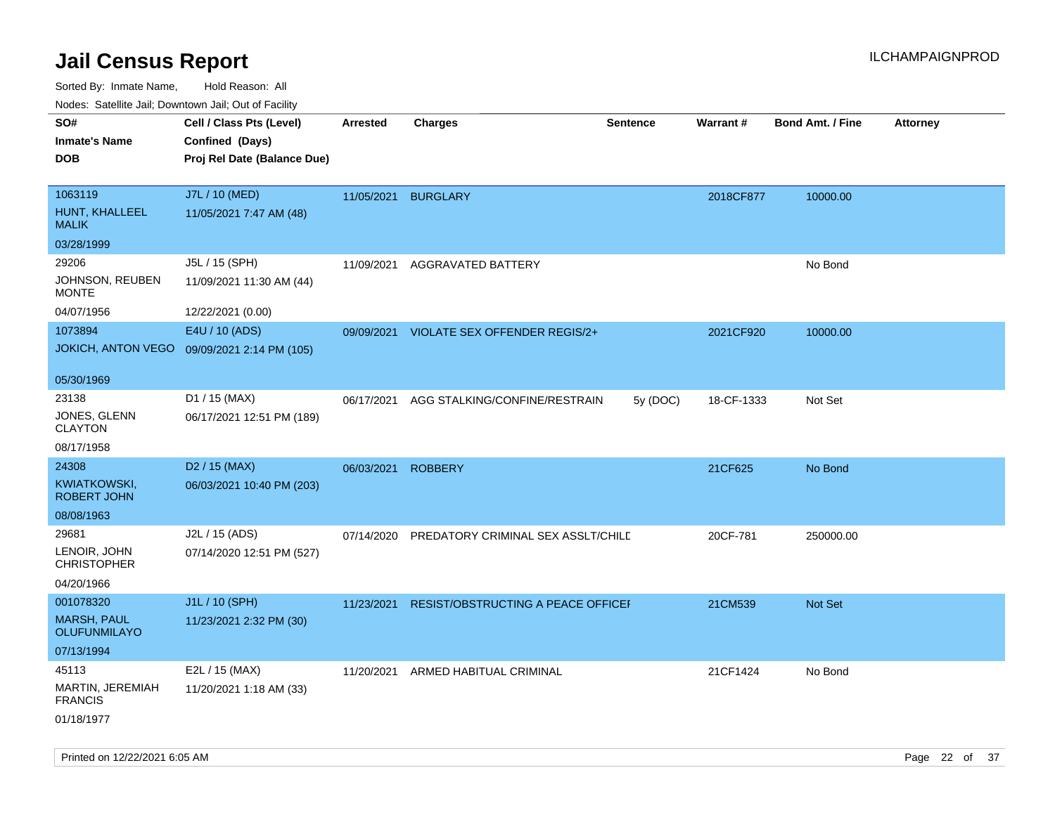# Jail Census Report

ILCHAMPAIGNPROD

Sorted By: Inmate Name, Hold Reason: All

Nodes: Satellite Jail; Downtown Jail; Out of Facility

| SO# / Inmate's Name / DOB | Cell / Class Pts (Level) / Confined (Days) / Proj Rel Date (Balance Due) | Arrested | Charges | Sentence | Warrant # | Bond Amt. / Fine | Attorney |
|---|---|---|---|---|---|---|---|
| 1063119 HUNT, KHALLEEL MALIK 03/28/1999 | J7L / 10 (MED) 11/05/2021 7:47 AM (48) | 11/05/2021 | BURGLARY | | 2018CF877 | 10000.00 | |
| 29206 JOHNSON, REUBEN MONTE 04/07/1956 | J5L / 15 (SPH) 11/09/2021 11:30 AM (44) 12/22/2021 (0.00) | 11/09/2021 | AGGRAVATED BATTERY | | | No Bond | |
| 1073894 JOKICH, ANTON VEGO 05/30/1969 | E4U / 10 (ADS) 09/09/2021 2:14 PM (105) | 09/09/2021 | VIOLATE SEX OFFENDER REGIS/2+ | | 2021CF920 | 10000.00 | |
| 23138 JONES, GLENN CLAYTON 08/17/1958 | D1 / 15 (MAX) 06/17/2021 12:51 PM (189) | 06/17/2021 | AGG STALKING/CONFINE/RESTRAIN | 5y (DOC) | 18-CF-1333 | Not Set | |
| 24308 KWIATKOWSKI, ROBERT JOHN 08/08/1963 | D2 / 15 (MAX) 06/03/2021 10:40 PM (203) | 06/03/2021 | ROBBERY | | 21CF625 | No Bond | |
| 29681 LENOIR, JOHN CHRISTOPHER 04/20/1966 | J2L / 15 (ADS) 07/14/2020 12:51 PM (527) | 07/14/2020 | PREDATORY CRIMINAL SEX ASSLT/CHILD | | 20CF-781 | 250000.00 | |
| 001078320 MARSH, PAUL OLUFUNMILAYO 07/13/1994 | J1L / 10 (SPH) 11/23/2021 2:32 PM (30) | 11/23/2021 | RESIST/OBSTRUCTING A PEACE OFFICER | | 21CM539 | Not Set | |
| 45113 MARTIN, JEREMIAH FRANCIS 01/18/1977 | E2L / 15 (MAX) 11/20/2021 1:18 AM (33) | 11/20/2021 | ARMED HABITUAL CRIMINAL | | 21CF1424 | No Bond | |

Printed on 12/22/2021 6:05 AM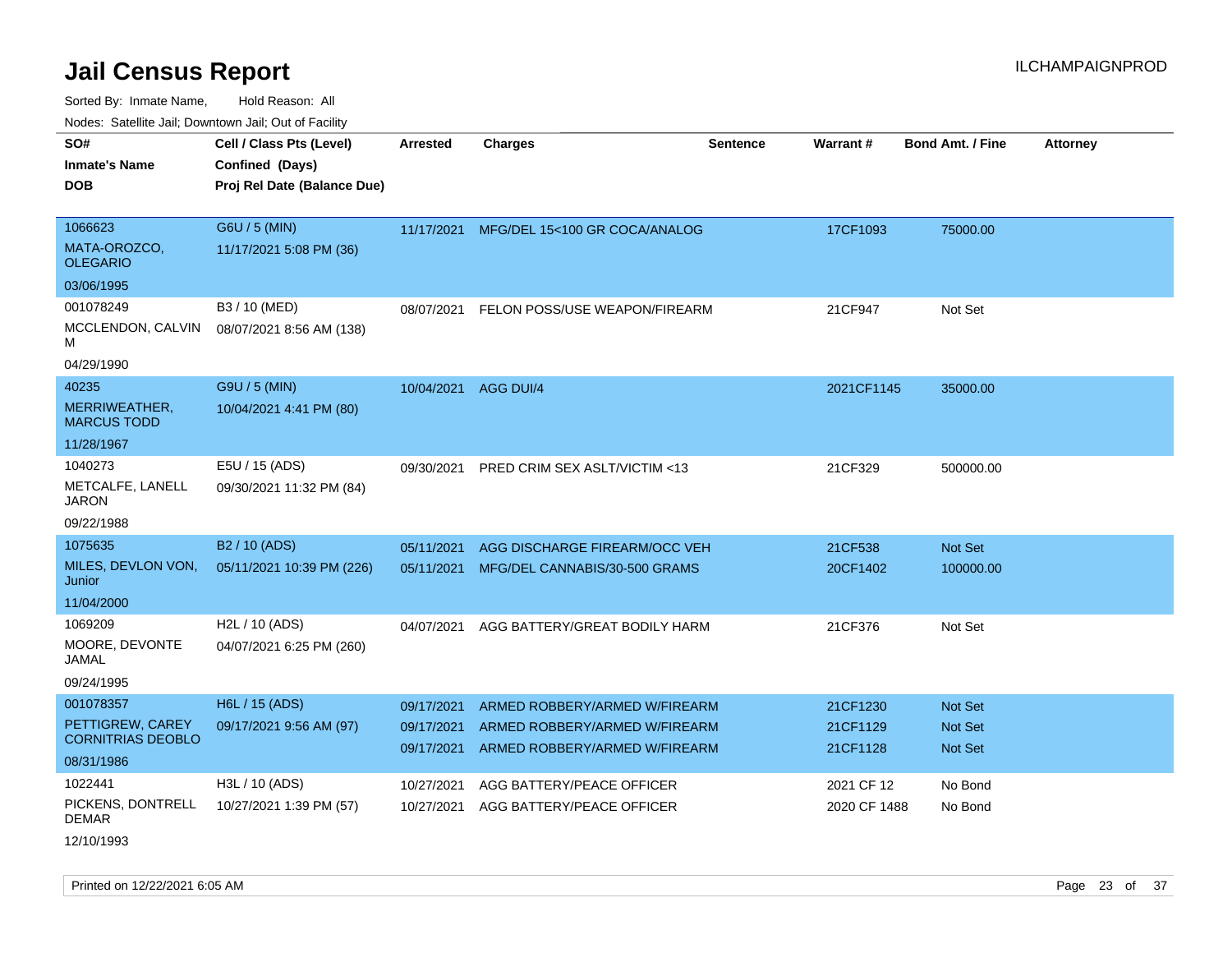# Jail Census Report

ILCHAMPAIGNPROD

Sorted By: Inmate Name, Hold Reason: All

Nodes: Satellite Jail; Downtown Jail; Out of Facility

| SO# / Inmate's Name / DOB | Cell / Class Pts (Level) / Confined (Days) / Proj Rel Date (Balance Due) | Arrested | Charges | Sentence | Warrant # | Bond Amt. / Fine | Attorney |
|---|---|---|---|---|---|---|---|
| 1066623<br>MATA-OROZCO, OLEGARIO<br>03/06/1995 | G6U / 5 (MIN)<br>11/17/2021 5:08 PM (36) | 11/17/2021 | MFG/DEL 15<100 GR COCA/ANALOG | | 17CF1093 | 75000.00 | |
| 001078249<br>MCCLENDON, CALVIN M<br>04/29/1990 | B3 / 10 (MED)<br>08/07/2021 8:56 AM (138) | 08/07/2021 | FELON POSS/USE WEAPON/FIREARM | | 21CF947 | Not Set | |
| 40235<br>MERRIWEATHER, MARCUS TODD<br>11/28/1967 | G9U / 5 (MIN)<br>10/04/2021 4:41 PM (80) | 10/04/2021 | AGG DUI/4 | | 2021CF1145 | 35000.00 | |
| 1040273<br>METCALFE, LANELL JARON<br>09/22/1988 | E5U / 15 (ADS)<br>09/30/2021 11:32 PM (84) | 09/30/2021 | PRED CRIM SEX ASLT/VICTIM <13 | | 21CF329 | 500000.00 | |
| 1075635<br>MILES, DEVLON VON, Junior<br>11/04/2000 | B2 / 10 (ADS)<br>05/11/2021 10:39 PM (226) | 05/11/2021<br>05/11/2021 | AGG DISCHARGE FIREARM/OCC VEH<br>MFG/DEL CANNABIS/30-500 GRAMS | | 21CF538<br>20CF1402 | Not Set<br>100000.00 | |
| 1069209<br>MOORE, DEVONTE JAMAL<br>09/24/1995 | H2L / 10 (ADS)<br>04/07/2021 6:25 PM (260) | 04/07/2021 | AGG BATTERY/GREAT BODILY HARM | | 21CF376 | Not Set | |
| 001078357<br>PETTIGREW, CAREY CORNITRIAS DEOBLO<br>08/31/1986 | H6L / 15 (ADS)<br>09/17/2021 9:56 AM (97) | 09/17/2021<br>09/17/2021<br>09/17/2021 | ARMED ROBBERY/ARMED W/FIREARM<br>ARMED ROBBERY/ARMED W/FIREARM<br>ARMED ROBBERY/ARMED W/FIREARM | | 21CF1230<br>21CF1129<br>21CF1128 | Not Set<br>Not Set<br>Not Set | |
| 1022441<br>PICKENS, DONTRELL DEMAR<br>12/10/1993 | H3L / 10 (ADS)<br>10/27/2021 1:39 PM (57) | 10/27/2021<br>10/27/2021 | AGG BATTERY/PEACE OFFICER<br>AGG BATTERY/PEACE OFFICER | | 2021 CF 12<br>2020 CF 1488 | No Bond<br>No Bond | |

Printed on 12/22/2021 6:05 AM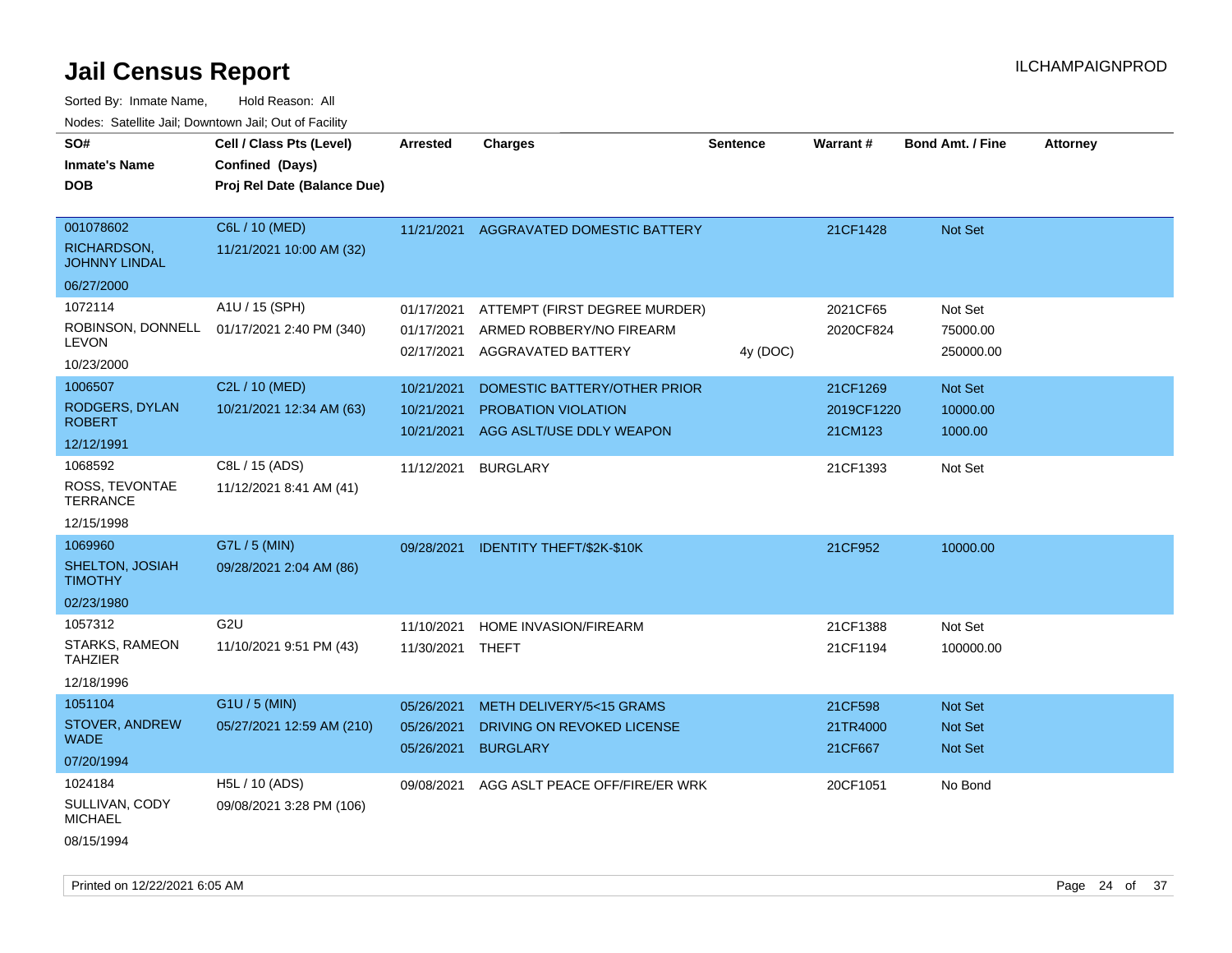# Jail Census Report

ILCHAMPAIGNPROD

Sorted By: Inmate Name, Hold Reason: All

Nodes: Satellite Jail; Downtown Jail; Out of Facility

| SO# / Inmate's Name / DOB | Cell / Class Pts (Level) / Confined (Days) / Proj Rel Date (Balance Due) | Arrested | Charges | Sentence | Warrant # | Bond Amt. / Fine | Attorney |
|---|---|---|---|---|---|---|---|
| 001078602<br>RICHARDSON, JOHNNY LINDAL<br>06/27/2000 | C6L / 10 (MED)<br>11/21/2021 10:00 AM (32) | 11/21/2021 | AGGRAVATED DOMESTIC BATTERY | | 21CF1428 | Not Set | |
| 1072114<br>ROBINSON, DONNELL LEVON<br>10/23/2000 | A1U / 15 (SPH)<br>01/17/2021 2:40 PM (340) | 01/17/2021 | ATTEMPT (FIRST DEGREE MURDER) | | 2021CF65 | Not Set | |
| | | 01/17/2021 | ARMED ROBBERY/NO FIREARM | | 2020CF824 | 75000.00 | |
| | | 02/17/2021 | AGGRAVATED BATTERY | 4y (DOC) | | 250000.00 | |
| 1006507<br>RODGERS, DYLAN ROBERT<br>12/12/1991 | C2L / 10 (MED)<br>10/21/2021 12:34 AM (63) | 10/21/2021 | DOMESTIC BATTERY/OTHER PRIOR | | 21CF1269 | Not Set | |
| | | 10/21/2021 | PROBATION VIOLATION | | 2019CF1220 | 10000.00 | |
| | | 10/21/2021 | AGG ASLT/USE DDLY WEAPON | | 21CM123 | 1000.00 | |
| 1068592<br>ROSS, TEVONTAE TERRANCE<br>12/15/1998 | C8L / 15 (ADS)<br>11/12/2021 8:41 AM (41) | 11/12/2021 | BURGLARY | | 21CF1393 | Not Set | |
| 1069960<br>SHELTON, JOSIAH TIMOTHY<br>02/23/1980 | G7L / 5 (MIN)<br>09/28/2021 2:04 AM (86) | 09/28/2021 | IDENTITY THEFT/$2K-$10K | | 21CF952 | 10000.00 | |
| 1057312<br>STARKS, RAMEON TAHZIER<br>12/18/1996 | G2U<br>11/10/2021 9:51 PM (43) | 11/10/2021 | HOME INVASION/FIREARM | | 21CF1388 | Not Set | |
| | | 11/30/2021 | THEFT | | 21CF1194 | 100000.00 | |
| 1051104<br>STOVER, ANDREW WADE<br>07/20/1994 | G1U / 5 (MIN)<br>05/27/2021 12:59 AM (210) | 05/26/2021 | METH DELIVERY/5<15 GRAMS | | 21CF598 | Not Set | |
| | | 05/26/2021 | DRIVING ON REVOKED LICENSE | | 21TR4000 | Not Set | |
| | | 05/26/2021 | BURGLARY | | 21CF667 | Not Set | |
| 1024184<br>SULLIVAN, CODY MICHAEL<br>08/15/1994 | H5L / 10 (ADS)<br>09/08/2021 3:28 PM (106) | 09/08/2021 | AGG ASLT PEACE OFF/FIRE/ER WRK | | 20CF1051 | No Bond | |

Printed on 12/22/2021 6:05 AM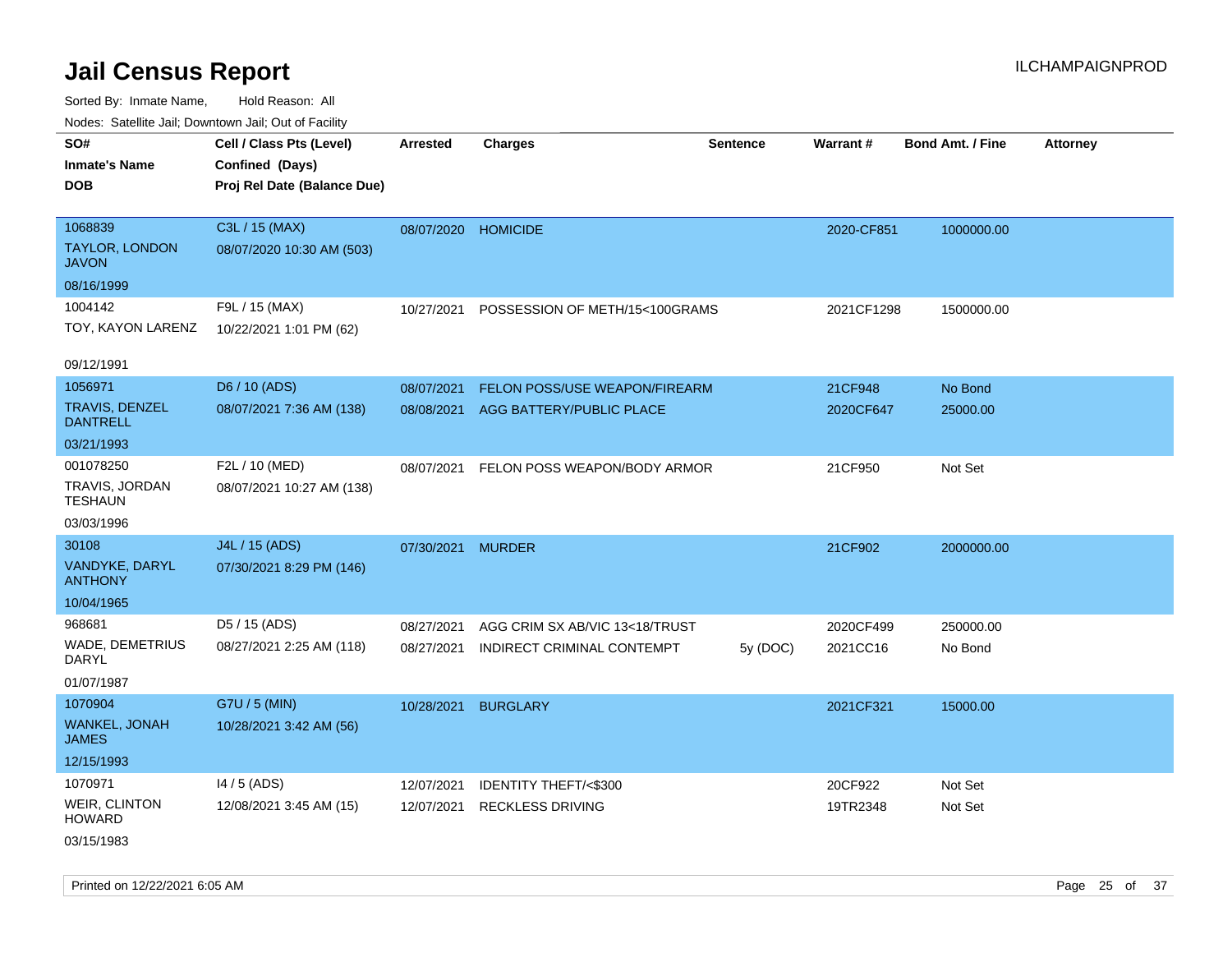# Jail Census Report

ILCHAMPAIGNPROD

Sorted By: Inmate Name, Hold Reason: All

Nodes: Satellite Jail; Downtown Jail; Out of Facility

| SO# / Inmate's Name / DOB | Cell / Class Pts (Level) / Confined (Days) / Proj Rel Date (Balance Due) | Arrested | Charges | Sentence | Warrant # | Bond Amt. / Fine | Attorney |
|---|---|---|---|---|---|---|---|
| 1068839 TAYLOR, LONDON JAVON 08/16/1999 | C3L / 15 (MAX) 08/07/2020 10:30 AM (503) | 08/07/2020 | HOMICIDE | | 2020-CF851 | 1000000.00 | |
| 1004142 TOY, KAYON LARENZ 09/12/1991 | F9L / 15 (MAX) 10/22/2021 1:01 PM (62) | 10/27/2021 | POSSESSION OF METH/15<100GRAMS | | 2021CF1298 | 1500000.00 | |
| 1056971 TRAVIS, DENZEL DANTRELL 03/21/1993 | D6 / 10 (ADS) 08/07/2021 7:36 AM (138) | 08/07/2021 | FELON POSS/USE WEAPON/FIREARM | | 21CF948 | No Bond | |
| | | 08/08/2021 | AGG BATTERY/PUBLIC PLACE | | 2020CF647 | 25000.00 | |
| 001078250 TRAVIS, JORDAN TESHAUN 03/03/1996 | F2L / 10 (MED) 08/07/2021 10:27 AM (138) | 08/07/2021 | FELON POSS WEAPON/BODY ARMOR | | 21CF950 | Not Set | |
| 30108 VANDYKE, DARYL ANTHONY 10/04/1965 | J4L / 15 (ADS) 07/30/2021 8:29 PM (146) | 07/30/2021 | MURDER | | 21CF902 | 2000000.00 | |
| 968681 WADE, DEMETRIUS DARYL 01/07/1987 | D5 / 15 (ADS) 08/27/2021 2:25 AM (118) | 08/27/2021 | AGG CRIM SX AB/VIC 13<18/TRUST | | 2020CF499 | 250000.00 | |
| | | 08/27/2021 | INDIRECT CRIMINAL CONTEMPT | 5y (DOC) | 2021CC16 | No Bond | |
| 1070904 WANKEL, JONAH JAMES 12/15/1993 | G7U / 5 (MIN) 10/28/2021 3:42 AM (56) | 10/28/2021 | BURGLARY | | 2021CF321 | 15000.00 | |
| 1070971 WEIR, CLINTON HOWARD 03/15/1983 | I4 / 5 (ADS) 12/08/2021 3:45 AM (15) | 12/07/2021 | IDENTITY THEFT/<$300 | | 20CF922 | Not Set | |
| | | 12/07/2021 | RECKLESS DRIVING | | 19TR2348 | Not Set | |

Printed on 12/22/2021 6:05 AM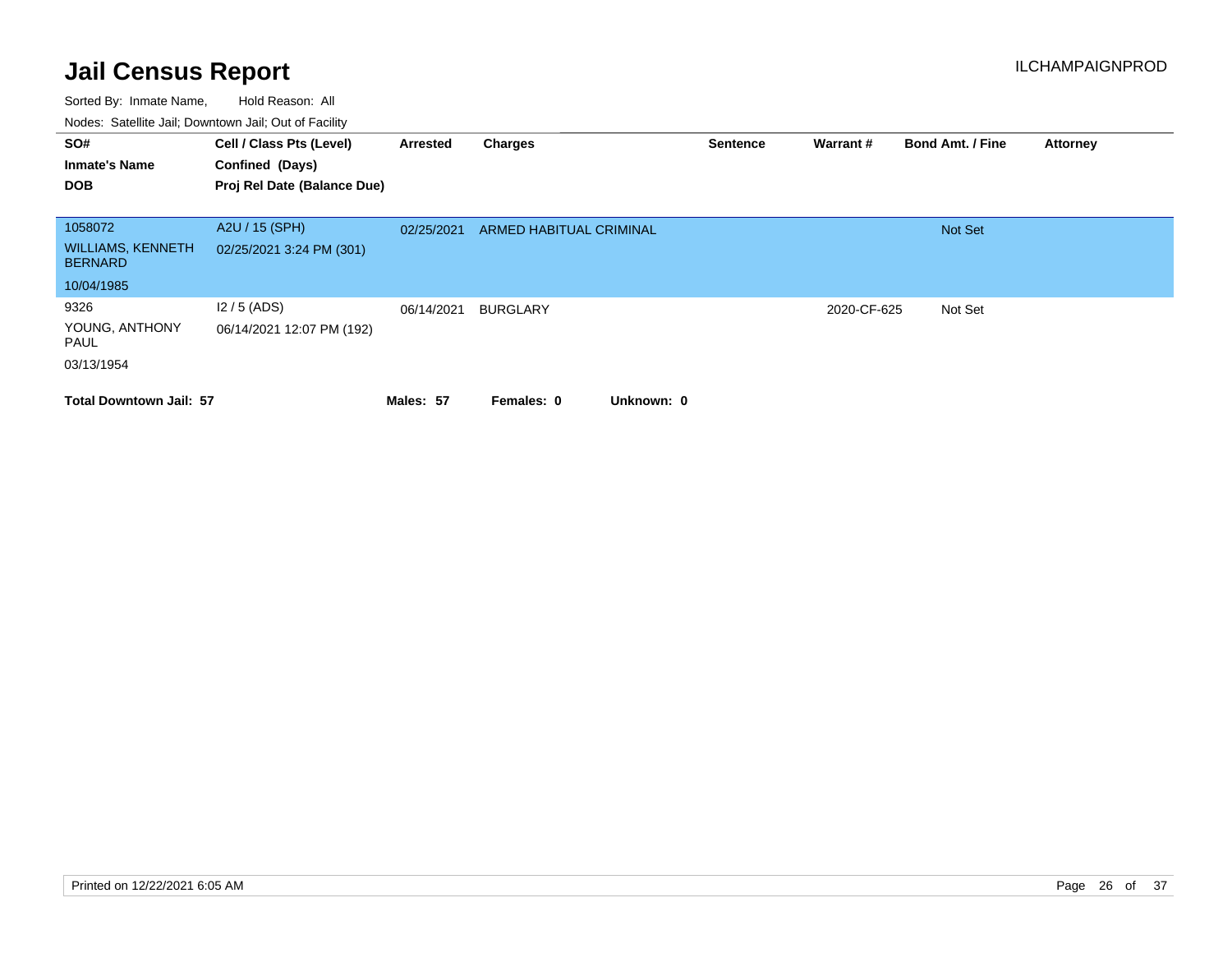# Jail Census Report

ILCHAMPAIGNPROD

Sorted By: Inmate Name, Hold Reason: All

Nodes: Satellite Jail; Downtown Jail; Out of Facility

| SO# / Inmate's Name / DOB | Cell / Class Pts (Level) / Confined (Days) / Proj Rel Date (Balance Due) | Arrested | Charges | Sentence | Warrant # | Bond Amt. / Fine | Attorney |
|---|---|---|---|---|---|---|---|
| 1058072 WILLIAMS, KENNETH BERNARD 10/04/1985 | A2U / 15 (SPH) 02/25/2021 3:24 PM (301) | 02/25/2021 | ARMED HABITUAL CRIMINAL | | | Not Set | |
| 9326 YOUNG, ANTHONY PAUL 03/13/1954 | I2 / 5 (ADS) 06/14/2021 12:07 PM (192) | 06/14/2021 | BURGLARY | | 2020-CF-625 | Not Set | |

**Total Downtown Jail: 57** **Males: 57** **Females: 0** **Unknown: 0**

Printed on 12/22/2021 6:05 AM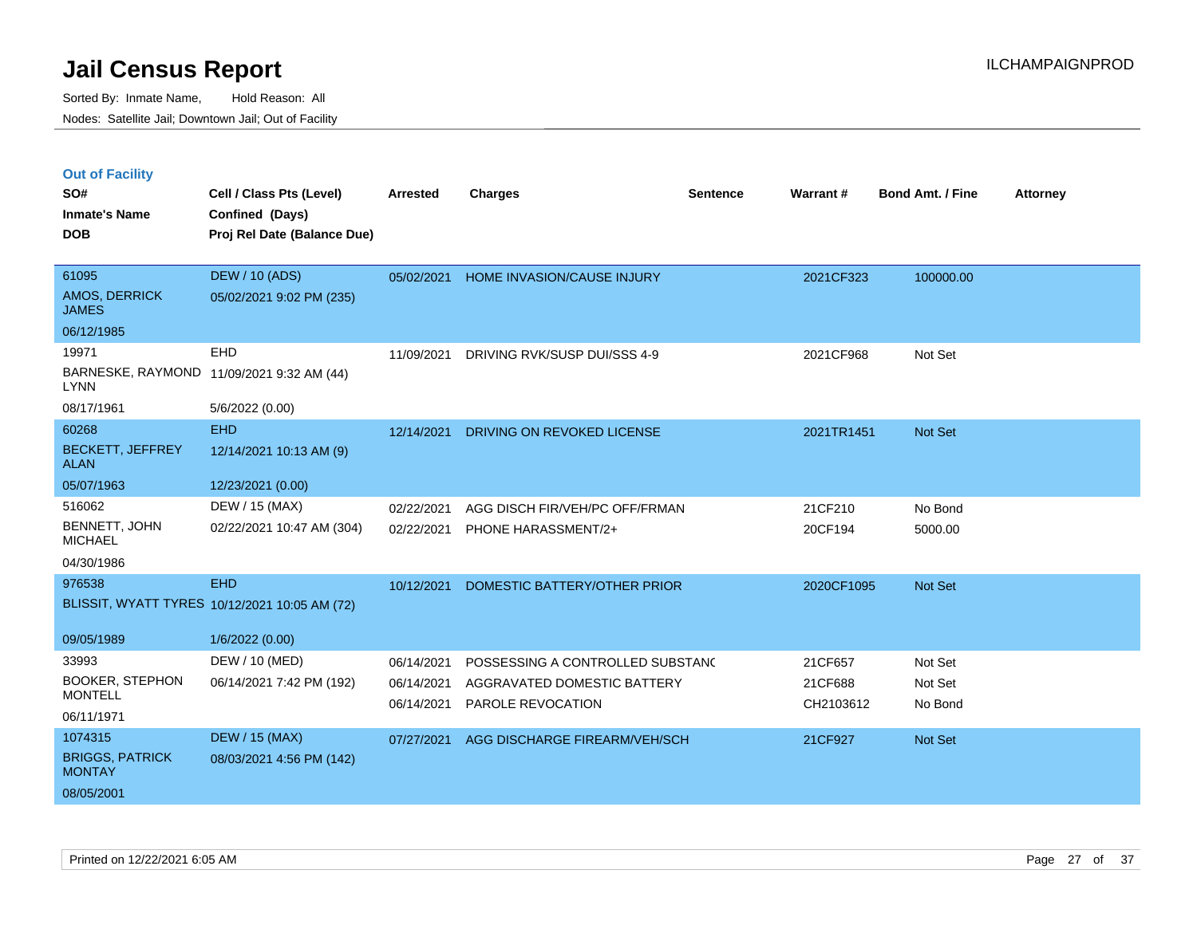# Jail Census Report

Sorted By: Inmate Name, Hold Reason: All

Nodes: Satellite Jail; Downtown Jail; Out of Facility

ILCHAMPAIGNPROD

## Out of Facility

| SO# / Inmate's Name / DOB | Cell / Class Pts (Level) / Confined (Days) / Proj Rel Date (Balance Due) | Arrested | Charges | Sentence | Warrant # | Bond Amt. / Fine | Attorney |
|---|---|---|---|---|---|---|---|
| 61095<br>AMOS, DERRICK JAMES<br>06/12/1985 | DEW / 10 (ADS)<br>05/02/2021 9:02 PM (235) | 05/02/2021 | HOME INVASION/CAUSE INJURY | | 2021CF323 | 100000.00 | |
| 19971<br>BARNESKE, RAYMOND LYNN<br>08/17/1961 | EHD<br>11/09/2021 9:32 AM (44)<br>5/6/2022 (0.00) | 11/09/2021 | DRIVING RVK/SUSP DUI/SSS 4-9 | | 2021CF968 | Not Set | |
| 60268<br>BECKETT, JEFFREY ALAN<br>05/07/1963 | EHD<br>12/14/2021 10:13 AM (9)<br>12/23/2021 (0.00) | 12/14/2021 | DRIVING ON REVOKED LICENSE | | 2021TR1451 | Not Set | |
| 516062<br>BENNETT, JOHN MICHAEL<br>04/30/1986 | DEW / 15 (MAX)<br>02/22/2021 10:47 AM (304) | 02/22/2021<br>02/22/2021 | AGG DISCH FIR/VEH/PC OFF/FRMAN<br>PHONE HARASSMENT/2+ | | 21CF210<br>20CF194 | No Bond<br>5000.00 | |
| 976538<br>BLISSIT, WYATT TYRES<br>09/05/1989 | EHD<br>10/12/2021 10:05 AM (72)<br>1/6/2022 (0.00) | 10/12/2021 | DOMESTIC BATTERY/OTHER PRIOR | | 2020CF1095 | Not Set | |
| 33993<br>BOOKER, STEPHON MONTELL<br>06/11/1971 | DEW / 10 (MED)<br>06/14/2021 7:42 PM (192) | 06/14/2021<br>06/14/2021<br>06/14/2021 | POSSESSING A CONTROLLED SUBSTANC<br>AGGRAVATED DOMESTIC BATTERY<br>PAROLE REVOCATION | | 21CF657<br>21CF688<br>CH2103612 | Not Set<br>Not Set<br>No Bond | |
| 1074315<br>BRIGGS, PATRICK MONTAY<br>08/05/2001 | DEW / 15 (MAX)<br>08/03/2021 4:56 PM (142) | 07/27/2021 | AGG DISCHARGE FIREARM/VEH/SCH | | 21CF927 | Not Set | |

Printed on 12/22/2021 6:05 AM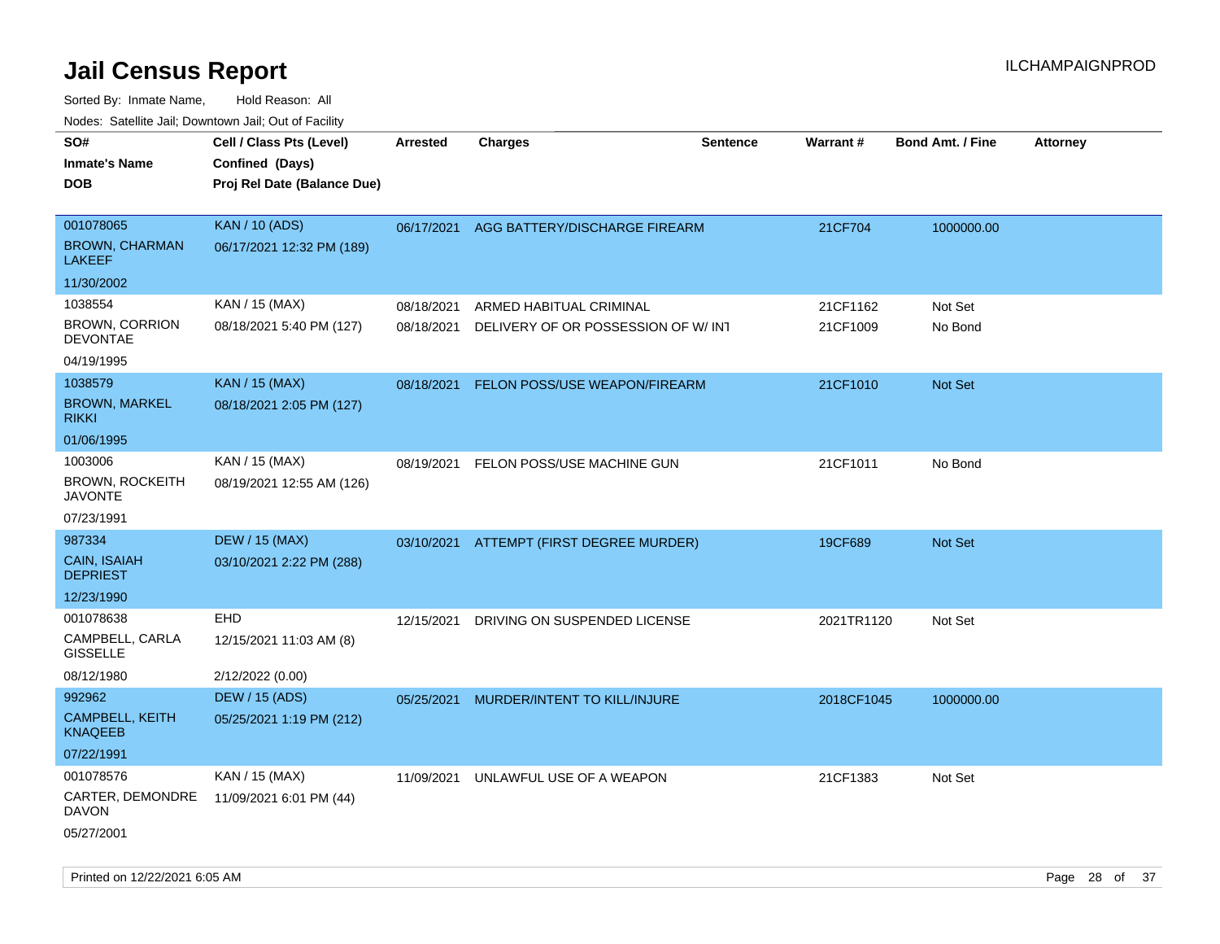# Jail Census Report

ILCHAMPAIGNPROD

Sorted By: Inmate Name, Hold Reason: All

Nodes: Satellite Jail; Downtown Jail; Out of Facility

| SO# / Inmate's Name / DOB | Cell / Class Pts (Level) / Confined (Days) / Proj Rel Date (Balance Due) | Arrested | Charges | Sentence | Warrant # | Bond Amt. / Fine | Attorney |
|---|---|---|---|---|---|---|---|
| 001078065<br>BROWN, CHARMAN LAKEEF<br>11/30/2002 | KAN / 10 (ADS)<br>06/17/2021 12:32 PM (189) | 06/17/2021 | AGG BATTERY/DISCHARGE FIREARM | | 21CF704 | 1000000.00 | |
| 1038554<br>BROWN, CORRION DEVONTAE<br>04/19/1995 | KAN / 15 (MAX)<br>08/18/2021 5:40 PM (127) | 08/18/2021<br>08/18/2021 | ARMED HABITUAL CRIMINAL<br>DELIVERY OF OR POSSESSION OF W/ INT | | 21CF1162<br>21CF1009 | Not Set<br>No Bond | |
| 1038579<br>BROWN, MARKEL RIKKI<br>01/06/1995 | KAN / 15 (MAX)<br>08/18/2021 2:05 PM (127) | 08/18/2021 | FELON POSS/USE WEAPON/FIREARM | | 21CF1010 | Not Set | |
| 1003006<br>BROWN, ROCKEITH JAVONTE<br>07/23/1991 | KAN / 15 (MAX)<br>08/19/2021 12:55 AM (126) | 08/19/2021 | FELON POSS/USE MACHINE GUN | | 21CF1011 | No Bond | |
| 987334<br>CAIN, ISAIAH DEPRIEST<br>12/23/1990 | DEW / 15 (MAX)<br>03/10/2021 2:22 PM (288) | 03/10/2021 | ATTEMPT (FIRST DEGREE MURDER) | | 19CF689 | Not Set | |
| 001078638<br>CAMPBELL, CARLA GISSELLE<br>08/12/1980 | EHD<br>12/15/2021 11:03 AM (8)<br>2/12/2022 (0.00) | 12/15/2021 | DRIVING ON SUSPENDED LICENSE | | 2021TR1120 | Not Set | |
| 992962<br>CAMPBELL, KEITH KNAQEEB<br>07/22/1991 | DEW / 15 (ADS)<br>05/25/2021 1:19 PM (212) | 05/25/2021 | MURDER/INTENT TO KILL/INJURE | | 2018CF1045 | 1000000.00 | |
| 001078576<br>CARTER, DEMONDRE DAVON<br>05/27/2001 | KAN / 15 (MAX)<br>11/09/2021 6:01 PM (44) | 11/09/2021 | UNLAWFUL USE OF A WEAPON | | 21CF1383 | Not Set | |

Printed on 12/22/2021 6:05 AM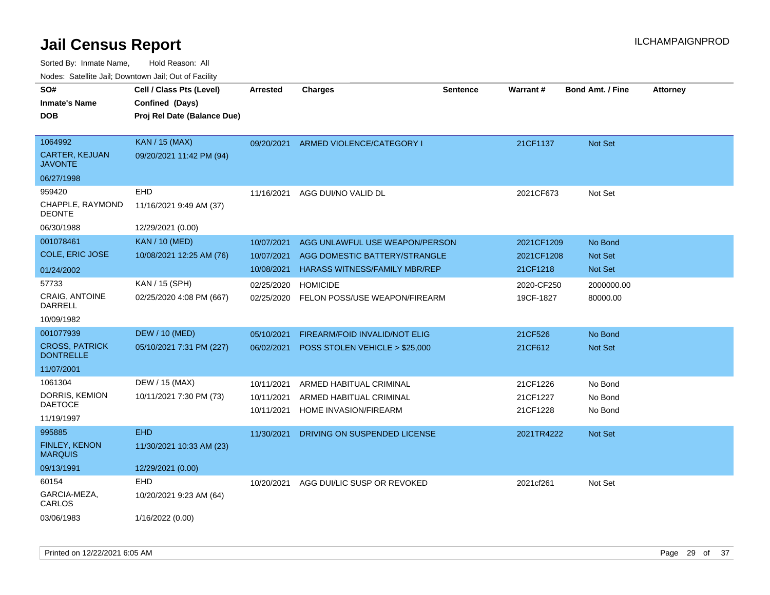# Jail Census Report

ILCHAMPAIGNPROD

Sorted By: Inmate Name, Hold Reason: All

Nodes: Satellite Jail; Downtown Jail; Out of Facility

| SO# / Inmate's Name / DOB | Cell / Class Pts (Level) / Confined (Days) / Proj Rel Date (Balance Due) | Arrested | Charges | Sentence | Warrant # | Bond Amt. / Fine | Attorney |
|---|---|---|---|---|---|---|---|
| 1064992<br>CARTER, KEJUAN JAVONTE<br>06/27/1998 | KAN / 15 (MAX)<br>09/20/2021 11:42 PM (94) | 09/20/2021 | ARMED VIOLENCE/CATEGORY I | | 21CF1137 | Not Set | |
| 959420<br>CHAPPLE, RAYMOND DEONTE<br>06/30/1988 | EHD<br>11/16/2021 9:49 AM (37)<br>12/29/2021 (0.00) | 11/16/2021 | AGG DUI/NO VALID DL | | 2021CF673 | Not Set | |
| 001078461<br>COLE, ERIC JOSE<br>01/24/2002 | KAN / 10 (MED)<br>10/08/2021 12:25 AM (76) | 10/07/2021<br>10/07/2021<br>10/08/2021 | AGG UNLAWFUL USE WEAPON/PERSON<br>AGG DOMESTIC BATTERY/STRANGLE<br>HARASS WITNESS/FAMILY MBR/REP | | 2021CF1209<br>2021CF1208<br>21CF1218 | No Bond<br>Not Set<br>Not Set | |
| 57733<br>CRAIG, ANTOINE DARRELL<br>10/09/1982 | KAN / 15 (SPH)<br>02/25/2020 4:08 PM (667) | 02/25/2020<br>02/25/2020 | HOMICIDE<br>FELON POSS/USE WEAPON/FIREARM | | 2020-CF250<br>19CF-1827 | 2000000.00<br>80000.00 | |
| 001077939<br>CROSS, PATRICK DONTRELLE<br>11/07/2001 | DEW / 10 (MED)<br>05/10/2021 7:31 PM (227) | 05/10/2021<br>06/02/2021 | FIREARM/FOID INVALID/NOT ELIG<br>POSS STOLEN VEHICLE > $25,000 | | 21CF526<br>21CF612 | No Bond<br>Not Set | |
| 1061304<br>DORRIS, KEMION DAETOCE<br>11/19/1997 | DEW / 15 (MAX)<br>10/11/2021 7:30 PM (73) | 10/11/2021<br>10/11/2021<br>10/11/2021 | ARMED HABITUAL CRIMINAL<br>ARMED HABITUAL CRIMINAL<br>HOME INVASION/FIREARM | | 21CF1226<br>21CF1227<br>21CF1228 | No Bond<br>No Bond<br>No Bond | |
| 995885<br>FINLEY, KENON MARQUIS<br>09/13/1991 | EHD<br>11/30/2021 10:33 AM (23)<br>12/29/2021 (0.00) | 11/30/2021 | DRIVING ON SUSPENDED LICENSE | | 2021TR4222 | Not Set | |
| 60154<br>GARCIA-MEZA, CARLOS<br>03/06/1983 | EHD<br>10/20/2021 9:23 AM (64)<br>1/16/2022 (0.00) | 10/20/2021 | AGG DUI/LIC SUSP OR REVOKED | | 2021cf261 | Not Set | |

Printed on 12/22/2021 6:05 AM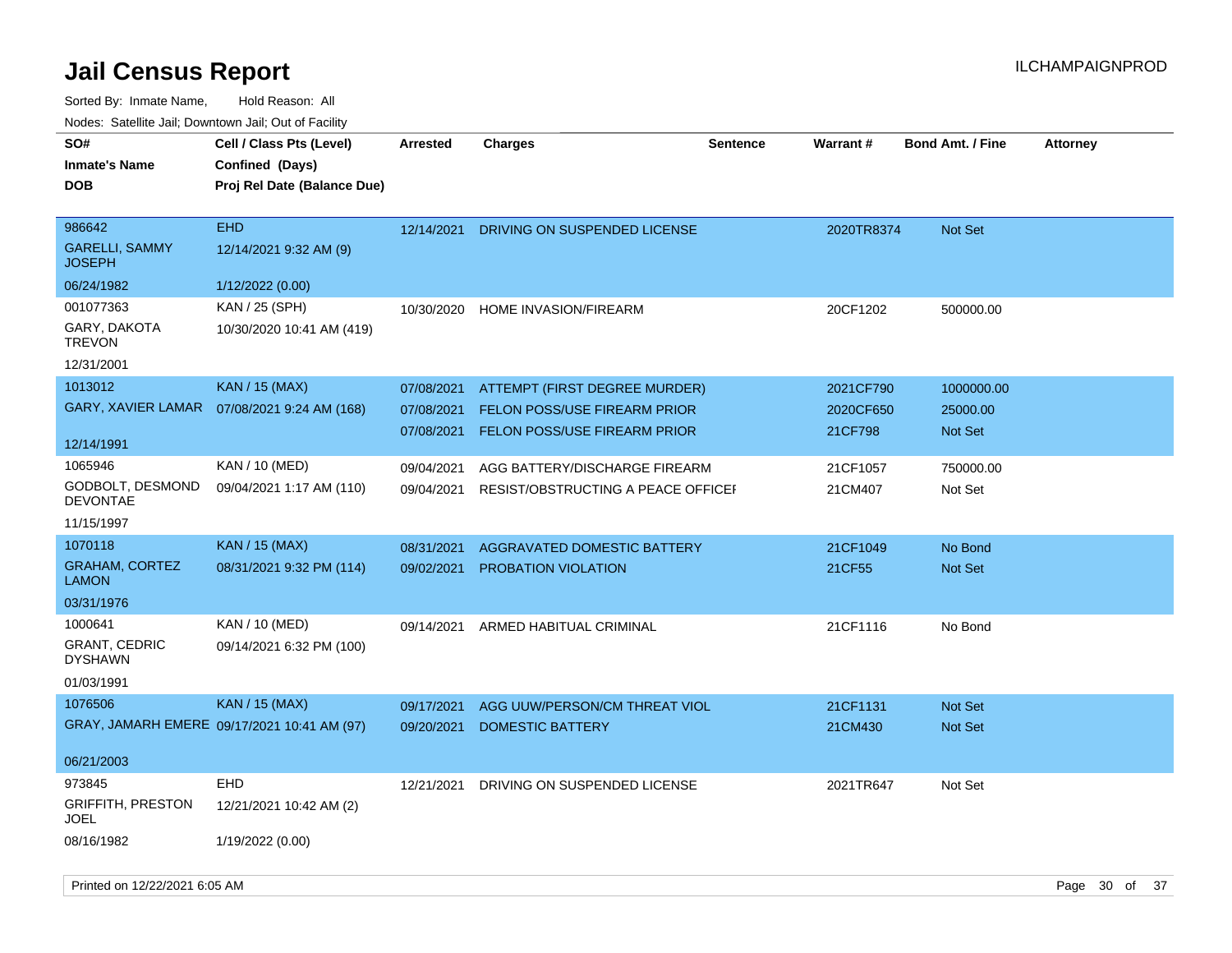# Jail Census Report

Sorted By: Inmate Name, Hold Reason: All

Nodes: Satellite Jail; Downtown Jail; Out of Facility

| SO# / Inmate's Name / DOB | Cell / Class Pts (Level) / Confined (Days) / Proj Rel Date (Balance Due) | Arrested | Charges | Sentence | Warrant # | Bond Amt. / Fine | Attorney |
|---|---|---|---|---|---|---|---|
| 986642 GARELLI, SAMMY JOSEPH 06/24/1982 | EHD 12/14/2021 9:32 AM (9) 1/12/2022 (0.00) | 12/14/2021 | DRIVING ON SUSPENDED LICENSE | | 2020TR8374 | Not Set | |
| 001077363 GARY, DAKOTA TREVON 12/31/2001 | KAN / 25 (SPH) 10/30/2020 10:41 AM (419) | 10/30/2020 | HOME INVASION/FIREARM | | 20CF1202 | 500000.00 | |
| 1013012 GARY, XAVIER LAMAR 12/14/1991 | KAN / 15 (MAX) 07/08/2021 9:24 AM (168) | 07/08/2021 | ATTEMPT (FIRST DEGREE MURDER) | | 2021CF790 | 1000000.00 | |
| | | 07/08/2021 | FELON POSS/USE FIREARM PRIOR | | 2020CF650 | 25000.00 | |
| | | 07/08/2021 | FELON POSS/USE FIREARM PRIOR | | 21CF798 | Not Set | |
| 1065946 GODBOLT, DESMOND DEVONTAE 11/15/1997 | KAN / 10 (MED) 09/04/2021 1:17 AM (110) | 09/04/2021 | AGG BATTERY/DISCHARGE FIREARM | | 21CF1057 | 750000.00 | |
| | | 09/04/2021 | RESIST/OBSTRUCTING A PEACE OFFICEI | | 21CM407 | Not Set | |
| 1070118 GRAHAM, CORTEZ LAMON 03/31/1976 | KAN / 15 (MAX) 08/31/2021 9:32 PM (114) | 08/31/2021 | AGGRAVATED DOMESTIC BATTERY | | 21CF1049 | No Bond | |
| | | 09/02/2021 | PROBATION VIOLATION | | 21CF55 | Not Set | |
| 1000641 GRANT, CEDRIC DYSHAWN 01/03/1991 | KAN / 10 (MED) 09/14/2021 6:32 PM (100) | 09/14/2021 | ARMED HABITUAL CRIMINAL | | 21CF1116 | No Bond | |
| 1076506 GRAY, JAMARH EMERE 06/21/2003 | KAN / 15 (MAX) 09/17/2021 10:41 AM (97) | 09/17/2021 | AGG UUW/PERSON/CM THREAT VIOL | | 21CF1131 | Not Set | |
| | | 09/20/2021 | DOMESTIC BATTERY | | 21CM430 | Not Set | |
| 973845 GRIFFITH, PRESTON JOEL 08/16/1982 | EHD 12/21/2021 10:42 AM (2) 1/19/2022 (0.00) | 12/21/2021 | DRIVING ON SUSPENDED LICENSE | | 2021TR647 | Not Set | |

Printed on 12/22/2021 6:05 AM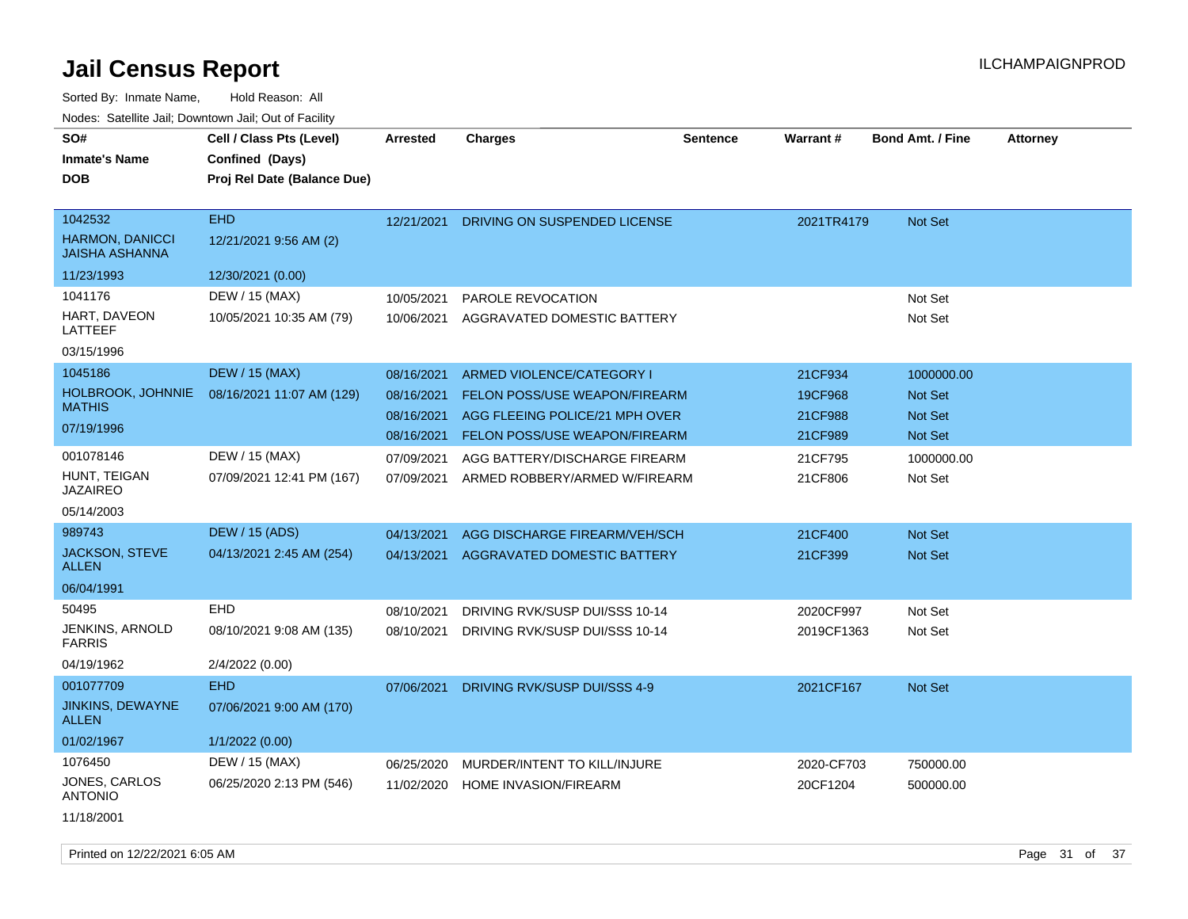# Jail Census Report

ILCHAMPAIGNPROD

Sorted By: Inmate Name, Hold Reason: All

Nodes: Satellite Jail; Downtown Jail; Out of Facility

| SO# / Inmate's Name / DOB | Cell / Class Pts (Level) / Confined (Days) / Proj Rel Date (Balance Due) | Arrested | Charges | Sentence | Warrant # | Bond Amt. / Fine | Attorney |
|---|---|---|---|---|---|---|---|
| 1042532<br>HARMON, DANICCI JAISHA ASHANNA<br>11/23/1993 | EHD<br>12/21/2021 9:56 AM (2)<br>12/30/2021 (0.00) | 12/21/2021 | DRIVING ON SUSPENDED LICENSE | | 2021TR4179 | Not Set | |
| 1041176<br>HART, DAVEON LATTEEF<br>03/15/1996 | DEW / 15 (MAX)<br>10/05/2021 10:35 AM (79) | 10/05/2021<br>10/06/2021 | PAROLE REVOCATION<br>AGGRAVATED DOMESTIC BATTERY | | | Not Set<br>Not Set | |
| 1045186<br>HOLBROOK, JOHNNIE MATHIS<br>07/19/1996 | DEW / 15 (MAX)<br>08/16/2021 11:07 AM (129) | 08/16/2021<br>08/16/2021<br>08/16/2021<br>08/16/2021 | ARMED VIOLENCE/CATEGORY I<br>FELON POSS/USE WEAPON/FIREARM<br>AGG FLEEING POLICE/21 MPH OVER<br>FELON POSS/USE WEAPON/FIREARM | | 21CF934<br>19CF968<br>21CF988<br>21CF989 | 1000000.00<br>Not Set<br>Not Set<br>Not Set | |
| 001078146<br>HUNT, TEIGAN JAZAIREO<br>05/14/2003 | DEW / 15 (MAX)<br>07/09/2021 12:41 PM (167) | 07/09/2021<br>07/09/2021 | AGG BATTERY/DISCHARGE FIREARM<br>ARMED ROBBERY/ARMED W/FIREARM | | 21CF795<br>21CF806 | 1000000.00<br>Not Set | |
| 989743<br>JACKSON, STEVE ALLEN<br>06/04/1991 | DEW / 15 (ADS)<br>04/13/2021 2:45 AM (254) | 04/13/2021<br>04/13/2021 | AGG DISCHARGE FIREARM/VEH/SCH<br>AGGRAVATED DOMESTIC BATTERY | | 21CF400<br>21CF399 | Not Set<br>Not Set | |
| 50495<br>JENKINS, ARNOLD FARRIS<br>04/19/1962 | EHD<br>08/10/2021 9:08 AM (135)<br>2/4/2022 (0.00) | 08/10/2021<br>08/10/2021 | DRIVING RVK/SUSP DUI/SSS 10-14<br>DRIVING RVK/SUSP DUI/SSS 10-14 | | 2020CF997<br>2019CF1363 | Not Set<br>Not Set | |
| 001077709<br>JINKINS, DEWAYNE ALLEN<br>01/02/1967 | EHD<br>07/06/2021 9:00 AM (170)<br>1/1/2022 (0.00) | 07/06/2021 | DRIVING RVK/SUSP DUI/SSS 4-9 | | 2021CF167 | Not Set | |
| 1076450<br>JONES, CARLOS ANTONIO<br>11/18/2001 | DEW / 15 (MAX)<br>06/25/2020 2:13 PM (546) | 06/25/2020<br>11/02/2020 | MURDER/INTENT TO KILL/INJURE<br>HOME INVASION/FIREARM | | 2020-CF703<br>20CF1204 | 750000.00<br>500000.00 | |

Printed on 12/22/2021 6:05 AM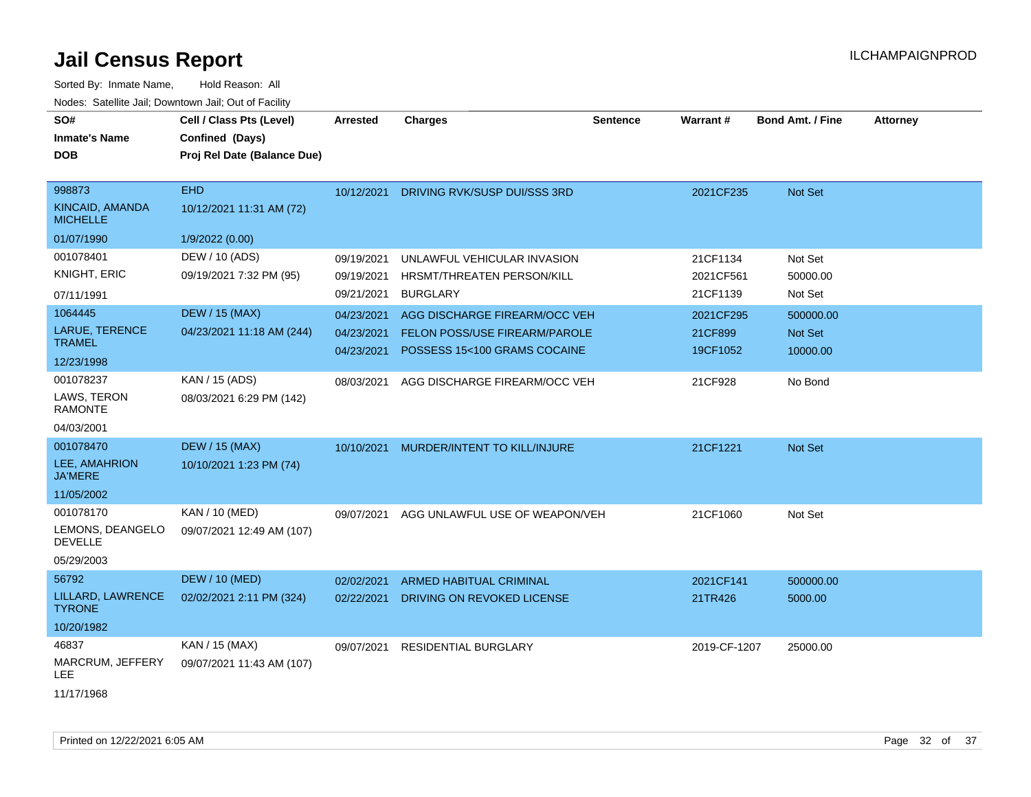# Jail Census Report

Sorted By: Inmate Name, Hold Reason: All

Nodes: Satellite Jail; Downtown Jail; Out of Facility

| SO# / Inmate's Name / DOB | Cell / Class Pts (Level) / Confined (Days) / Proj Rel Date (Balance Due) | Arrested | Charges | Sentence | Warrant # | Bond Amt. / Fine | Attorney |
|---|---|---|---|---|---|---|---|
| 998873<br>KINCAID, AMANDA MICHELLE<br>01/07/1990 | EHD<br>10/12/2021 11:31 AM (72)<br>1/9/2022 (0.00) | 10/12/2021 | DRIVING RVK/SUSP DUI/SSS 3RD | | 2021CF235 | Not Set | |
| 001078401<br>KNIGHT, ERIC<br>07/11/1991 | DEW / 10 (ADS)<br>09/19/2021 7:32 PM (95) | 09/19/2021<br>09/19/2021<br>09/21/2021 | UNLAWFUL VEHICULAR INVASION<br>HRSMT/THREATEN PERSON/KILL<br>BURGLARY | | 21CF1134<br>2021CF561<br>21CF1139 | Not Set<br>50000.00<br>Not Set | |
| 1064445<br>LARUE, TERENCE TRAMEL<br>12/23/1998 | DEW / 15 (MAX)<br>04/23/2021 11:18 AM (244) | 04/23/2021<br>04/23/2021<br>04/23/2021 | AGG DISCHARGE FIREARM/OCC VEH<br>FELON POSS/USE FIREARM/PAROLE<br>POSSESS 15<100 GRAMS COCAINE | | 2021CF295<br>21CF899<br>19CF1052 | 500000.00<br>Not Set<br>10000.00 | |
| 001078237<br>LAWS, TERON RAMONTE<br>04/03/2001 | KAN / 15 (ADS)<br>08/03/2021 6:29 PM (142) | 08/03/2021 | AGG DISCHARGE FIREARM/OCC VEH | | 21CF928 | No Bond | |
| 001078470<br>LEE, AMAHRION JA'MERE<br>11/05/2002 | DEW / 15 (MAX)<br>10/10/2021 1:23 PM (74) | 10/10/2021 | MURDER/INTENT TO KILL/INJURE | | 21CF1221 | Not Set | |
| 001078170<br>LEMONS, DEANGELO DEVELLE<br>05/29/2003 | KAN / 10 (MED)<br>09/07/2021 12:49 AM (107) | 09/07/2021 | AGG UNLAWFUL USE OF WEAPON/VEH | | 21CF1060 | Not Set | |
| 56792<br>LILLARD, LAWRENCE TYRONE<br>10/20/1982 | DEW / 10 (MED)<br>02/02/2021 2:11 PM (324) | 02/02/2021<br>02/22/2021 | ARMED HABITUAL CRIMINAL<br>DRIVING ON REVOKED LICENSE | | 2021CF141<br>21TR426 | 500000.00<br>5000.00 | |
| 46837<br>MARCRUM, JEFFERY LEE<br>11/17/1968 | KAN / 15 (MAX)<br>09/07/2021 11:43 AM (107) | 09/07/2021 | RESIDENTIAL BURGLARY | | 2019-CF-1207 | 25000.00 | |

Printed on 12/22/2021 6:05 AM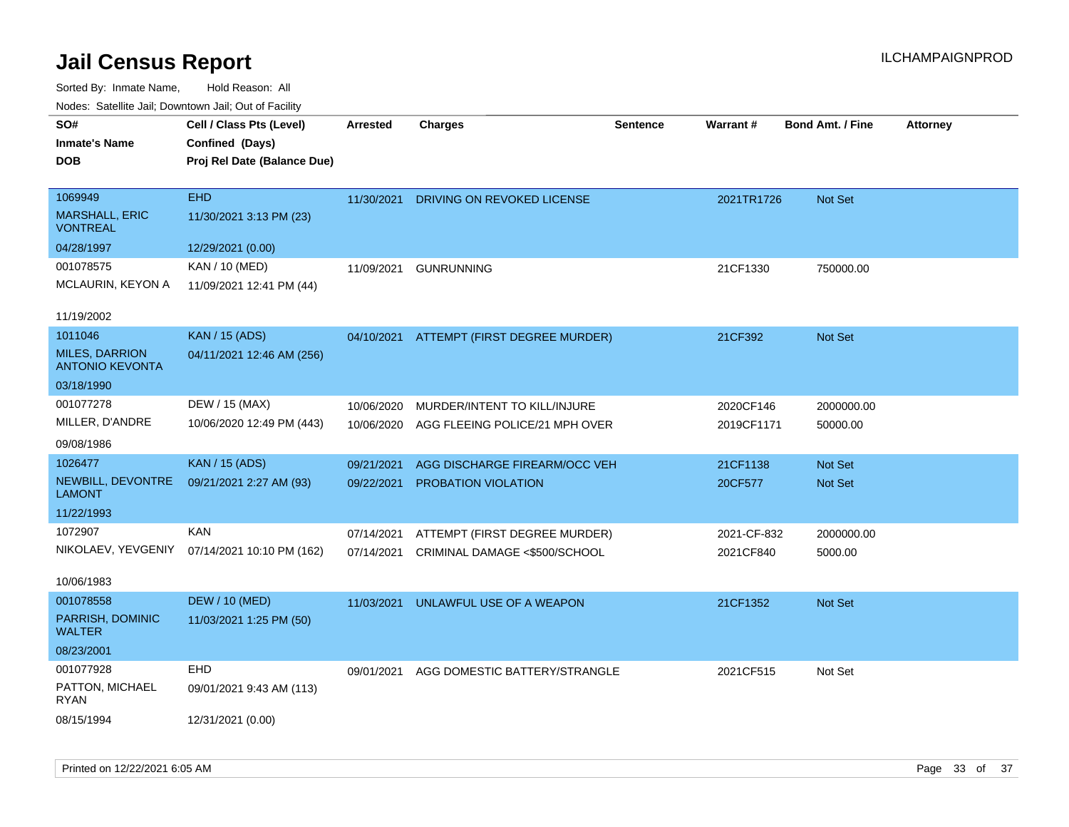# Jail Census Report

Sorted By: Inmate Name, Hold Reason: All

Nodes: Satellite Jail; Downtown Jail; Out of Facility

| SO# / Inmate's Name / DOB | Cell / Class Pts (Level) / Confined (Days) / Proj Rel Date (Balance Due) | Arrested | Charges | Sentence | Warrant # | Bond Amt. / Fine | Attorney |
|---|---|---|---|---|---|---|---|
| 1069949<br>MARSHALL, ERIC VONTREAL<br>04/28/1997 | EHD<br>11/30/2021 3:13 PM (23)<br>12/29/2021 (0.00) | 11/30/2021 | DRIVING ON REVOKED LICENSE | | 2021TR1726 | Not Set | |
| 001078575<br>MCLAURIN, KEYON A<br>11/19/2002 | KAN / 10 (MED)<br>11/09/2021 12:41 PM (44) | 11/09/2021 | GUNRUNNING | | 21CF1330 | 750000.00 | |
| 1011046<br>MILES, DARRION ANTONIO KEVONTA<br>03/18/1990 | KAN / 15 (ADS)<br>04/11/2021 12:46 AM (256) | 04/10/2021 | ATTEMPT (FIRST DEGREE MURDER) | | 21CF392 | Not Set | |
| 001077278<br>MILLER, D'ANDRE<br>09/08/1986 | DEW / 15 (MAX)<br>10/06/2020 12:49 PM (443) | 10/06/2020<br>10/06/2020 | MURDER/INTENT TO KILL/INJURE<br>AGG FLEEING POLICE/21 MPH OVER | | 2020CF146<br>2019CF1171 | 2000000.00<br>50000.00 | |
| 1026477<br>NEWBILL, DEVONTRE LAMONT<br>11/22/1993 | KAN / 15 (ADS)<br>09/21/2021 2:27 AM (93) | 09/21/2021<br>09/22/2021 | AGG DISCHARGE FIREARM/OCC VEH<br>PROBATION VIOLATION | | 21CF1138<br>20CF577 | Not Set<br>Not Set | |
| 1072907<br>NIKOLAEV, YEVGENIY<br>10/06/1983 | KAN<br>07/14/2021 10:10 PM (162) | 07/14/2021<br>07/14/2021 | ATTEMPT (FIRST DEGREE MURDER)<br>CRIMINAL DAMAGE <$500/SCHOOL | | 2021-CF-832<br>2021CF840 | 2000000.00<br>5000.00 | |
| 001078558<br>PARRISH, DOMINIC WALTER<br>08/23/2001 | DEW / 10 (MED)<br>11/03/2021 1:25 PM (50) | 11/03/2021 | UNLAWFUL USE OF A WEAPON | | 21CF1352 | Not Set | |
| 001077928<br>PATTON, MICHAEL RYAN<br>08/15/1994 | EHD<br>09/01/2021 9:43 AM (113)<br>12/31/2021 (0.00) | 09/01/2021 | AGG DOMESTIC BATTERY/STRANGLE | | 2021CF515 | Not Set | |

Printed on 12/22/2021 6:05 AM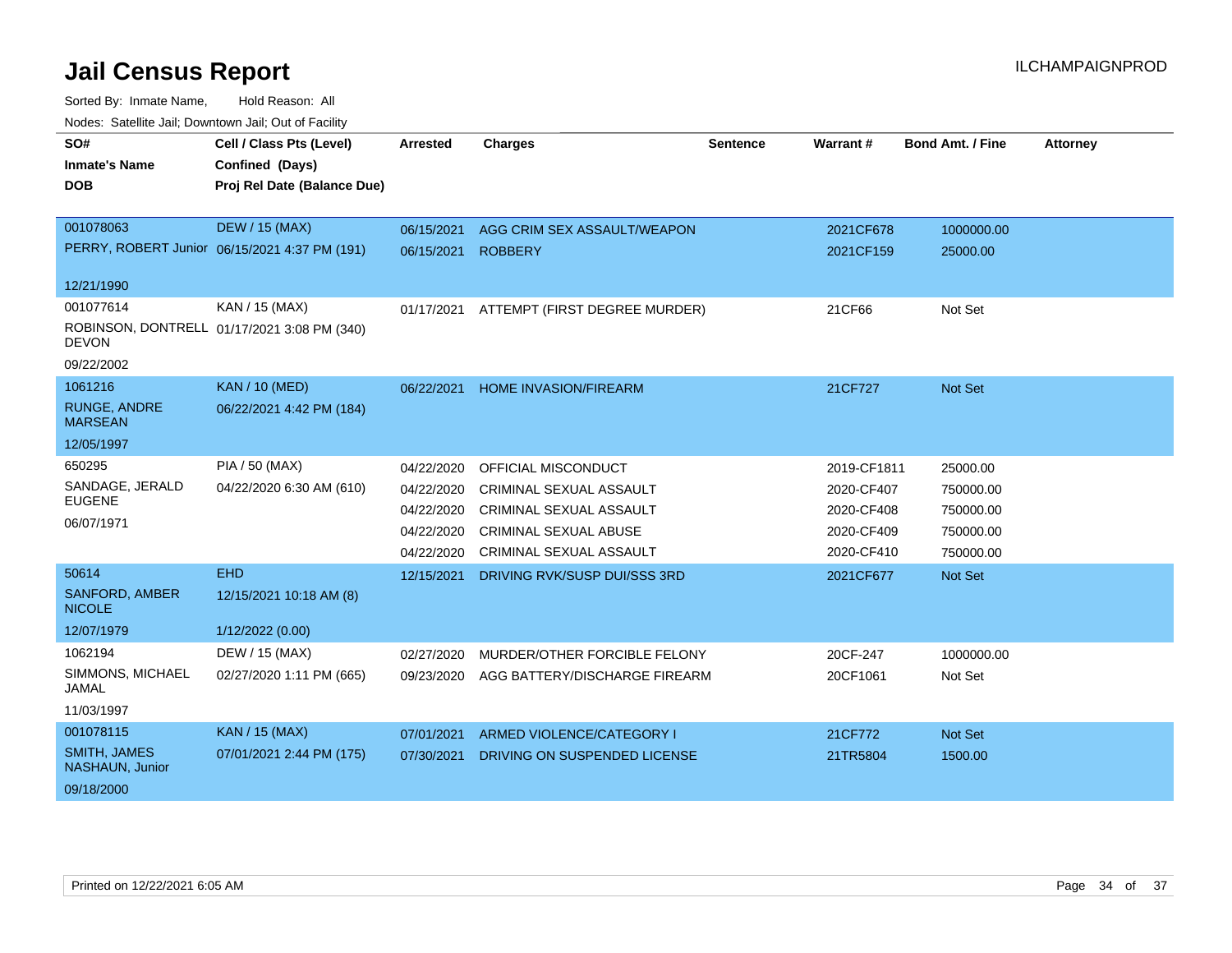# Jail Census Report

ILCHAMPAIGNPROD

Sorted By: Inmate Name, Hold Reason: All

Nodes: Satellite Jail; Downtown Jail; Out of Facility

| SO# / Inmate's Name / DOB | Cell / Class Pts (Level) / Confined (Days) / Proj Rel Date (Balance Due) | Arrested | Charges | Sentence | Warrant # | Bond Amt. / Fine | Attorney |
|---|---|---|---|---|---|---|---|
| 001078063<br>PERRY, ROBERT Junior<br>12/21/1990 | DEW / 15 (MAX)<br>06/15/2021 4:37 PM (191) | 06/15/2021 | AGG CRIM SEX ASSAULT/WEAPON | | 2021CF678 | 1000000.00 | |
| | | 06/15/2021 | ROBBERY | | 2021CF159 | 25000.00 | |
| 001077614<br>ROBINSON, DONTRELL DEVON<br>09/22/2002 | KAN / 15 (MAX)<br>01/17/2021 3:08 PM (340) | 01/17/2021 | ATTEMPT (FIRST DEGREE MURDER) | | 21CF66 | Not Set | |
| 1061216<br>RUNGE, ANDRE MARSEAN<br>12/05/1997 | KAN / 10 (MED)<br>06/22/2021 4:42 PM (184) | 06/22/2021 | HOME INVASION/FIREARM | | 21CF727 | Not Set | |
| 650295<br>SANDAGE, JERALD EUGENE<br>06/07/1971 | PIA / 50 (MAX)<br>04/22/2020 6:30 AM (610) | 04/22/2020 | OFFICIAL MISCONDUCT | | 2019-CF1811 | 25000.00 | |
| | | 04/22/2020 | CRIMINAL SEXUAL ASSAULT | | 2020-CF407 | 750000.00 | |
| | | 04/22/2020 | CRIMINAL SEXUAL ASSAULT | | 2020-CF408 | 750000.00 | |
| | | 04/22/2020 | CRIMINAL SEXUAL ABUSE | | 2020-CF409 | 750000.00 | |
| | | 04/22/2020 | CRIMINAL SEXUAL ASSAULT | | 2020-CF410 | 750000.00 | |
| 50614<br>SANFORD, AMBER NICOLE<br>12/07/1979 | EHD<br>12/15/2021 10:18 AM (8)<br>1/12/2022 (0.00) | 12/15/2021 | DRIVING RVK/SUSP DUI/SSS 3RD | | 2021CF677 | Not Set | |
| 1062194<br>SIMMONS, MICHAEL JAMAL<br>11/03/1997 | DEW / 15 (MAX)<br>02/27/2020 1:11 PM (665) | 02/27/2020 | MURDER/OTHER FORCIBLE FELONY | | 20CF-247 | 1000000.00 | |
| | | 09/23/2020 | AGG BATTERY/DISCHARGE FIREARM | | 20CF1061 | Not Set | |
| 001078115<br>SMITH, JAMES NASHAUN, Junior<br>09/18/2000 | KAN / 15 (MAX)<br>07/01/2021 2:44 PM (175) | 07/01/2021 | ARMED VIOLENCE/CATEGORY I | | 21CF772 | Not Set | |
| | | 07/30/2021 | DRIVING ON SUSPENDED LICENSE | | 21TR5804 | 1500.00 | |

Printed on 12/22/2021 6:05 AM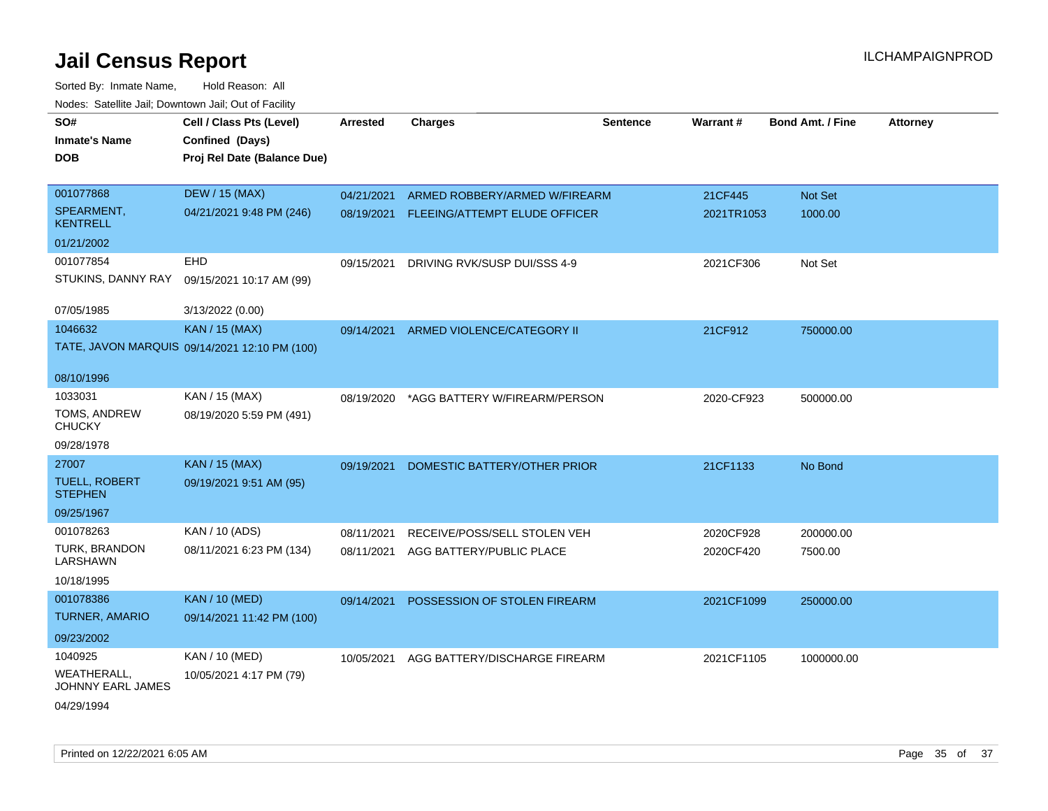# Jail Census Report

ILCHAMPAIGNPROD

Sorted By: Inmate Name, Hold Reason: All

Nodes: Satellite Jail; Downtown Jail; Out of Facility

| SO#<br>Inmate's Name<br>DOB | Cell / Class Pts (Level)<br>Confined (Days)<br>Proj Rel Date (Balance Due) | Arrested | Charges | Sentence | Warrant # | Bond Amt. / Fine | Attorney |
|---|---|---|---|---|---|---|---|
| 001077868<br>SPEARMENT, KENTRELL<br>01/21/2002 | DEW / 15 (MAX)<br>04/21/2021 9:48 PM (246) | 04/21/2021<br>08/19/2021 | ARMED ROBBERY/ARMED W/FIREARM<br>FLEEING/ATTEMPT ELUDE OFFICER | | 21CF445<br>2021TR1053 | Not Set<br>1000.00 | |
| 001077854<br>STUKINS, DANNY RAY<br>07/05/1985 | EHD<br>09/15/2021 10:17 AM (99)<br>3/13/2022 (0.00) | 09/15/2021 | DRIVING RVK/SUSP DUI/SSS 4-9 | | 2021CF306 | Not Set | |
| 1046632<br>TATE, JAVON MARQUIS<br>08/10/1996 | KAN / 15 (MAX)<br>09/14/2021 12:10 PM (100) | 09/14/2021 | ARMED VIOLENCE/CATEGORY II | | 21CF912 | 750000.00 | |
| 1033031<br>TOMS, ANDREW CHUCKY<br>09/28/1978 | KAN / 15 (MAX)<br>08/19/2020 5:59 PM (491) | 08/19/2020 | *AGG BATTERY W/FIREARM/PERSON | | 2020-CF923 | 500000.00 | |
| 27007<br>TUELL, ROBERT STEPHEN<br>09/25/1967 | KAN / 15 (MAX)<br>09/19/2021 9:51 AM (95) | 09/19/2021 | DOMESTIC BATTERY/OTHER PRIOR | | 21CF1133 | No Bond | |
| 001078263<br>TURK, BRANDON LARSHAWN<br>10/18/1995 | KAN / 10 (ADS)<br>08/11/2021 6:23 PM (134) | 08/11/2021<br>08/11/2021 | RECEIVE/POSS/SELL STOLEN VEH<br>AGG BATTERY/PUBLIC PLACE | | 2020CF928<br>2020CF420 | 200000.00<br>7500.00 | |
| 001078386<br>TURNER, AMARIO<br>09/23/2002 | KAN / 10 (MED)<br>09/14/2021 11:42 PM (100) | 09/14/2021 | POSSESSION OF STOLEN FIREARM | | 2021CF1099 | 250000.00 | |
| 1040925<br>WEATHERALL, JOHNNY EARL JAMES<br>04/29/1994 | KAN / 10 (MED)<br>10/05/2021 4:17 PM (79) | 10/05/2021 | AGG BATTERY/DISCHARGE FIREARM | | 2021CF1105 | 1000000.00 | |

Printed on 12/22/2021 6:05 AM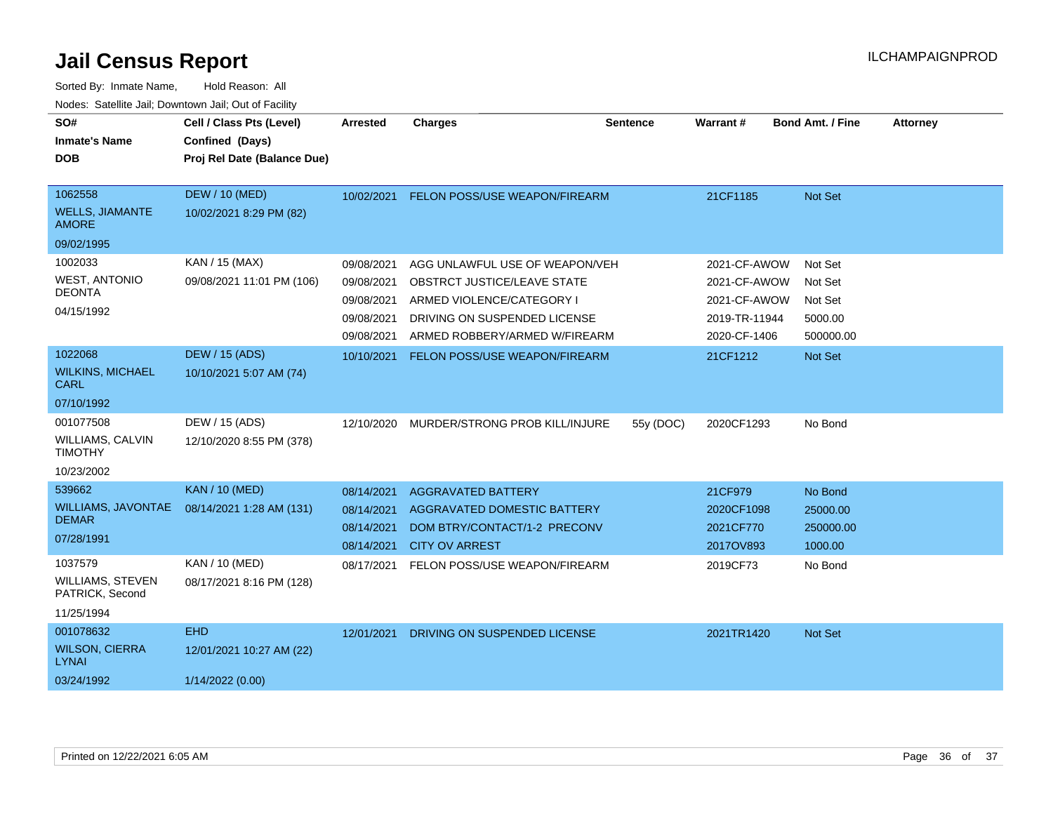# Jail Census Report

ILCHAMPAIGNPROD

Sorted By: Inmate Name, Hold Reason: All

Nodes: Satellite Jail; Downtown Jail; Out of Facility

| SO# / Inmate's Name / DOB | Cell / Class Pts (Level) / Confined (Days) / Proj Rel Date (Balance Due) | Arrested | Charges | Sentence | Warrant # | Bond Amt. / Fine | Attorney |
|---|---|---|---|---|---|---|---|
| 1062558<br>WELLS, JIAMANTE AMORE<br>09/02/1995 | DEW / 10 (MED)<br>10/02/2021 8:29 PM (82) | 10/02/2021 | FELON POSS/USE WEAPON/FIREARM | | 21CF1185 | Not Set | |
| 1002033<br>WEST, ANTONIO DEONTA<br>04/15/1992 | KAN / 15 (MAX)<br>09/08/2021 11:01 PM (106) | 09/08/2021 | AGG UNLAWFUL USE OF WEAPON/VEH | | 2021-CF-AWOW | Not Set | |
| | | 09/08/2021 | OBSTRCT JUSTICE/LEAVE STATE | | 2021-CF-AWOW | Not Set | |
| | | 09/08/2021 | ARMED VIOLENCE/CATEGORY I | | 2021-CF-AWOW | Not Set | |
| | | 09/08/2021 | DRIVING ON SUSPENDED LICENSE | | 2019-TR-11944 | 5000.00 | |
| | | 09/08/2021 | ARMED ROBBERY/ARMED W/FIREARM | | 2020-CF-1406 | 500000.00 | |
| 1022068<br>WILKINS, MICHAEL CARL<br>07/10/1992 | DEW / 15 (ADS)<br>10/10/2021 5:07 AM (74) | 10/10/2021 | FELON POSS/USE WEAPON/FIREARM | | 21CF1212 | Not Set | |
| 001077508<br>WILLIAMS, CALVIN TIMOTHY<br>10/23/2002 | DEW / 15 (ADS)<br>12/10/2020 8:55 PM (378) | 12/10/2020 | MURDER/STRONG PROB KILL/INJURE | 55y (DOC) | 2020CF1293 | No Bond | |
| 539662<br>WILLIAMS, JAVONTAE DEMAR<br>07/28/1991 | KAN / 10 (MED)<br>08/14/2021 1:28 AM (131) | 08/14/2021 | AGGRAVATED BATTERY | | 21CF979 | No Bond | |
| | | 08/14/2021 | AGGRAVATED DOMESTIC BATTERY | | 2020CF1098 | 25000.00 | |
| | | 08/14/2021 | DOM BTRY/CONTACT/1-2 PRECONV | | 2021CF770 | 250000.00 | |
| | | 08/14/2021 | CITY OV ARREST | | 2017OV893 | 1000.00 | |
| 1037579<br>WILLIAMS, STEVEN PATRICK, Second<br>11/25/1994 | KAN / 10 (MED)<br>08/17/2021 8:16 PM (128) | 08/17/2021 | FELON POSS/USE WEAPON/FIREARM | | 2019CF73 | No Bond | |
| 001078632<br>WILSON, CIERRA LYNAI<br>03/24/1992 | EHD<br>12/01/2021 10:27 AM (22)<br>1/14/2022 (0.00) | 12/01/2021 | DRIVING ON SUSPENDED LICENSE | | 2021TR1420 | Not Set | |

Printed on 12/22/2021 6:05 AM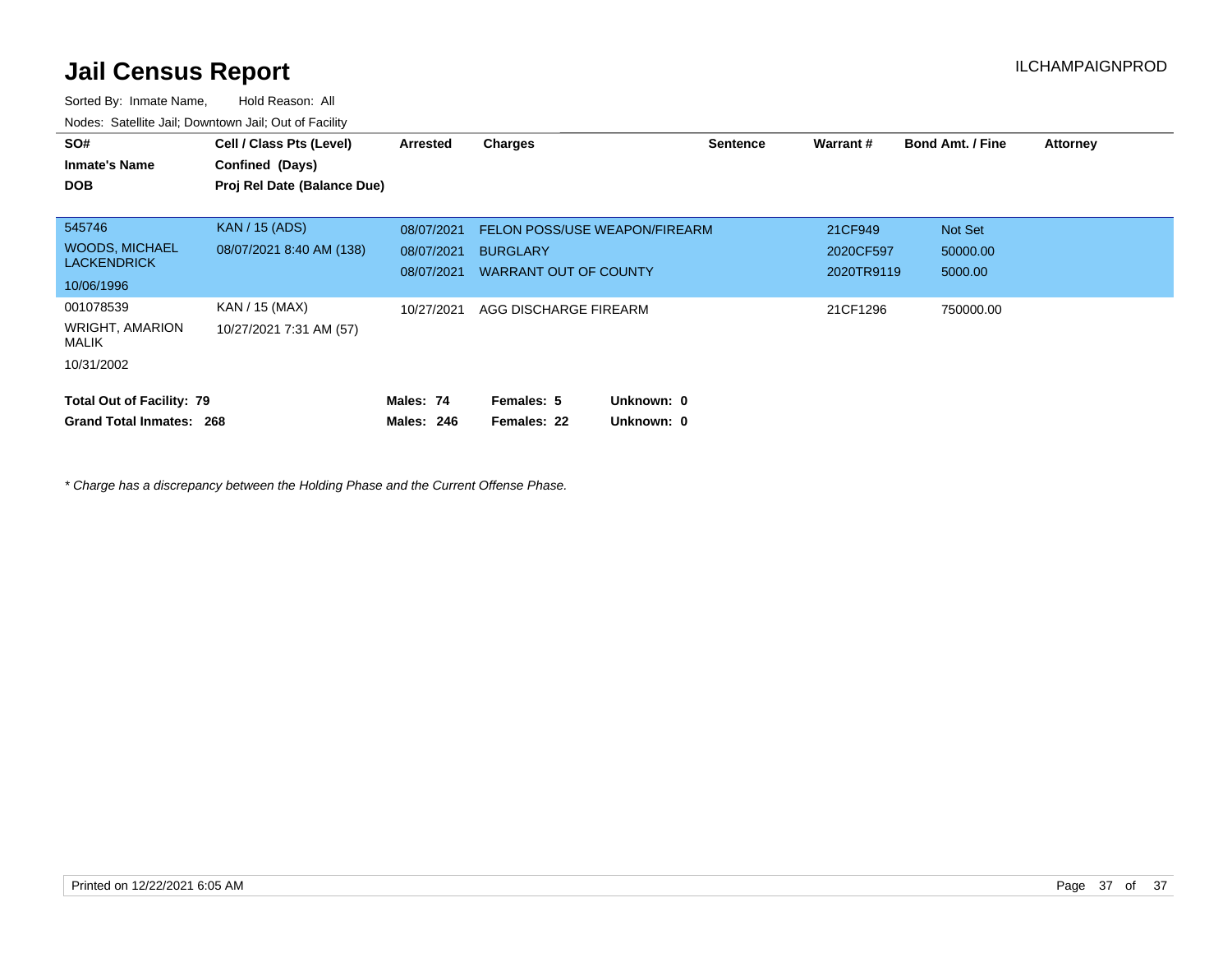# Jail Census Report

ILCHAMPAIGNPROD

Sorted By: Inmate Name, Hold Reason: All

Nodes: Satellite Jail; Downtown Jail; Out of Facility

| SO# / Inmate's Name / DOB | Cell / Class Pts (Level) / Confined (Days) / Proj Rel Date (Balance Due) | Arrested | Charges | Sentence | Warrant # | Bond Amt. / Fine | Attorney |
|---|---|---|---|---|---|---|---|
| 545746 | KAN / 15 (ADS) | 08/07/2021 | FELON POSS/USE WEAPON/FIREARM | | 21CF949 | Not Set | |
| WOODS, MICHAEL LACKENDRICK | 08/07/2021 8:40 AM (138) | 08/07/2021 | BURGLARY | | 2020CF597 | 50000.00 | |
| 10/06/1996 | | 08/07/2021 | WARRANT OUT OF COUNTY | | 2020TR9119 | 5000.00 | |
| 001078539 | KAN / 15 (MAX) | 10/27/2021 | AGG DISCHARGE FIREARM | | 21CF1296 | 750000.00 | |
| WRIGHT, AMARION MALIK | 10/27/2021 7:31 AM (57) | | | | | | |
| 10/31/2002 | | | | | | | |

**Total Out of Facility: 79** **Males: 74** **Females: 5** **Unknown: 0**

**Grand Total Inmates: 268** **Males: 246** **Females: 22** **Unknown: 0**

*\* Charge has a discrepancy between the Holding Phase and the Current Offense Phase.*

Printed on 12/22/2021 6:05 AM